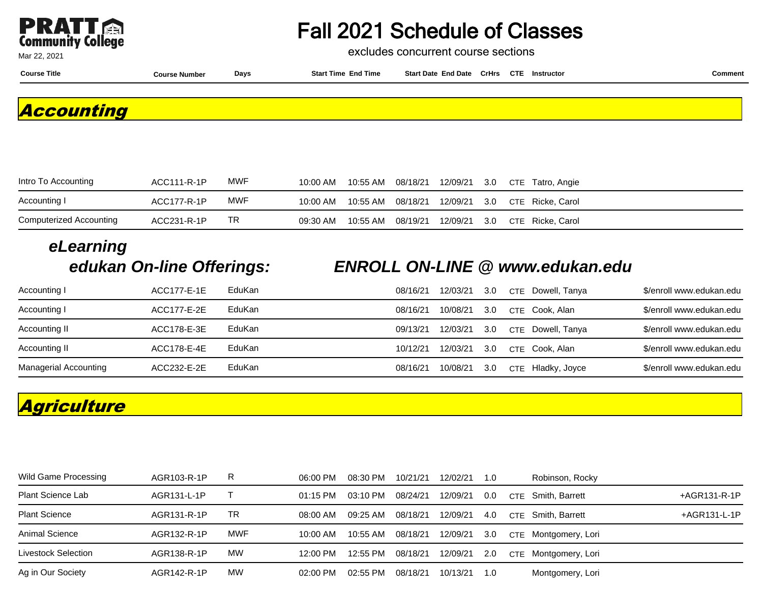PRATT Community College

Mar 22, 2021

# Fall 2021 Schedule of Classes

excludes concurrent course sections

## Accounting

| Course Title | Course Number | Days | Start Time | End Time | Start Date | End Date | CrHrs | CTE | Instructor | Comment |
|---|---|---|---|---|---|---|---|---|---|---|
| Intro To Accounting | ACC111-R-1P | MWF | 10:00 AM | 10:55 AM | 08/18/21 | 12/09/21 | 3.0 | CTE | Tatro, Angie | |
| Accounting I | ACC177-R-1P | MWF | 10:00 AM | 10:55 AM | 08/18/21 | 12/09/21 | 3.0 | CTE | Ricke, Carol | |
| Computerized Accounting | ACC231-R-1P | TR | 09:30 AM | 10:55 AM | 08/19/21 | 12/09/21 | 3.0 | CTE | Ricke, Carol | |

### eLearning

### edukan On-line Offerings: ENROLL ON-LINE @ www.edukan.edu

| Course Title | Course Number | Days | Start Time | End Time | Start Date | End Date | CrHrs | CTE | Instructor | Comment |
|---|---|---|---|---|---|---|---|---|---|---|
| Accounting I | ACC177-E-1E | EduKan | | | 08/16/21 | 12/03/21 | 3.0 | CTE | Dowell, Tanya | $/enroll www.edukan.edu |
| Accounting I | ACC177-E-2E | EduKan | | | 08/16/21 | 10/08/21 | 3.0 | CTE | Cook, Alan | $/enroll www.edukan.edu |
| Accounting II | ACC178-E-3E | EduKan | | | 09/13/21 | 12/03/21 | 3.0 | CTE | Dowell, Tanya | $/enroll www.edukan.edu |
| Accounting II | ACC178-E-4E | EduKan | | | 10/12/21 | 12/03/21 | 3.0 | CTE | Cook, Alan | $/enroll www.edukan.edu |
| Managerial Accounting | ACC232-E-2E | EduKan | | | 08/16/21 | 10/08/21 | 3.0 | CTE | Hladky, Joyce | $/enroll www.edukan.edu |

## Agriculture

| Course Title | Course Number | Days | Start Time | End Time | Start Date | End Date | CrHrs | CTE | Instructor | Comment |
|---|---|---|---|---|---|---|---|---|---|---|
| Wild Game Processing | AGR103-R-1P | R | 06:00 PM | 08:30 PM | 10/21/21 | 12/02/21 | 1.0 | | Robinson, Rocky | |
| Plant Science Lab | AGR131-L-1P | T | 01:15 PM | 03:10 PM | 08/24/21 | 12/09/21 | 0.0 | CTE | Smith, Barrett | +AGR131-R-1P |
| Plant Science | AGR131-R-1P | TR | 08:00 AM | 09:25 AM | 08/18/21 | 12/09/21 | 4.0 | CTE | Smith, Barrett | +AGR131-L-1P |
| Animal Science | AGR132-R-1P | MWF | 10:00 AM | 10:55 AM | 08/18/21 | 12/09/21 | 3.0 | CTE | Montgomery, Lori | |
| Livestock Selection | AGR138-R-1P | MW | 12:00 PM | 12:55 PM | 08/18/21 | 12/09/21 | 2.0 | CTE | Montgomery, Lori | |
| Ag in Our Society | AGR142-R-1P | MW | 02:00 PM | 02:55 PM | 08/18/21 | 10/13/21 | 1.0 | | Montgomery, Lori | |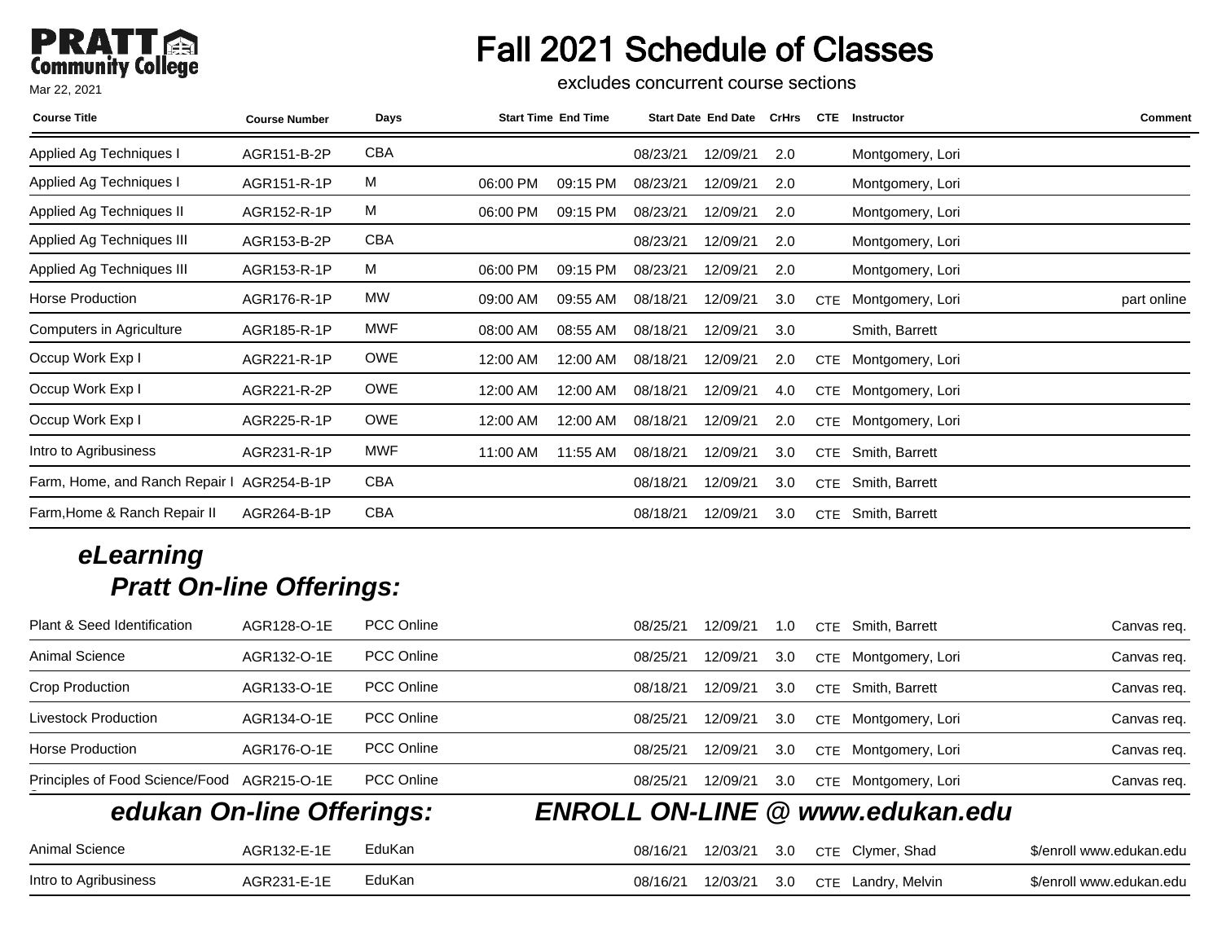# Fall 2021 Schedule of Classes

excludes concurrent course sections

| Course Title | Course Number | Days | Start Time | End Time | Start Date | End Date | CrHrs | CTE | Instructor | Comment |
|---|---|---|---|---|---|---|---|---|---|---|
| Applied Ag Techniques I | AGR151-B-2P | CBA | | | 08/23/21 | 12/09/21 | 2.0 | | Montgomery, Lori | |
| Applied Ag Techniques I | AGR151-R-1P | M | 06:00 PM | 09:15 PM | 08/23/21 | 12/09/21 | 2.0 | | Montgomery, Lori | |
| Applied Ag Techniques II | AGR152-R-1P | M | 06:00 PM | 09:15 PM | 08/23/21 | 12/09/21 | 2.0 | | Montgomery, Lori | |
| Applied Ag Techniques III | AGR153-B-2P | CBA | | | 08/23/21 | 12/09/21 | 2.0 | | Montgomery, Lori | |
| Applied Ag Techniques III | AGR153-R-1P | M | 06:00 PM | 09:15 PM | 08/23/21 | 12/09/21 | 2.0 | | Montgomery, Lori | |
| Horse Production | AGR176-R-1P | MW | 09:00 AM | 09:55 AM | 08/18/21 | 12/09/21 | 3.0 | CTE | Montgomery, Lori | part online |
| Computers in Agriculture | AGR185-R-1P | MWF | 08:00 AM | 08:55 AM | 08/18/21 | 12/09/21 | 3.0 | | Smith, Barrett | |
| Occup Work Exp I | AGR221-R-1P | OWE | 12:00 AM | 12:00 AM | 08/18/21 | 12/09/21 | 2.0 | CTE | Montgomery, Lori | |
| Occup Work Exp I | AGR221-R-2P | OWE | 12:00 AM | 12:00 AM | 08/18/21 | 12/09/21 | 4.0 | CTE | Montgomery, Lori | |
| Occup Work Exp I | AGR225-R-1P | OWE | 12:00 AM | 12:00 AM | 08/18/21 | 12/09/21 | 2.0 | CTE | Montgomery, Lori | |
| Intro to Agribusiness | AGR231-R-1P | MWF | 11:00 AM | 11:55 AM | 08/18/21 | 12/09/21 | 3.0 | CTE | Smith, Barrett | |
| Farm, Home, and Ranch Repair I | AGR254-B-1P | CBA | | | 08/18/21 | 12/09/21 | 3.0 | CTE | Smith, Barrett | |
| Farm,Home & Ranch Repair II | AGR264-B-1P | CBA | | | 08/18/21 | 12/09/21 | 3.0 | CTE | Smith, Barrett | |

## *eLearning*

### *Pratt On-line Offerings:*

| Course Title | Course Number | Days | Start Time | End Time | Start Date | End Date | CrHrs | CTE | Instructor | Comment |
|---|---|---|---|---|---|---|---|---|---|---|
| Plant & Seed Identification | AGR128-O-1E | PCC Online | | | 08/25/21 | 12/09/21 | 1.0 | CTE | Smith, Barrett | Canvas req. |
| Animal Science | AGR132-O-1E | PCC Online | | | 08/25/21 | 12/09/21 | 3.0 | CTE | Montgomery, Lori | Canvas req. |
| Crop Production | AGR133-O-1E | PCC Online | | | 08/18/21 | 12/09/21 | 3.0 | CTE | Smith, Barrett | Canvas req. |
| Livestock Production | AGR134-O-1E | PCC Online | | | 08/25/21 | 12/09/21 | 3.0 | CTE | Montgomery, Lori | Canvas req. |
| Horse Production | AGR176-O-1E | PCC Online | | | 08/25/21 | 12/09/21 | 3.0 | CTE | Montgomery, Lori | Canvas req. |
| Principles of Food Science/Food S | AGR215-O-1E | PCC Online | | | 08/25/21 | 12/09/21 | 3.0 | CTE | Montgomery, Lori | Canvas req. |

### *edukan On-line Offerings:* *ENROLL ON-LINE @ www.edukan.edu*

| Course Title | Course Number | Days | Start Time | End Time | Start Date | End Date | CrHrs | CTE | Instructor | Comment |
|---|---|---|---|---|---|---|---|---|---|---|
| Animal Science | AGR132-E-1E | EduKan | | | 08/16/21 | 12/03/21 | 3.0 | CTE | Clymer, Shad | $/enroll www.edukan.edu |
| Intro to Agribusiness | AGR231-E-1E | EduKan | | | 08/16/21 | 12/03/21 | 3.0 | CTE | Landry, Melvin | $/enroll www.edukan.edu |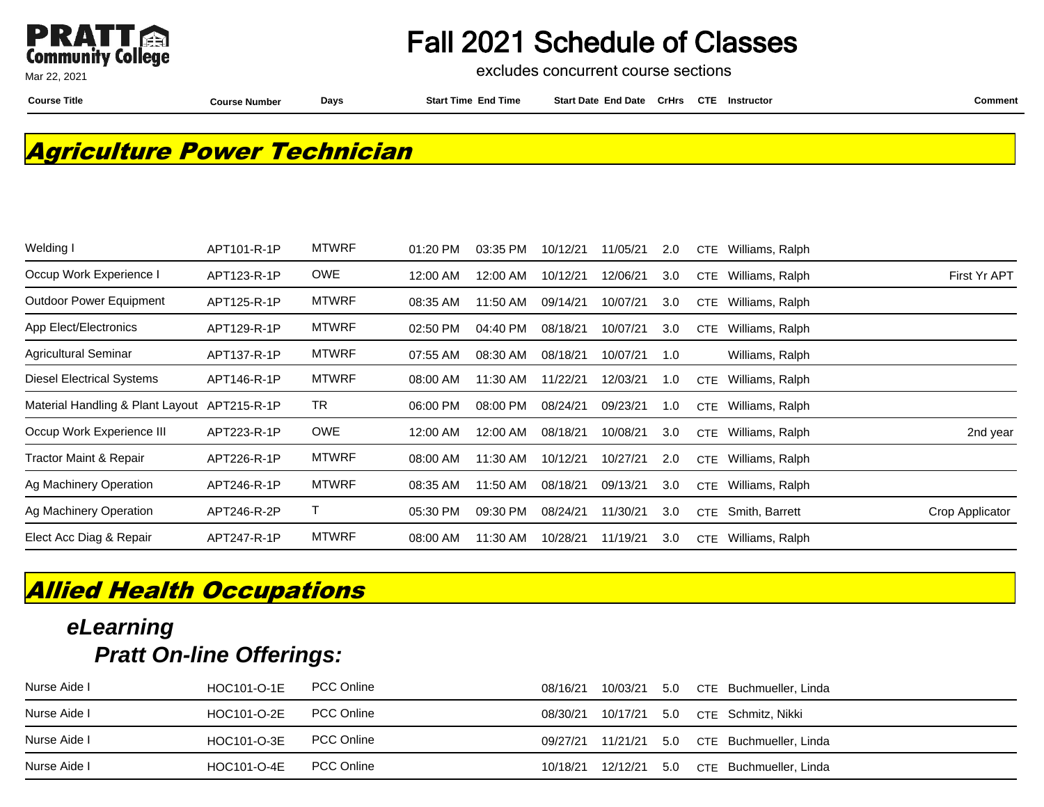# Fall 2021 Schedule of Classes

excludes concurrent course sections

Mar 22, 2021

## Agriculture Power Technician

| Course Title | Course Number | Days | Start Time | End Time | Start Date | End Date | CrHrs | CTE | Instructor | Comment |
|---|---|---|---|---|---|---|---|---|---|---|
| Welding I | APT101-R-1P | MTWRF | 01:20 PM | 03:35 PM | 10/12/21 | 11/05/21 | 2.0 | CTE | Williams, Ralph | |
| Occup Work Experience I | APT123-R-1P | OWE | 12:00 AM | 12:00 AM | 10/12/21 | 12/06/21 | 3.0 | CTE | Williams, Ralph | First Yr APT |
| Outdoor Power Equipment | APT125-R-1P | MTWRF | 08:35 AM | 11:50 AM | 09/14/21 | 10/07/21 | 3.0 | CTE | Williams, Ralph | |
| App Elect/Electronics | APT129-R-1P | MTWRF | 02:50 PM | 04:40 PM | 08/18/21 | 10/07/21 | 3.0 | CTE | Williams, Ralph | |
| Agricultural Seminar | APT137-R-1P | MTWRF | 07:55 AM | 08:30 AM | 08/18/21 | 10/07/21 | 1.0 | | Williams, Ralph | |
| Diesel Electrical Systems | APT146-R-1P | MTWRF | 08:00 AM | 11:30 AM | 11/22/21 | 12/03/21 | 1.0 | CTE | Williams, Ralph | |
| Material Handling & Plant Layout | APT215-R-1P | TR | 06:00 PM | 08:00 PM | 08/24/21 | 09/23/21 | 1.0 | CTE | Williams, Ralph | |
| Occup Work Experience III | APT223-R-1P | OWE | 12:00 AM | 12:00 AM | 08/18/21 | 10/08/21 | 3.0 | CTE | Williams, Ralph | 2nd year |
| Tractor Maint & Repair | APT226-R-1P | MTWRF | 08:00 AM | 11:30 AM | 10/12/21 | 10/27/21 | 2.0 | CTE | Williams, Ralph | |
| Ag Machinery Operation | APT246-R-1P | MTWRF | 08:35 AM | 11:50 AM | 08/18/21 | 09/13/21 | 3.0 | CTE | Williams, Ralph | |
| Ag Machinery Operation | APT246-R-2P | T | 05:30 PM | 09:30 PM | 08/24/21 | 11/30/21 | 3.0 | CTE | Smith, Barrett | Crop Applicator |
| Elect Acc Diag & Repair | APT247-R-1P | MTWRF | 08:00 AM | 11:30 AM | 10/28/21 | 11/19/21 | 3.0 | CTE | Williams, Ralph | |

## Allied Health Occupations

### *eLearning*

#### *Pratt On-line Offerings:*

| Course Title | Course Number | Days | Start Time | End Time | Start Date | End Date | CrHrs | CTE | Instructor | Comment |
|---|---|---|---|---|---|---|---|---|---|---|
| Nurse Aide I | HOC101-O-1E | PCC Online | | | 08/16/21 | 10/03/21 | 5.0 | CTE | Buchmueller, Linda | |
| Nurse Aide I | HOC101-O-2E | PCC Online | | | 08/30/21 | 10/17/21 | 5.0 | CTE | Schmitz, Nikki | |
| Nurse Aide I | HOC101-O-3E | PCC Online | | | 09/27/21 | 11/21/21 | 5.0 | CTE | Buchmueller, Linda | |
| Nurse Aide I | HOC101-O-4E | PCC Online | | | 10/18/21 | 12/12/21 | 5.0 | CTE | Buchmueller, Linda | |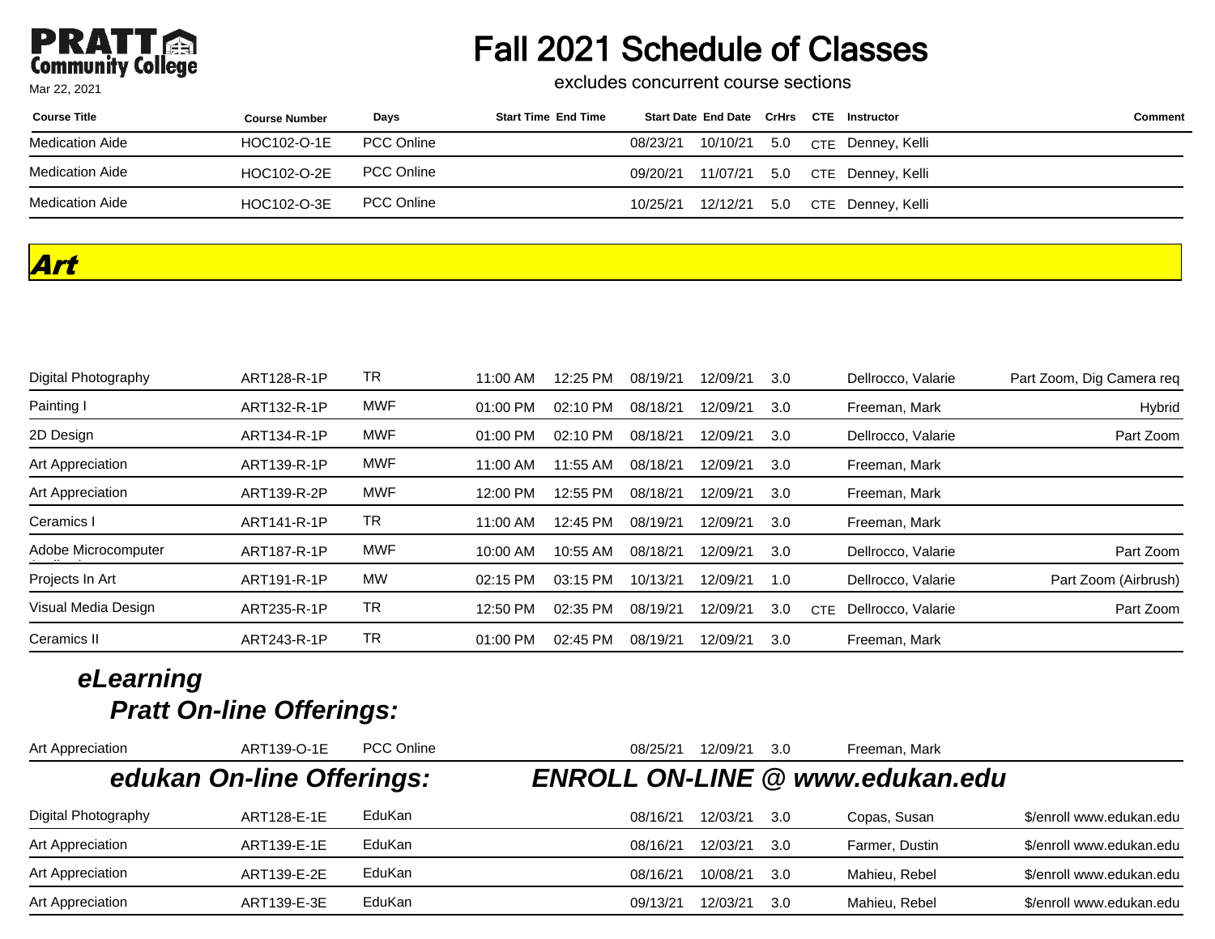# Fall 2021 Schedule of Classes

excludes concurrent course sections

| Course Title | Course Number | Days | Start Time | End Time | Start Date | End Date | CrHrs | CTE | Instructor | Comment |
|---|---|---|---|---|---|---|---|---|---|---|
| Medication Aide | HOC102-O-1E | PCC Online | | | 08/23/21 | 10/10/21 | 5.0 | CTE | Denney, Kelli | |
| Medication Aide | HOC102-O-2E | PCC Online | | | 09/20/21 | 11/07/21 | 5.0 | CTE | Denney, Kelli | |
| Medication Aide | HOC102-O-3E | PCC Online | | | 10/25/21 | 12/12/21 | 5.0 | CTE | Denney, Kelli | |

## ***Art***

| Course Title | Course Number | Days | Start Time | End Time | Start Date | End Date | CrHrs | CTE | Instructor | Comment |
|---|---|---|---|---|---|---|---|---|---|---|
| Digital Photography | ART128-R-1P | TR | 11:00 AM | 12:25 PM | 08/19/21 | 12/09/21 | 3.0 | | Dellrocco, Valarie | Part Zoom, Dig Camera req |
| Painting I | ART132-R-1P | MWF | 01:00 PM | 02:10 PM | 08/18/21 | 12/09/21 | 3.0 | | Freeman, Mark | Hybrid |
| 2D Design | ART134-R-1P | MWF | 01:00 PM | 02:10 PM | 08/18/21 | 12/09/21 | 3.0 | | Dellrocco, Valarie | Part Zoom |
| Art Appreciation | ART139-R-1P | MWF | 11:00 AM | 11:55 AM | 08/18/21 | 12/09/21 | 3.0 | | Freeman, Mark | |
| Art Appreciation | ART139-R-2P | MWF | 12:00 PM | 12:55 PM | 08/18/21 | 12/09/21 | 3.0 | | Freeman, Mark | |
| Ceramics I | ART141-R-1P | TR | 11:00 AM | 12:45 PM | 08/19/21 | 12/09/21 | 3.0 | | Freeman, Mark | |
| Adobe Microcomputer Applications | ART187-R-1P | MWF | 10:00 AM | 10:55 AM | 08/18/21 | 12/09/21 | 3.0 | | Dellrocco, Valarie | Part Zoom |
| Projects In Art | ART191-R-1P | MW | 02:15 PM | 03:15 PM | 10/13/21 | 12/09/21 | 1.0 | | Dellrocco, Valarie | Part Zoom (Airbrush) |
| Visual Media Design | ART235-R-1P | TR | 12:50 PM | 02:35 PM | 08/19/21 | 12/09/21 | 3.0 | CTE | Dellrocco, Valarie | Part Zoom |
| Ceramics II | ART243-R-1P | TR | 01:00 PM | 02:45 PM | 08/19/21 | 12/09/21 | 3.0 | | Freeman, Mark | |

### *eLearning*

### *Pratt On-line Offerings:*

| Course Title | Course Number | Days | Start Time | End Time | Start Date | End Date | CrHrs | CTE | Instructor | Comment |
|---|---|---|---|---|---|---|---|---|---|---|
| Art Appreciation | ART139-O-1E | PCC Online | | | 08/25/21 | 12/09/21 | 3.0 | | Freeman, Mark | |

### *edukan On-line Offerings:* *ENROLL ON-LINE @ www.edukan.edu*

| Course Title | Course Number | Days | Start Time | End Time | Start Date | End Date | CrHrs | CTE | Instructor | Comment |
|---|---|---|---|---|---|---|---|---|---|---|
| Digital Photography | ART128-E-1E | EduKan | | | 08/16/21 | 12/03/21 | 3.0 | | Copas, Susan | $/enroll www.edukan.edu |
| Art Appreciation | ART139-E-1E | EduKan | | | 08/16/21 | 12/03/21 | 3.0 | | Farmer, Dustin | $/enroll www.edukan.edu |
| Art Appreciation | ART139-E-2E | EduKan | | | 08/16/21 | 10/08/21 | 3.0 | | Mahieu, Rebel | $/enroll www.edukan.edu |
| Art Appreciation | ART139-E-3E | EduKan | | | 09/13/21 | 12/03/21 | 3.0 | | Mahieu, Rebel | $/enroll www.edukan.edu |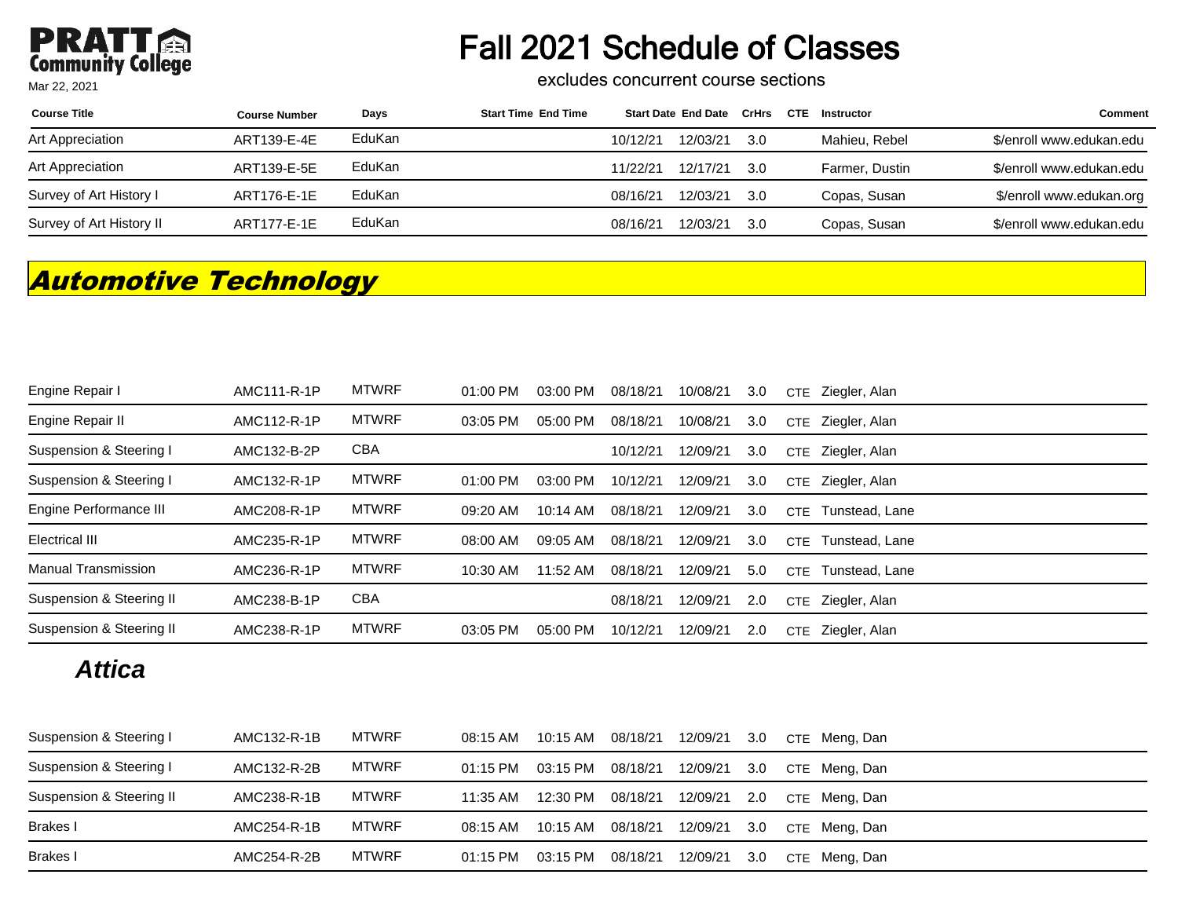# Fall 2021 Schedule of Classes

excludes concurrent course sections

| Course Title | Course Number | Days | Start Time | End Time | Start Date | End Date | CrHrs | CTE | Instructor | Comment |
|---|---|---|---|---|---|---|---|---|---|---|
| Art Appreciation | ART139-E-4E | EduKan | | | 10/12/21 | 12/03/21 | 3.0 | | Mahieu, Rebel | $/enroll www.edukan.edu |
| Art Appreciation | ART139-E-5E | EduKan | | | 11/22/21 | 12/17/21 | 3.0 | | Farmer, Dustin | $/enroll www.edukan.edu |
| Survey of Art History I | ART176-E-1E | EduKan | | | 08/16/21 | 12/03/21 | 3.0 | | Copas, Susan | $/enroll www.edukan.org |
| Survey of Art History II | ART177-E-1E | EduKan | | | 08/16/21 | 12/03/21 | 3.0 | | Copas, Susan | $/enroll www.edukan.edu |

## Automotive Technology

| Course Title | Course Number | Days | Start Time | End Time | Start Date | End Date | CrHrs | CTE | Instructor | Comment |
|---|---|---|---|---|---|---|---|---|---|---|
| Engine Repair I | AMC111-R-1P | MTWRF | 01:00 PM | 03:00 PM | 08/18/21 | 10/08/21 | 3.0 | CTE | Ziegler, Alan | |
| Engine Repair II | AMC112-R-1P | MTWRF | 03:05 PM | 05:00 PM | 08/18/21 | 10/08/21 | 3.0 | CTE | Ziegler, Alan | |
| Suspension & Steering I | AMC132-B-2P | CBA | | | 10/12/21 | 12/09/21 | 3.0 | CTE | Ziegler, Alan | |
| Suspension & Steering I | AMC132-R-1P | MTWRF | 01:00 PM | 03:00 PM | 10/12/21 | 12/09/21 | 3.0 | CTE | Ziegler, Alan | |
| Engine Performance III | AMC208-R-1P | MTWRF | 09:20 AM | 10:14 AM | 08/18/21 | 12/09/21 | 3.0 | CTE | Tunstead, Lane | |
| Electrical III | AMC235-R-1P | MTWRF | 08:00 AM | 09:05 AM | 08/18/21 | 12/09/21 | 3.0 | CTE | Tunstead, Lane | |
| Manual Transmission | AMC236-R-1P | MTWRF | 10:30 AM | 11:52 AM | 08/18/21 | 12/09/21 | 5.0 | CTE | Tunstead, Lane | |
| Suspension & Steering II | AMC238-B-1P | CBA | | | 08/18/21 | 12/09/21 | 2.0 | CTE | Ziegler, Alan | |
| Suspension & Steering II | AMC238-R-1P | MTWRF | 03:05 PM | 05:00 PM | 10/12/21 | 12/09/21 | 2.0 | CTE | Ziegler, Alan | |

### *Attica*

| Course Title | Course Number | Days | Start Time | End Time | Start Date | End Date | CrHrs | CTE | Instructor | Comment |
|---|---|---|---|---|---|---|---|---|---|---|
| Suspension & Steering I | AMC132-R-1B | MTWRF | 08:15 AM | 10:15 AM | 08/18/21 | 12/09/21 | 3.0 | CTE | Meng, Dan | |
| Suspension & Steering I | AMC132-R-2B | MTWRF | 01:15 PM | 03:15 PM | 08/18/21 | 12/09/21 | 3.0 | CTE | Meng, Dan | |
| Suspension & Steering II | AMC238-R-1B | MTWRF | 11:35 AM | 12:30 PM | 08/18/21 | 12/09/21 | 2.0 | CTE | Meng, Dan | |
| Brakes I | AMC254-R-1B | MTWRF | 08:15 AM | 10:15 AM | 08/18/21 | 12/09/21 | 3.0 | CTE | Meng, Dan | |
| Brakes I | AMC254-R-2B | MTWRF | 01:15 PM | 03:15 PM | 08/18/21 | 12/09/21 | 3.0 | CTE | Meng, Dan | |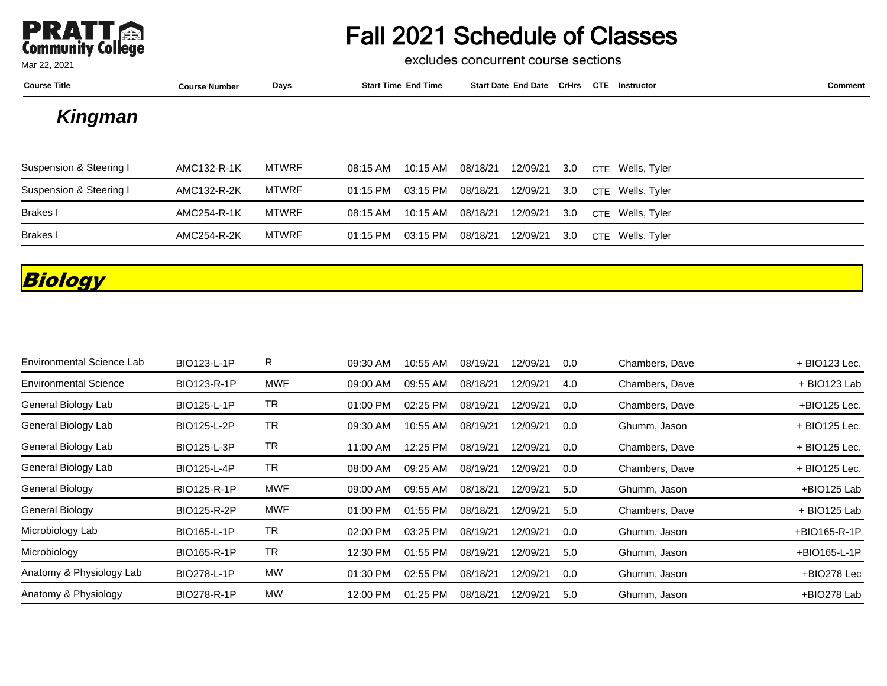# Fall 2021 Schedule of Classes

excludes concurrent course sections

Mar 22, 2021

## Kingman

| Course Title | Course Number | Days | Start Time | End Time | Start Date | End Date | CrHrs | CTE | Instructor | Comment |
|---|---|---|---|---|---|---|---|---|---|---|
| Suspension & Steering I | AMC132-R-1K | MTWRF | 08:15 AM | 10:15 AM | 08/18/21 | 12/09/21 | 3.0 | CTE | Wells, Tyler | |
| Suspension & Steering I | AMC132-R-2K | MTWRF | 01:15 PM | 03:15 PM | 08/18/21 | 12/09/21 | 3.0 | CTE | Wells, Tyler | |
| Brakes I | AMC254-R-1K | MTWRF | 08:15 AM | 10:15 AM | 08/18/21 | 12/09/21 | 3.0 | CTE | Wells, Tyler | |
| Brakes I | AMC254-R-2K | MTWRF | 01:15 PM | 03:15 PM | 08/18/21 | 12/09/21 | 3.0 | CTE | Wells, Tyler | |

## Biology

| Course Title | Course Number | Days | Start Time | End Time | Start Date | End Date | CrHrs | CTE | Instructor | Comment |
|---|---|---|---|---|---|---|---|---|---|---|
| Environmental Science Lab | BIO123-L-1P | R | 09:30 AM | 10:55 AM | 08/19/21 | 12/09/21 | 0.0 | | Chambers, Dave | + BIO123 Lec. |
| Environmental Science | BIO123-R-1P | MWF | 09:00 AM | 09:55 AM | 08/18/21 | 12/09/21 | 4.0 | | Chambers, Dave | + BIO123 Lab |
| General Biology Lab | BIO125-L-1P | TR | 01:00 PM | 02:25 PM | 08/19/21 | 12/09/21 | 0.0 | | Chambers, Dave | +BIO125 Lec. |
| General Biology Lab | BIO125-L-2P | TR | 09:30 AM | 10:55 AM | 08/19/21 | 12/09/21 | 0.0 | | Ghumm, Jason | + BIO125 Lec. |
| General Biology Lab | BIO125-L-3P | TR | 11:00 AM | 12:25 PM | 08/19/21 | 12/09/21 | 0.0 | | Chambers, Dave | + BIO125 Lec. |
| General Biology Lab | BIO125-L-4P | TR | 08:00 AM | 09:25 AM | 08/19/21 | 12/09/21 | 0.0 | | Chambers, Dave | + BIO125 Lec. |
| General Biology | BIO125-R-1P | MWF | 09:00 AM | 09:55 AM | 08/18/21 | 12/09/21 | 5.0 | | Ghumm, Jason | +BIO125 Lab |
| General Biology | BIO125-R-2P | MWF | 01:00 PM | 01:55 PM | 08/18/21 | 12/09/21 | 5.0 | | Chambers, Dave | + BIO125 Lab |
| Microbiology Lab | BIO165-L-1P | TR | 02:00 PM | 03:25 PM | 08/19/21 | 12/09/21 | 0.0 | | Ghumm, Jason | +BIO165-R-1P |
| Microbiology | BIO165-R-1P | TR | 12:30 PM | 01:55 PM | 08/19/21 | 12/09/21 | 5.0 | | Ghumm, Jason | +BIO165-L-1P |
| Anatomy & Physiology Lab | BIO278-L-1P | MW | 01:30 PM | 02:55 PM | 08/18/21 | 12/09/21 | 0.0 | | Ghumm, Jason | +BIO278 Lec |
| Anatomy & Physiology | BIO278-R-1P | MW | 12:00 PM | 01:25 PM | 08/18/21 | 12/09/21 | 5.0 | | Ghumm, Jason | +BIO278 Lab |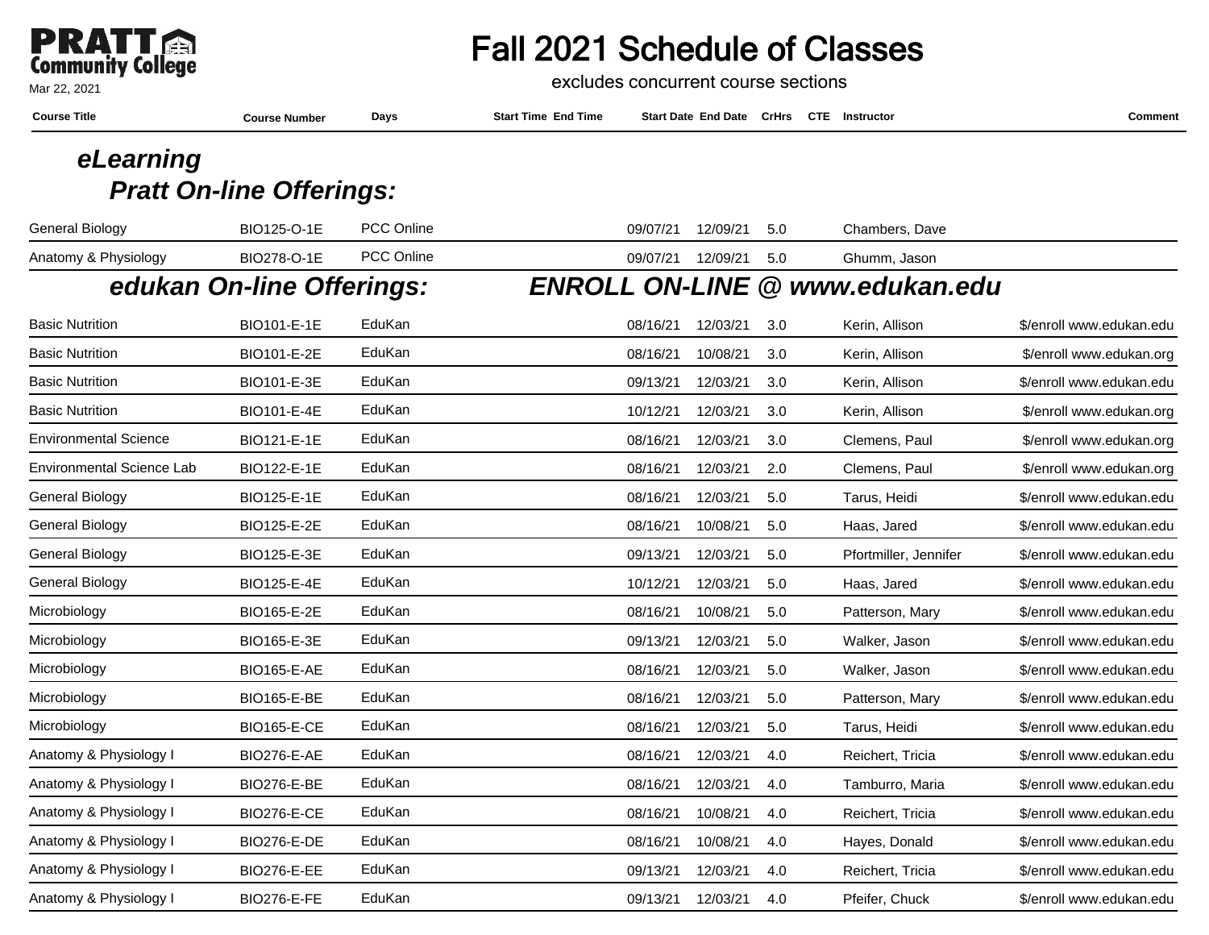# Fall 2021 Schedule of Classes

excludes concurrent course sections

Mar 22, 2021

## *eLearning*

### *Pratt On-line Offerings:*

| Course Title | Course Number | Days | Start Time | End Time | Start Date | End Date | CrHrs | CTE | Instructor | Comment |
|---|---|---|---|---|---|---|---|---|---|---|
| General Biology | BIO125-O-1E | PCC Online | | | 09/07/21 | 12/09/21 | 5.0 | | Chambers, Dave | |
| Anatomy & Physiology | BIO278-O-1E | PCC Online | | | 09/07/21 | 12/09/21 | 5.0 | | Ghumm, Jason | |

### *edukan On-line Offerings:* *ENROLL ON-LINE @ www.edukan.edu*

| Course Title | Course Number | Days | Start Time | End Time | Start Date | End Date | CrHrs | CTE | Instructor | Comment |
|---|---|---|---|---|---|---|---|---|---|---|
| Basic Nutrition | BIO101-E-1E | EduKan | | | 08/16/21 | 12/03/21 | 3.0 | | Kerin, Allison | $/enroll www.edukan.edu |
| Basic Nutrition | BIO101-E-2E | EduKan | | | 08/16/21 | 10/08/21 | 3.0 | | Kerin, Allison | $/enroll www.edukan.org |
| Basic Nutrition | BIO101-E-3E | EduKan | | | 09/13/21 | 12/03/21 | 3.0 | | Kerin, Allison | $/enroll www.edukan.edu |
| Basic Nutrition | BIO101-E-4E | EduKan | | | 10/12/21 | 12/03/21 | 3.0 | | Kerin, Allison | $/enroll www.edukan.org |
| Environmental Science | BIO121-E-1E | EduKan | | | 08/16/21 | 12/03/21 | 3.0 | | Clemens, Paul | $/enroll www.edukan.org |
| Environmental Science Lab | BIO122-E-1E | EduKan | | | 08/16/21 | 12/03/21 | 2.0 | | Clemens, Paul | $/enroll www.edukan.org |
| General Biology | BIO125-E-1E | EduKan | | | 08/16/21 | 12/03/21 | 5.0 | | Tarus, Heidi | $/enroll www.edukan.edu |
| General Biology | BIO125-E-2E | EduKan | | | 08/16/21 | 10/08/21 | 5.0 | | Haas, Jared | $/enroll www.edukan.edu |
| General Biology | BIO125-E-3E | EduKan | | | 09/13/21 | 12/03/21 | 5.0 | | Pfortmiller, Jennifer | $/enroll www.edukan.edu |
| General Biology | BIO125-E-4E | EduKan | | | 10/12/21 | 12/03/21 | 5.0 | | Haas, Jared | $/enroll www.edukan.edu |
| Microbiology | BIO165-E-2E | EduKan | | | 08/16/21 | 10/08/21 | 5.0 | | Patterson, Mary | $/enroll www.edukan.edu |
| Microbiology | BIO165-E-3E | EduKan | | | 09/13/21 | 12/03/21 | 5.0 | | Walker, Jason | $/enroll www.edukan.edu |
| Microbiology | BIO165-E-AE | EduKan | | | 08/16/21 | 12/03/21 | 5.0 | | Walker, Jason | $/enroll www.edukan.edu |
| Microbiology | BIO165-E-BE | EduKan | | | 08/16/21 | 12/03/21 | 5.0 | | Patterson, Mary | $/enroll www.edukan.edu |
| Microbiology | BIO165-E-CE | EduKan | | | 08/16/21 | 12/03/21 | 5.0 | | Tarus, Heidi | $/enroll www.edukan.edu |
| Anatomy & Physiology I | BIO276-E-AE | EduKan | | | 08/16/21 | 12/03/21 | 4.0 | | Reichert, Tricia | $/enroll www.edukan.edu |
| Anatomy & Physiology I | BIO276-E-BE | EduKan | | | 08/16/21 | 12/03/21 | 4.0 | | Tamburro, Maria | $/enroll www.edukan.edu |
| Anatomy & Physiology I | BIO276-E-CE | EduKan | | | 08/16/21 | 10/08/21 | 4.0 | | Reichert, Tricia | $/enroll www.edukan.edu |
| Anatomy & Physiology I | BIO276-E-DE | EduKan | | | 08/16/21 | 10/08/21 | 4.0 | | Hayes, Donald | $/enroll www.edukan.edu |
| Anatomy & Physiology I | BIO276-E-EE | EduKan | | | 09/13/21 | 12/03/21 | 4.0 | | Reichert, Tricia | $/enroll www.edukan.edu |
| Anatomy & Physiology I | BIO276-E-FE | EduKan | | | 09/13/21 | 12/03/21 | 4.0 | | Pfeifer, Chuck | $/enroll www.edukan.edu |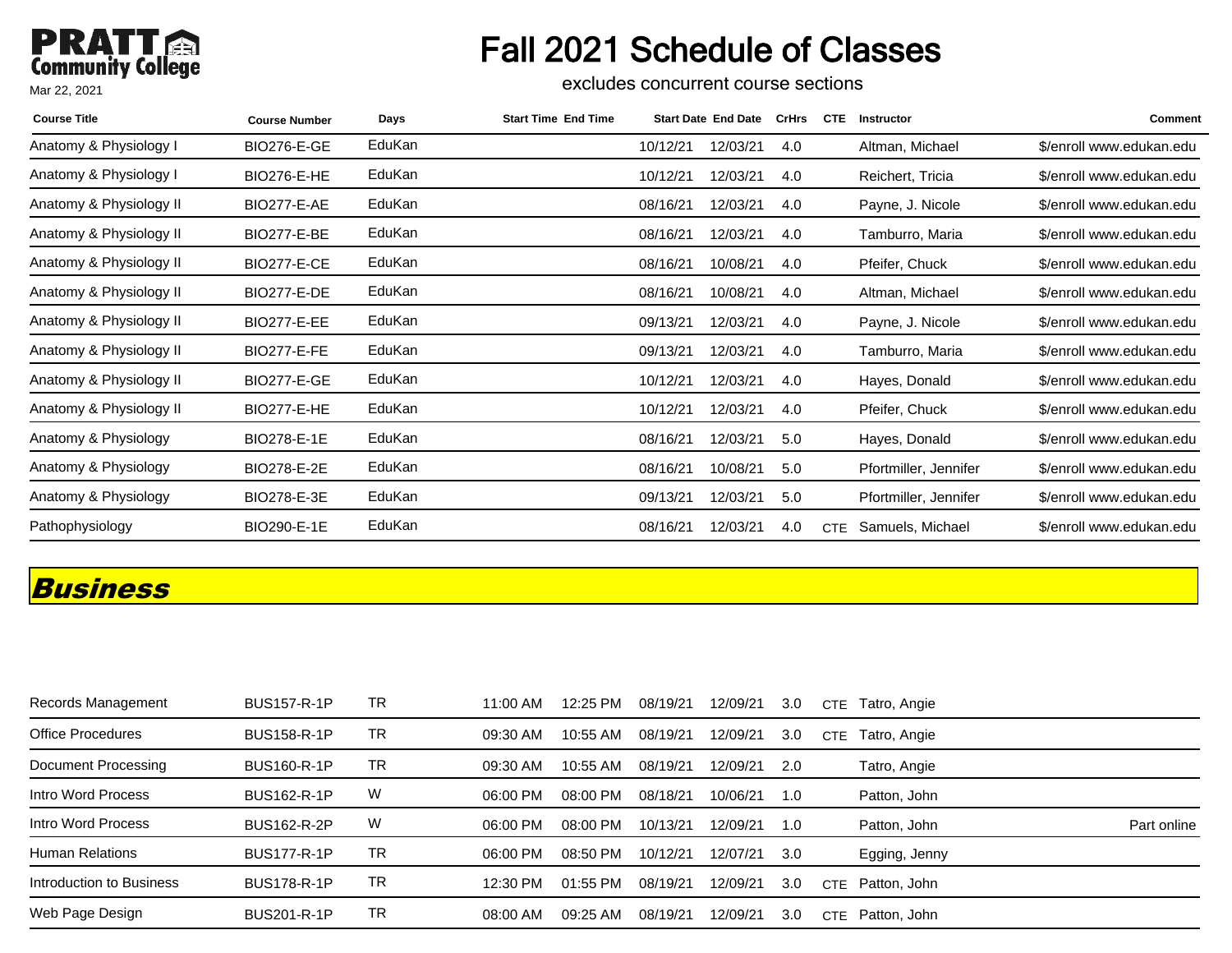# Fall 2021 Schedule of Classes

excludes concurrent course sections

Mar 22, 2021

| Course Title | Course Number | Days | Start Time | End Time | Start Date | End Date | CrHrs | CTE | Instructor | Comment |
|---|---|---|---|---|---|---|---|---|---|---|
| Anatomy & Physiology I | BIO276-E-GE | EduKan | | | 10/12/21 | 12/03/21 | 4.0 | | Altman, Michael | $/enroll www.edukan.edu |
| Anatomy & Physiology I | BIO276-E-HE | EduKan | | | 10/12/21 | 12/03/21 | 4.0 | | Reichert, Tricia | $/enroll www.edukan.edu |
| Anatomy & Physiology II | BIO277-E-AE | EduKan | | | 08/16/21 | 12/03/21 | 4.0 | | Payne, J. Nicole | $/enroll www.edukan.edu |
| Anatomy & Physiology II | BIO277-E-BE | EduKan | | | 08/16/21 | 12/03/21 | 4.0 | | Tamburro, Maria | $/enroll www.edukan.edu |
| Anatomy & Physiology II | BIO277-E-CE | EduKan | | | 08/16/21 | 10/08/21 | 4.0 | | Pfeifer, Chuck | $/enroll www.edukan.edu |
| Anatomy & Physiology II | BIO277-E-DE | EduKan | | | 08/16/21 | 10/08/21 | 4.0 | | Altman, Michael | $/enroll www.edukan.edu |
| Anatomy & Physiology II | BIO277-E-EE | EduKan | | | 09/13/21 | 12/03/21 | 4.0 | | Payne, J. Nicole | $/enroll www.edukan.edu |
| Anatomy & Physiology II | BIO277-E-FE | EduKan | | | 09/13/21 | 12/03/21 | 4.0 | | Tamburro, Maria | $/enroll www.edukan.edu |
| Anatomy & Physiology II | BIO277-E-GE | EduKan | | | 10/12/21 | 12/03/21 | 4.0 | | Hayes, Donald | $/enroll www.edukan.edu |
| Anatomy & Physiology II | BIO277-E-HE | EduKan | | | 10/12/21 | 12/03/21 | 4.0 | | Pfeifer, Chuck | $/enroll www.edukan.edu |
| Anatomy & Physiology | BIO278-E-1E | EduKan | | | 08/16/21 | 12/03/21 | 5.0 | | Hayes, Donald | $/enroll www.edukan.edu |
| Anatomy & Physiology | BIO278-E-2E | EduKan | | | 08/16/21 | 10/08/21 | 5.0 | | Pfortmiller, Jennifer | $/enroll www.edukan.edu |
| Anatomy & Physiology | BIO278-E-3E | EduKan | | | 09/13/21 | 12/03/21 | 5.0 | | Pfortmiller, Jennifer | $/enroll www.edukan.edu |
| Pathophysiology | BIO290-E-1E | EduKan | | | 08/16/21 | 12/03/21 | 4.0 | CTE | Samuels, Michael | $/enroll www.edukan.edu |

## *Business*

| Course Title | Course Number | Days | Start Time | End Time | Start Date | End Date | CrHrs | CTE | Instructor | Comment |
|---|---|---|---|---|---|---|---|---|---|---|
| Records Management | BUS157-R-1P | TR | 11:00 AM | 12:25 PM | 08/19/21 | 12/09/21 | 3.0 | CTE | Tatro, Angie | |
| Office Procedures | BUS158-R-1P | TR | 09:30 AM | 10:55 AM | 08/19/21 | 12/09/21 | 3.0 | CTE | Tatro, Angie | |
| Document Processing | BUS160-R-1P | TR | 09:30 AM | 10:55 AM | 08/19/21 | 12/09/21 | 2.0 | | Tatro, Angie | |
| Intro Word Process | BUS162-R-1P | W | 06:00 PM | 08:00 PM | 08/18/21 | 10/06/21 | 1.0 | | Patton, John | |
| Intro Word Process | BUS162-R-2P | W | 06:00 PM | 08:00 PM | 10/13/21 | 12/09/21 | 1.0 | | Patton, John | Part online |
| Human Relations | BUS177-R-1P | TR | 06:00 PM | 08:50 PM | 10/12/21 | 12/07/21 | 3.0 | | Egging, Jenny | |
| Introduction to Business | BUS178-R-1P | TR | 12:30 PM | 01:55 PM | 08/19/21 | 12/09/21 | 3.0 | CTE | Patton, John | |
| Web Page Design | BUS201-R-1P | TR | 08:00 AM | 09:25 AM | 08/19/21 | 12/09/21 | 3.0 | CTE | Patton, John | |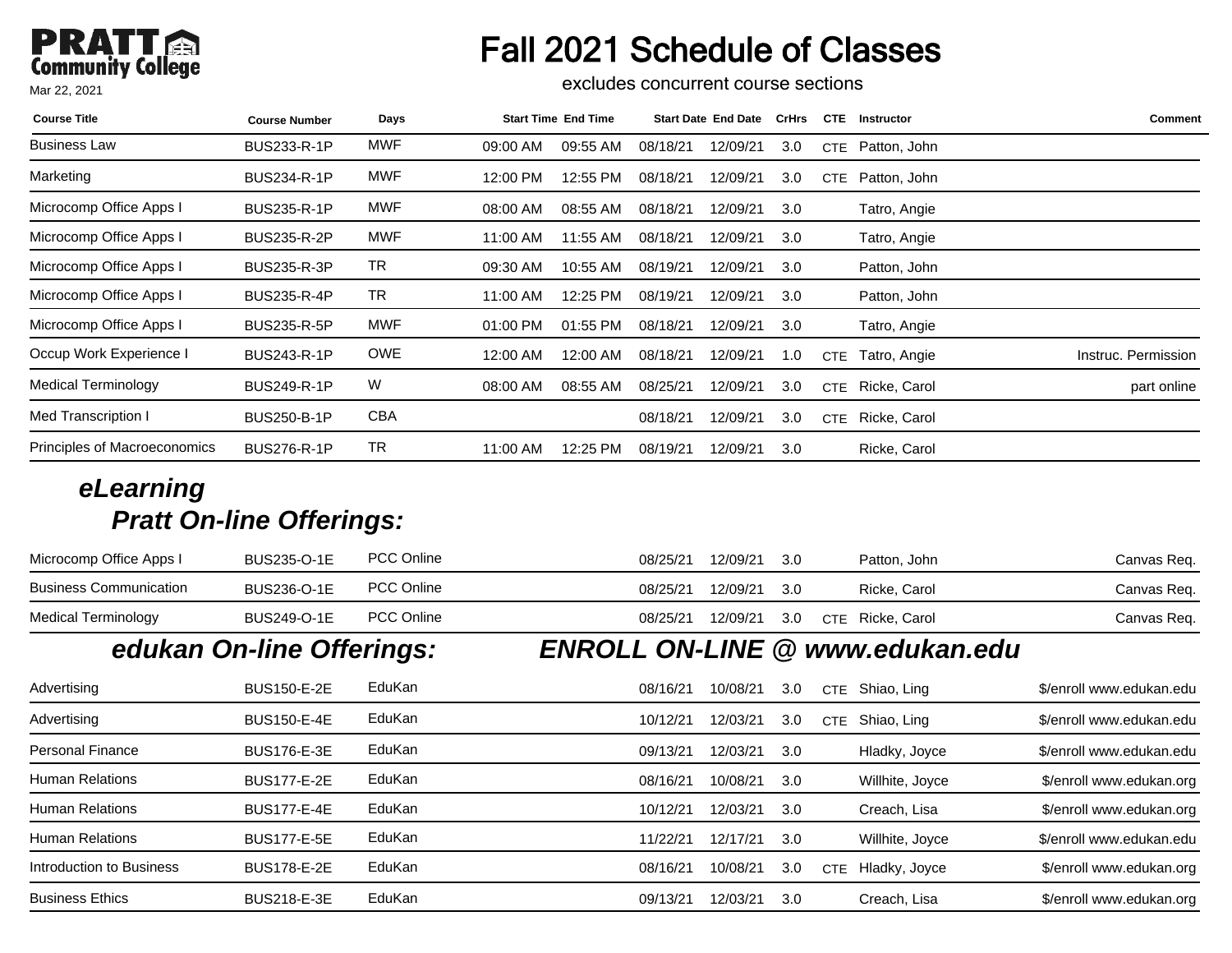# Fall 2021 Schedule of Classes

PRATT Community College

Mar 22, 2021

excludes concurrent course sections

| Course Title | Course Number | Days | Start Time | End Time | Start Date | End Date | CrHrs | CTE | Instructor | Comment |
|---|---|---|---|---|---|---|---|---|---|---|
| Business Law | BUS233-R-1P | MWF | 09:00 AM | 09:55 AM | 08/18/21 | 12/09/21 | 3.0 | CTE | Patton, John | |
| Marketing | BUS234-R-1P | MWF | 12:00 PM | 12:55 PM | 08/18/21 | 12/09/21 | 3.0 | CTE | Patton, John | |
| Microcomp Office Apps I | BUS235-R-1P | MWF | 08:00 AM | 08:55 AM | 08/18/21 | 12/09/21 | 3.0 | | Tatro, Angie | |
| Microcomp Office Apps I | BUS235-R-2P | MWF | 11:00 AM | 11:55 AM | 08/18/21 | 12/09/21 | 3.0 | | Tatro, Angie | |
| Microcomp Office Apps I | BUS235-R-3P | TR | 09:30 AM | 10:55 AM | 08/19/21 | 12/09/21 | 3.0 | | Patton, John | |
| Microcomp Office Apps I | BUS235-R-4P | TR | 11:00 AM | 12:25 PM | 08/19/21 | 12/09/21 | 3.0 | | Patton, John | |
| Microcomp Office Apps I | BUS235-R-5P | MWF | 01:00 PM | 01:55 PM | 08/18/21 | 12/09/21 | 3.0 | | Tatro, Angie | |
| Occup Work Experience I | BUS243-R-1P | OWE | 12:00 AM | 12:00 AM | 08/18/21 | 12/09/21 | 1.0 | CTE | Tatro, Angie | Instruc. Permission |
| Medical Terminology | BUS249-R-1P | W | 08:00 AM | 08:55 AM | 08/25/21 | 12/09/21 | 3.0 | CTE | Ricke, Carol | part online |
| Med Transcription I | BUS250-B-1P | CBA | | | 08/18/21 | 12/09/21 | 3.0 | CTE | Ricke, Carol | |
| Principles of Macroeconomics | BUS276-R-1P | TR | 11:00 AM | 12:25 PM | 08/19/21 | 12/09/21 | 3.0 | | Ricke, Carol | |

## *eLearning*

### *Pratt On-line Offerings:*

| Course Title | Course Number | Days | Start Time | End Time | Start Date | End Date | CrHrs | CTE | Instructor | Comment |
|---|---|---|---|---|---|---|---|---|---|---|
| Microcomp Office Apps I | BUS235-O-1E | PCC Online | | | 08/25/21 | 12/09/21 | 3.0 | | Patton, John | Canvas Req. |
| Business Communication | BUS236-O-1E | PCC Online | | | 08/25/21 | 12/09/21 | 3.0 | | Ricke, Carol | Canvas Req. |
| Medical Terminology | BUS249-O-1E | PCC Online | | | 08/25/21 | 12/09/21 | 3.0 | CTE | Ricke, Carol | Canvas Req. |

### *edukan On-line Offerings:* *ENROLL ON-LINE @ www.edukan.edu*

| Course Title | Course Number | Days | Start Time | End Time | Start Date | End Date | CrHrs | CTE | Instructor | Comment |
|---|---|---|---|---|---|---|---|---|---|---|
| Advertising | BUS150-E-2E | EduKan | | | 08/16/21 | 10/08/21 | 3.0 | CTE | Shiao, Ling | $/enroll www.edukan.edu |
| Advertising | BUS150-E-4E | EduKan | | | 10/12/21 | 12/03/21 | 3.0 | CTE | Shiao, Ling | $/enroll www.edukan.edu |
| Personal Finance | BUS176-E-3E | EduKan | | | 09/13/21 | 12/03/21 | 3.0 | | Hladky, Joyce | $/enroll www.edukan.edu |
| Human Relations | BUS177-E-2E | EduKan | | | 08/16/21 | 10/08/21 | 3.0 | | Willhite, Joyce | $/enroll www.edukan.org |
| Human Relations | BUS177-E-4E | EduKan | | | 10/12/21 | 12/03/21 | 3.0 | | Creach, Lisa | $/enroll www.edukan.org |
| Human Relations | BUS177-E-5E | EduKan | | | 11/22/21 | 12/17/21 | 3.0 | | Willhite, Joyce | $/enroll www.edukan.edu |
| Introduction to Business | BUS178-E-2E | EduKan | | | 08/16/21 | 10/08/21 | 3.0 | CTE | Hladky, Joyce | $/enroll www.edukan.org |
| Business Ethics | BUS218-E-3E | EduKan | | | 09/13/21 | 12/03/21 | 3.0 | | Creach, Lisa | $/enroll www.edukan.org |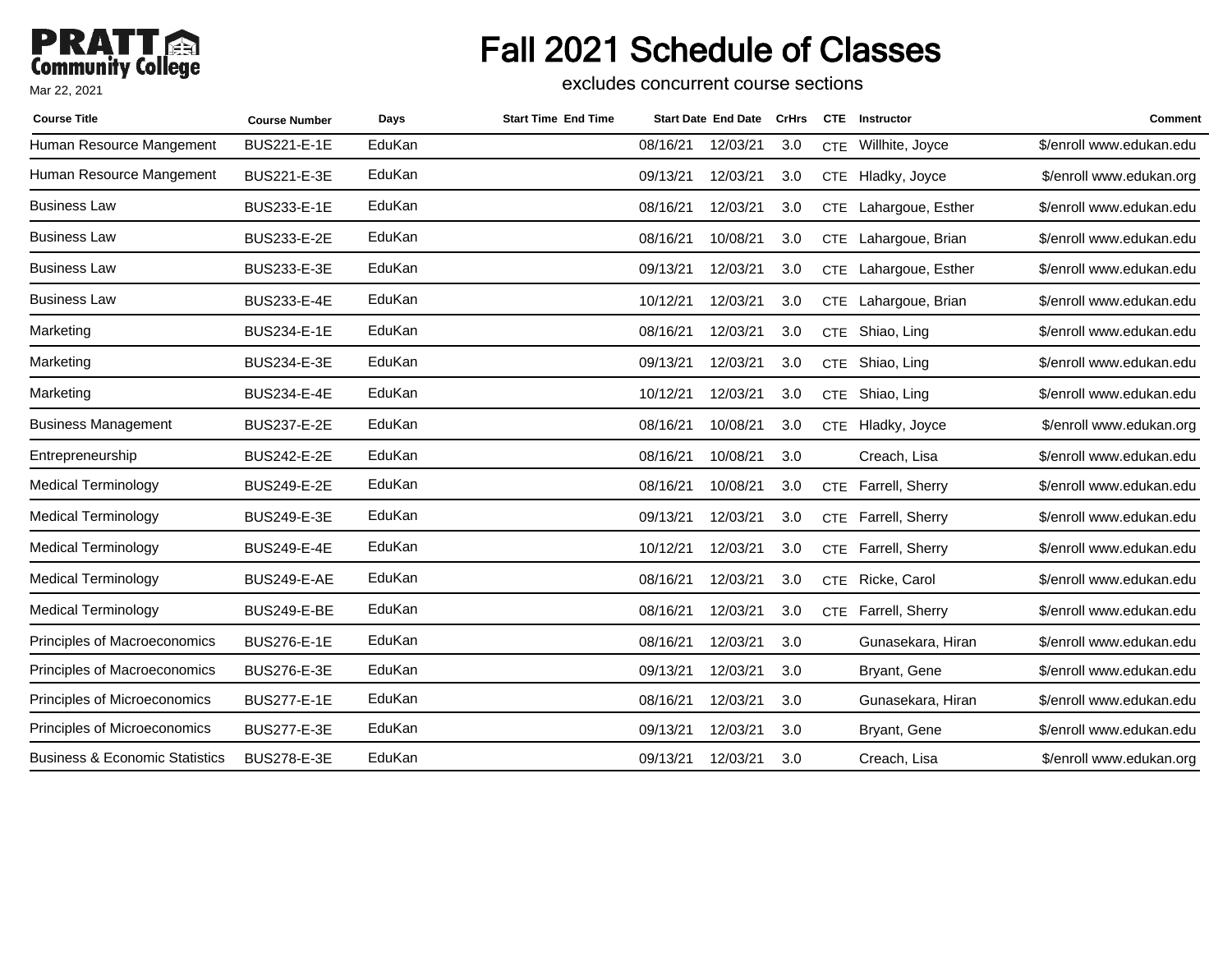PRATT Community College

Mar 22, 2021

# Fall 2021 Schedule of Classes

excludes concurrent course sections

| Course Title | Course Number | Days | Start Time | End Time | Start Date | End Date | CrHrs | CTE | Instructor | Comment |
|---|---|---|---|---|---|---|---|---|---|---|
| Human Resource Mangement | BUS221-E-1E | EduKan | | | 08/16/21 | 12/03/21 | 3.0 | CTE | Willhite, Joyce | $/enroll www.edukan.edu |
| Human Resource Mangement | BUS221-E-3E | EduKan | | | 09/13/21 | 12/03/21 | 3.0 | CTE | Hladky, Joyce | $/enroll www.edukan.org |
| Business Law | BUS233-E-1E | EduKan | | | 08/16/21 | 12/03/21 | 3.0 | CTE | Lahargoue, Esther | $/enroll www.edukan.edu |
| Business Law | BUS233-E-2E | EduKan | | | 08/16/21 | 10/08/21 | 3.0 | CTE | Lahargoue, Brian | $/enroll www.edukan.edu |
| Business Law | BUS233-E-3E | EduKan | | | 09/13/21 | 12/03/21 | 3.0 | CTE | Lahargoue, Esther | $/enroll www.edukan.edu |
| Business Law | BUS233-E-4E | EduKan | | | 10/12/21 | 12/03/21 | 3.0 | CTE | Lahargoue, Brian | $/enroll www.edukan.edu |
| Marketing | BUS234-E-1E | EduKan | | | 08/16/21 | 12/03/21 | 3.0 | CTE | Shiao, Ling | $/enroll www.edukan.edu |
| Marketing | BUS234-E-3E | EduKan | | | 09/13/21 | 12/03/21 | 3.0 | CTE | Shiao, Ling | $/enroll www.edukan.edu |
| Marketing | BUS234-E-4E | EduKan | | | 10/12/21 | 12/03/21 | 3.0 | CTE | Shiao, Ling | $/enroll www.edukan.edu |
| Business Management | BUS237-E-2E | EduKan | | | 08/16/21 | 10/08/21 | 3.0 | CTE | Hladky, Joyce | $/enroll www.edukan.org |
| Entrepreneurship | BUS242-E-2E | EduKan | | | 08/16/21 | 10/08/21 | 3.0 | | Creach, Lisa | $/enroll www.edukan.edu |
| Medical Terminology | BUS249-E-2E | EduKan | | | 08/16/21 | 10/08/21 | 3.0 | CTE | Farrell, Sherry | $/enroll www.edukan.edu |
| Medical Terminology | BUS249-E-3E | EduKan | | | 09/13/21 | 12/03/21 | 3.0 | CTE | Farrell, Sherry | $/enroll www.edukan.edu |
| Medical Terminology | BUS249-E-4E | EduKan | | | 10/12/21 | 12/03/21 | 3.0 | CTE | Farrell, Sherry | $/enroll www.edukan.edu |
| Medical Terminology | BUS249-E-AE | EduKan | | | 08/16/21 | 12/03/21 | 3.0 | CTE | Ricke, Carol | $/enroll www.edukan.edu |
| Medical Terminology | BUS249-E-BE | EduKan | | | 08/16/21 | 12/03/21 | 3.0 | CTE | Farrell, Sherry | $/enroll www.edukan.edu |
| Principles of Macroeconomics | BUS276-E-1E | EduKan | | | 08/16/21 | 12/03/21 | 3.0 | | Gunasekara, Hiran | $/enroll www.edukan.edu |
| Principles of Macroeconomics | BUS276-E-3E | EduKan | | | 09/13/21 | 12/03/21 | 3.0 | | Bryant, Gene | $/enroll www.edukan.edu |
| Principles of Microeconomics | BUS277-E-1E | EduKan | | | 08/16/21 | 12/03/21 | 3.0 | | Gunasekara, Hiran | $/enroll www.edukan.edu |
| Principles of Microeconomics | BUS277-E-3E | EduKan | | | 09/13/21 | 12/03/21 | 3.0 | | Bryant, Gene | $/enroll www.edukan.edu |
| Business & Economic Statistics | BUS278-E-3E | EduKan | | | 09/13/21 | 12/03/21 | 3.0 | | Creach, Lisa | $/enroll www.edukan.org |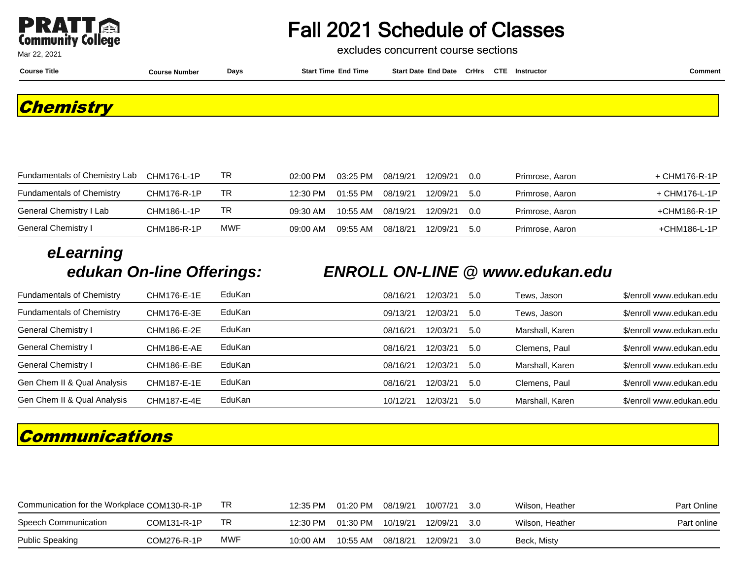# Fall 2021 Schedule of Classes

excludes concurrent course sections

Pratt Community College

Mar 22, 2021

## Chemistry

| Course Title | Course Number | Days | Start Time | End Time | Start Date | End Date | CrHrs | CTE | Instructor | Comment |
|---|---|---|---|---|---|---|---|---|---|---|
| Fundamentals of Chemistry Lab | CHM176-L-1P | TR | 02:00 PM | 03:25 PM | 08/19/21 | 12/09/21 | 0.0 | | Primrose, Aaron | + CHM176-R-1P |
| Fundamentals of Chemistry | CHM176-R-1P | TR | 12:30 PM | 01:55 PM | 08/19/21 | 12/09/21 | 5.0 | | Primrose, Aaron | + CHM176-L-1P |
| General Chemistry I Lab | CHM186-L-1P | TR | 09:30 AM | 10:55 AM | 08/19/21 | 12/09/21 | 0.0 | | Primrose, Aaron | +CHM186-R-1P |
| General Chemistry I | CHM186-R-1P | MWF | 09:00 AM | 09:55 AM | 08/18/21 | 12/09/21 | 5.0 | | Primrose, Aaron | +CHM186-L-1P |

### eLearning edukan On-line Offerings: ENROLL ON-LINE @ www.edukan.edu

| Course Title | Course Number | Days | Start Time | End Time | Start Date | End Date | CrHrs | CTE | Instructor | Comment |
|---|---|---|---|---|---|---|---|---|---|---|
| Fundamentals of Chemistry | CHM176-E-1E | EduKan | | | 08/16/21 | 12/03/21 | 5.0 | | Tews, Jason | $/enroll www.edukan.edu |
| Fundamentals of Chemistry | CHM176-E-3E | EduKan | | | 09/13/21 | 12/03/21 | 5.0 | | Tews, Jason | $/enroll www.edukan.edu |
| General Chemistry I | CHM186-E-2E | EduKan | | | 08/16/21 | 12/03/21 | 5.0 | | Marshall, Karen | $/enroll www.edukan.edu |
| General Chemistry I | CHM186-E-AE | EduKan | | | 08/16/21 | 12/03/21 | 5.0 | | Clemens, Paul | $/enroll www.edukan.edu |
| General Chemistry I | CHM186-E-BE | EduKan | | | 08/16/21 | 12/03/21 | 5.0 | | Marshall, Karen | $/enroll www.edukan.edu |
| Gen Chem II & Qual Analysis | CHM187-E-1E | EduKan | | | 08/16/21 | 12/03/21 | 5.0 | | Clemens, Paul | $/enroll www.edukan.edu |
| Gen Chem II & Qual Analysis | CHM187-E-4E | EduKan | | | 10/12/21 | 12/03/21 | 5.0 | | Marshall, Karen | $/enroll www.edukan.edu |

## Communications

| Course Title | Course Number | Days | Start Time | End Time | Start Date | End Date | CrHrs | CTE | Instructor | Comment |
|---|---|---|---|---|---|---|---|---|---|---|
| Communication for the Workplace | COM130-R-1P | TR | 12:35 PM | 01:20 PM | 08/19/21 | 10/07/21 | 3.0 | | Wilson, Heather | Part Online |
| Speech Communication | COM131-R-1P | TR | 12:30 PM | 01:30 PM | 10/19/21 | 12/09/21 | 3.0 | | Wilson, Heather | Part online |
| Public Speaking | COM276-R-1P | MWF | 10:00 AM | 10:55 AM | 08/18/21 | 12/09/21 | 3.0 | | Beck, Misty | |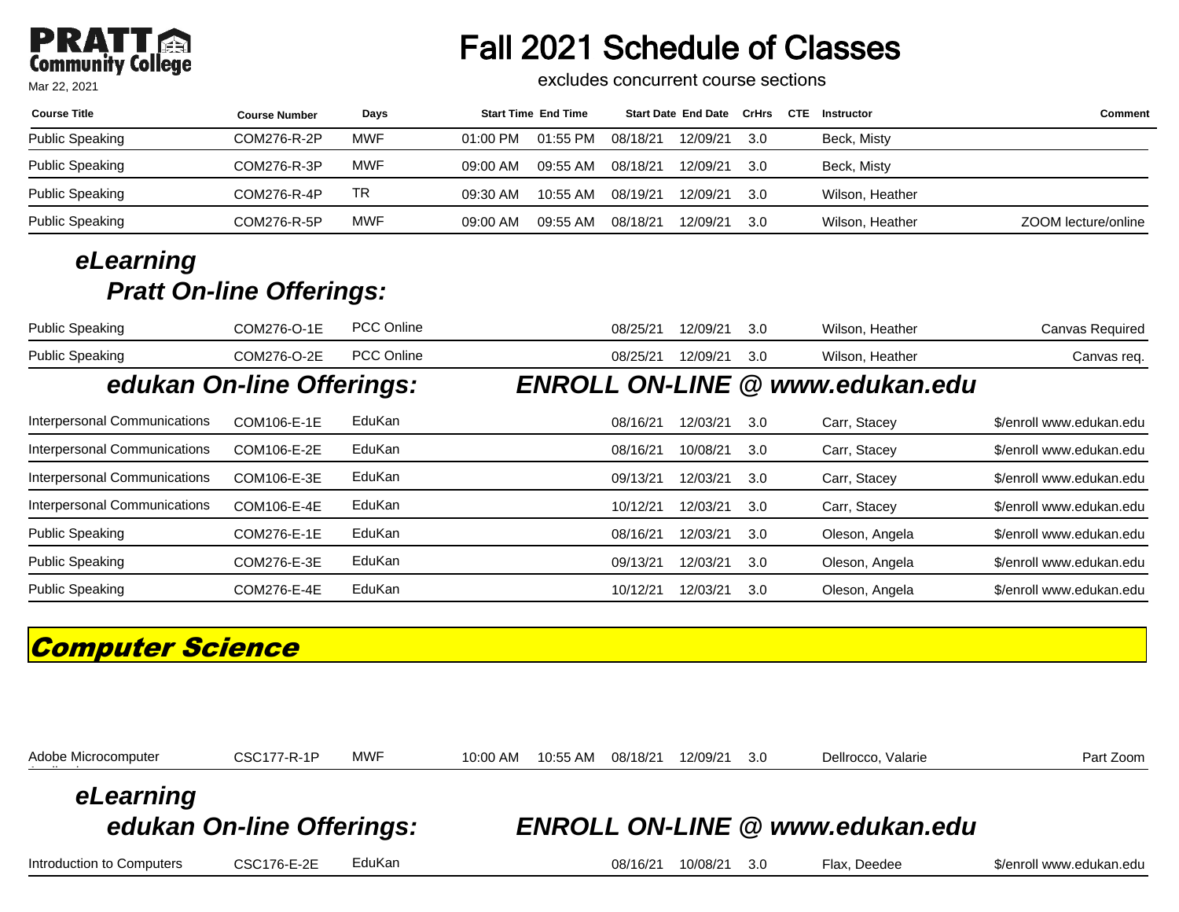# Fall 2021 Schedule of Classes

excludes concurrent course sections

Mar 22, 2021

| Course Title | Course Number | Days | Start Time | End Time | Start Date | End Date | CrHrs | CTE | Instructor | Comment |
|---|---|---|---|---|---|---|---|---|---|---|
| Public Speaking | COM276-R-2P | MWF | 01:00 PM | 01:55 PM | 08/18/21 | 12/09/21 | 3.0 | | Beck, Misty | |
| Public Speaking | COM276-R-3P | MWF | 09:00 AM | 09:55 AM | 08/18/21 | 12/09/21 | 3.0 | | Beck, Misty | |
| Public Speaking | COM276-R-4P | TR | 09:30 AM | 10:55 AM | 08/19/21 | 12/09/21 | 3.0 | | Wilson, Heather | |
| Public Speaking | COM276-R-5P | MWF | 09:00 AM | 09:55 AM | 08/18/21 | 12/09/21 | 3.0 | | Wilson, Heather | ZOOM lecture/online |

### *eLearning*
### *Pratt On-line Offerings:*

| Course Title | Course Number | Days | Start Time | End Time | Start Date | End Date | CrHrs | CTE | Instructor | Comment |
|---|---|---|---|---|---|---|---|---|---|---|
| Public Speaking | COM276-O-1E | PCC Online | | | 08/25/21 | 12/09/21 | 3.0 | | Wilson, Heather | Canvas Required |
| Public Speaking | COM276-O-2E | PCC Online | | | 08/25/21 | 12/09/21 | 3.0 | | Wilson, Heather | Canvas req. |

### *edukan On-line Offerings:* *ENROLL ON-LINE @ www.edukan.edu*

| Course Title | Course Number | Days | Start Time | End Time | Start Date | End Date | CrHrs | CTE | Instructor | Comment |
|---|---|---|---|---|---|---|---|---|---|---|
| Interpersonal Communications | COM106-E-1E | EduKan | | | 08/16/21 | 12/03/21 | 3.0 | | Carr, Stacey | $/enroll www.edukan.edu |
| Interpersonal Communications | COM106-E-2E | EduKan | | | 08/16/21 | 10/08/21 | 3.0 | | Carr, Stacey | $/enroll www.edukan.edu |
| Interpersonal Communications | COM106-E-3E | EduKan | | | 09/13/21 | 12/03/21 | 3.0 | | Carr, Stacey | $/enroll www.edukan.edu |
| Interpersonal Communications | COM106-E-4E | EduKan | | | 10/12/21 | 12/03/21 | 3.0 | | Carr, Stacey | $/enroll www.edukan.edu |
| Public Speaking | COM276-E-1E | EduKan | | | 08/16/21 | 12/03/21 | 3.0 | | Oleson, Angela | $/enroll www.edukan.edu |
| Public Speaking | COM276-E-3E | EduKan | | | 09/13/21 | 12/03/21 | 3.0 | | Oleson, Angela | $/enroll www.edukan.edu |
| Public Speaking | COM276-E-4E | EduKan | | | 10/12/21 | 12/03/21 | 3.0 | | Oleson, Angela | $/enroll www.edukan.edu |

## *Computer Science*

| Course Title | Course Number | Days | Start Time | End Time | Start Date | End Date | CrHrs | CTE | Instructor | Comment |
|---|---|---|---|---|---|---|---|---|---|---|
| Adobe Microcomputer Applications | CSC177-R-1P | MWF | 10:00 AM | 10:55 AM | 08/18/21 | 12/09/21 | 3.0 | | Dellrocco, Valarie | Part Zoom |

### *eLearning*
### *edukan On-line Offerings:* *ENROLL ON-LINE @ www.edukan.edu*

| Course Title | Course Number | Days | Start Time | End Time | Start Date | End Date | CrHrs | CTE | Instructor | Comment |
|---|---|---|---|---|---|---|---|---|---|---|
| Introduction to Computers | CSC176-E-2E | EduKan | | | 08/16/21 | 10/08/21 | 3.0 | | Flax, Deedee | $/enroll www.edukan.edu |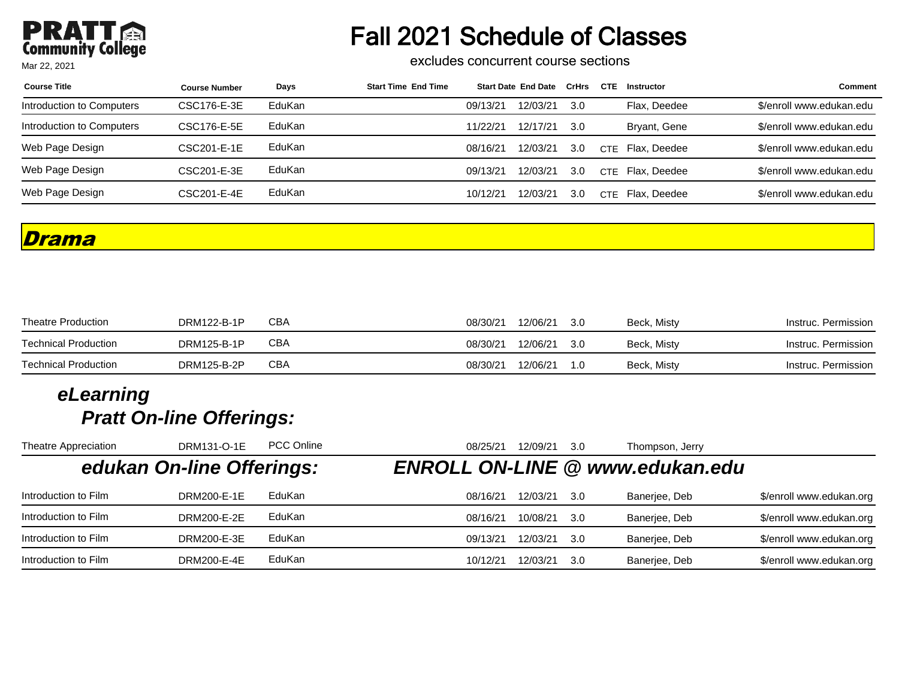# Fall 2021 Schedule of Classes

excludes concurrent course sections

Mar 22, 2021

| Course Title | Course Number | Days | Start Time | End Time | Start Date | End Date | CrHrs | CTE | Instructor | Comment |
|---|---|---|---|---|---|---|---|---|---|---|
| Introduction to Computers | CSC176-E-3E | EduKan | | | 09/13/21 | 12/03/21 | 3.0 | | Flax, Deedee | $/enroll www.edukan.edu |
| Introduction to Computers | CSC176-E-5E | EduKan | | | 11/22/21 | 12/17/21 | 3.0 | | Bryant, Gene | $/enroll www.edukan.edu |
| Web Page Design | CSC201-E-1E | EduKan | | | 08/16/21 | 12/03/21 | 3.0 | CTE | Flax, Deedee | $/enroll www.edukan.edu |
| Web Page Design | CSC201-E-3E | EduKan | | | 09/13/21 | 12/03/21 | 3.0 | CTE | Flax, Deedee | $/enroll www.edukan.edu |
| Web Page Design | CSC201-E-4E | EduKan | | | 10/12/21 | 12/03/21 | 3.0 | CTE | Flax, Deedee | $/enroll www.edukan.edu |

## Drama

| Course Title | Course Number | Days | Start Time | End Time | Start Date | End Date | CrHrs | CTE | Instructor | Comment |
|---|---|---|---|---|---|---|---|---|---|---|
| Theatre Production | DRM122-B-1P | CBA | | | 08/30/21 | 12/06/21 | 3.0 | | Beck, Misty | Instruc. Permission |
| Technical Production | DRM125-B-1P | CBA | | | 08/30/21 | 12/06/21 | 3.0 | | Beck, Misty | Instruc. Permission |
| Technical Production | DRM125-B-2P | CBA | | | 08/30/21 | 12/06/21 | 1.0 | | Beck, Misty | Instruc. Permission |

### *eLearning*

### *Pratt On-line Offerings:*

| Course Title | Course Number | Days | Start Time | End Time | Start Date | End Date | CrHrs | CTE | Instructor | Comment |
|---|---|---|---|---|---|---|---|---|---|---|
| Theatre Appreciation | DRM131-O-1E | PCC Online | | | 08/25/21 | 12/09/21 | 3.0 | | Thompson, Jerry | |

### *edukan On-line Offerings:* *ENROLL ON-LINE @ www.edukan.edu*

| Course Title | Course Number | Days | Start Time | End Time | Start Date | End Date | CrHrs | CTE | Instructor | Comment |
|---|---|---|---|---|---|---|---|---|---|---|
| Introduction to Film | DRM200-E-1E | EduKan | | | 08/16/21 | 12/03/21 | 3.0 | | Banerjee, Deb | $/enroll www.edukan.org |
| Introduction to Film | DRM200-E-2E | EduKan | | | 08/16/21 | 10/08/21 | 3.0 | | Banerjee, Deb | $/enroll www.edukan.org |
| Introduction to Film | DRM200-E-3E | EduKan | | | 09/13/21 | 12/03/21 | 3.0 | | Banerjee, Deb | $/enroll www.edukan.org |
| Introduction to Film | DRM200-E-4E | EduKan | | | 10/12/21 | 12/03/21 | 3.0 | | Banerjee, Deb | $/enroll www.edukan.org |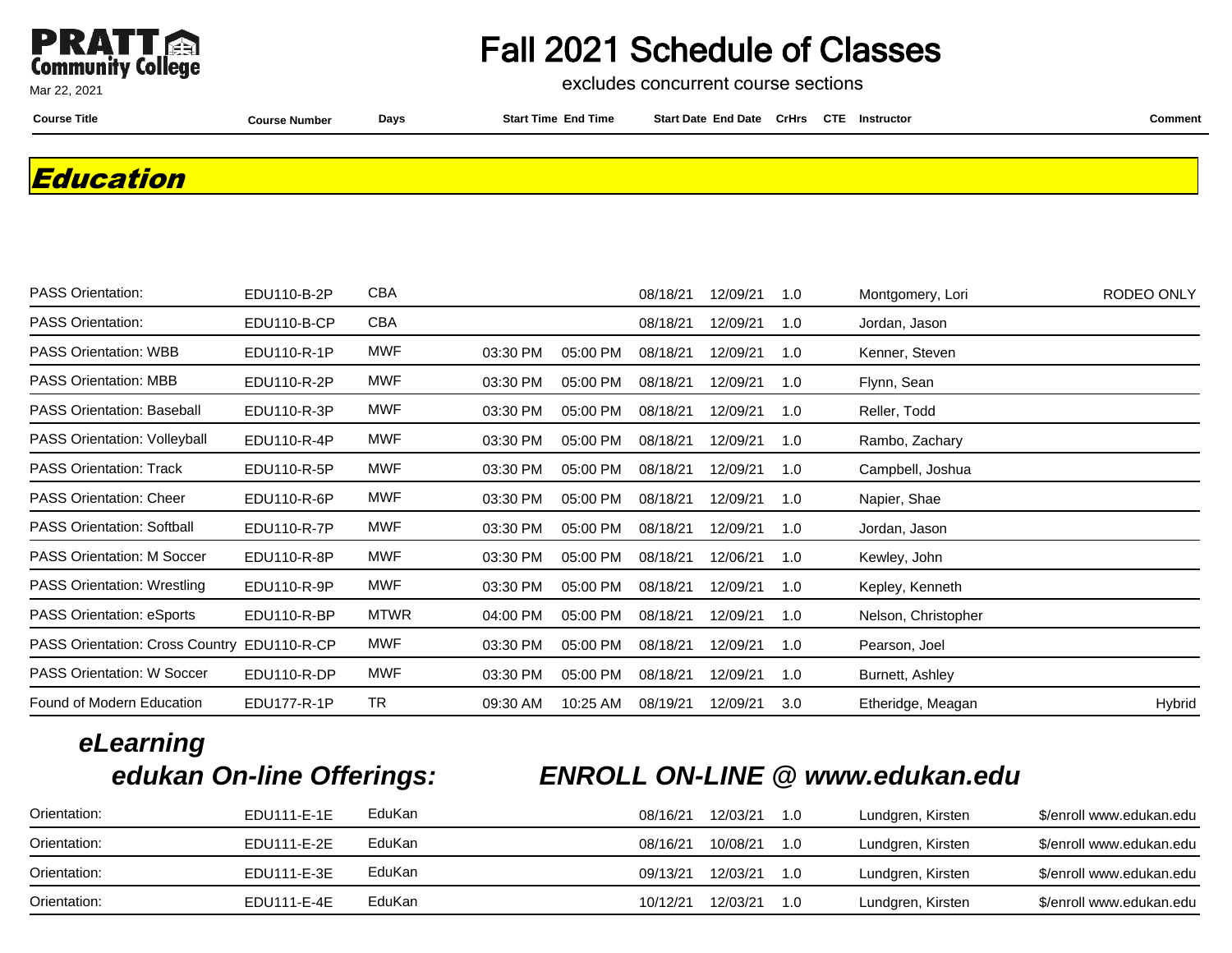# Fall 2021 Schedule of Classes

excludes concurrent course sections

Mar 22, 2021

## Education

| Course Title | Course Number | Days | Start Time | End Time | Start Date | End Date | CrHrs | CTE | Instructor | Comment |
|---|---|---|---|---|---|---|---|---|---|---|
| PASS Orientation: | EDU110-B-2P | CBA | | | 08/18/21 | 12/09/21 | 1.0 | | Montgomery, Lori | RODEO ONLY |
| PASS Orientation: | EDU110-B-CP | CBA | | | 08/18/21 | 12/09/21 | 1.0 | | Jordan, Jason | |
| PASS Orientation: WBB | EDU110-R-1P | MWF | 03:30 PM | 05:00 PM | 08/18/21 | 12/09/21 | 1.0 | | Kenner, Steven | |
| PASS Orientation: MBB | EDU110-R-2P | MWF | 03:30 PM | 05:00 PM | 08/18/21 | 12/09/21 | 1.0 | | Flynn, Sean | |
| PASS Orientation: Baseball | EDU110-R-3P | MWF | 03:30 PM | 05:00 PM | 08/18/21 | 12/09/21 | 1.0 | | Reller, Todd | |
| PASS Orientation: Volleyball | EDU110-R-4P | MWF | 03:30 PM | 05:00 PM | 08/18/21 | 12/09/21 | 1.0 | | Rambo, Zachary | |
| PASS Orientation: Track | EDU110-R-5P | MWF | 03:30 PM | 05:00 PM | 08/18/21 | 12/09/21 | 1.0 | | Campbell, Joshua | |
| PASS Orientation: Cheer | EDU110-R-6P | MWF | 03:30 PM | 05:00 PM | 08/18/21 | 12/09/21 | 1.0 | | Napier, Shae | |
| PASS Orientation: Softball | EDU110-R-7P | MWF | 03:30 PM | 05:00 PM | 08/18/21 | 12/09/21 | 1.0 | | Jordan, Jason | |
| PASS Orientation: M Soccer | EDU110-R-8P | MWF | 03:30 PM | 05:00 PM | 08/18/21 | 12/06/21 | 1.0 | | Kewley, John | |
| PASS Orientation: Wrestling | EDU110-R-9P | MWF | 03:30 PM | 05:00 PM | 08/18/21 | 12/09/21 | 1.0 | | Kepley, Kenneth | |
| PASS Orientation: eSports | EDU110-R-BP | MTWR | 04:00 PM | 05:00 PM | 08/18/21 | 12/09/21 | 1.0 | | Nelson, Christopher | |
| PASS Orientation: Cross Country | EDU110-R-CP | MWF | 03:30 PM | 05:00 PM | 08/18/21 | 12/09/21 | 1.0 | | Pearson, Joel | |
| PASS Orientation: W Soccer | EDU110-R-DP | MWF | 03:30 PM | 05:00 PM | 08/18/21 | 12/09/21 | 1.0 | | Burnett, Ashley | |
| Found of Modern Education | EDU177-R-1P | TR | 09:30 AM | 10:25 AM | 08/19/21 | 12/09/21 | 3.0 | | Etheridge, Meagan | Hybrid |

### *eLearning*

### *edukan On-line Offerings: ENROLL ON-LINE @ www.edukan.edu*

| Course Title | Course Number | Days | Start Time | End Time | Start Date | End Date | CrHrs | CTE | Instructor | Comment |
|---|---|---|---|---|---|---|---|---|---|---|
| Orientation: | EDU111-E-1E | EduKan | | | 08/16/21 | 12/03/21 | 1.0 | | Lundgren, Kirsten | $/enroll www.edukan.edu |
| Orientation: | EDU111-E-2E | EduKan | | | 08/16/21 | 10/08/21 | 1.0 | | Lundgren, Kirsten | $/enroll www.edukan.edu |
| Orientation: | EDU111-E-3E | EduKan | | | 09/13/21 | 12/03/21 | 1.0 | | Lundgren, Kirsten | $/enroll www.edukan.edu |
| Orientation: | EDU111-E-4E | EduKan | | | 10/12/21 | 12/03/21 | 1.0 | | Lundgren, Kirsten | $/enroll www.edukan.edu |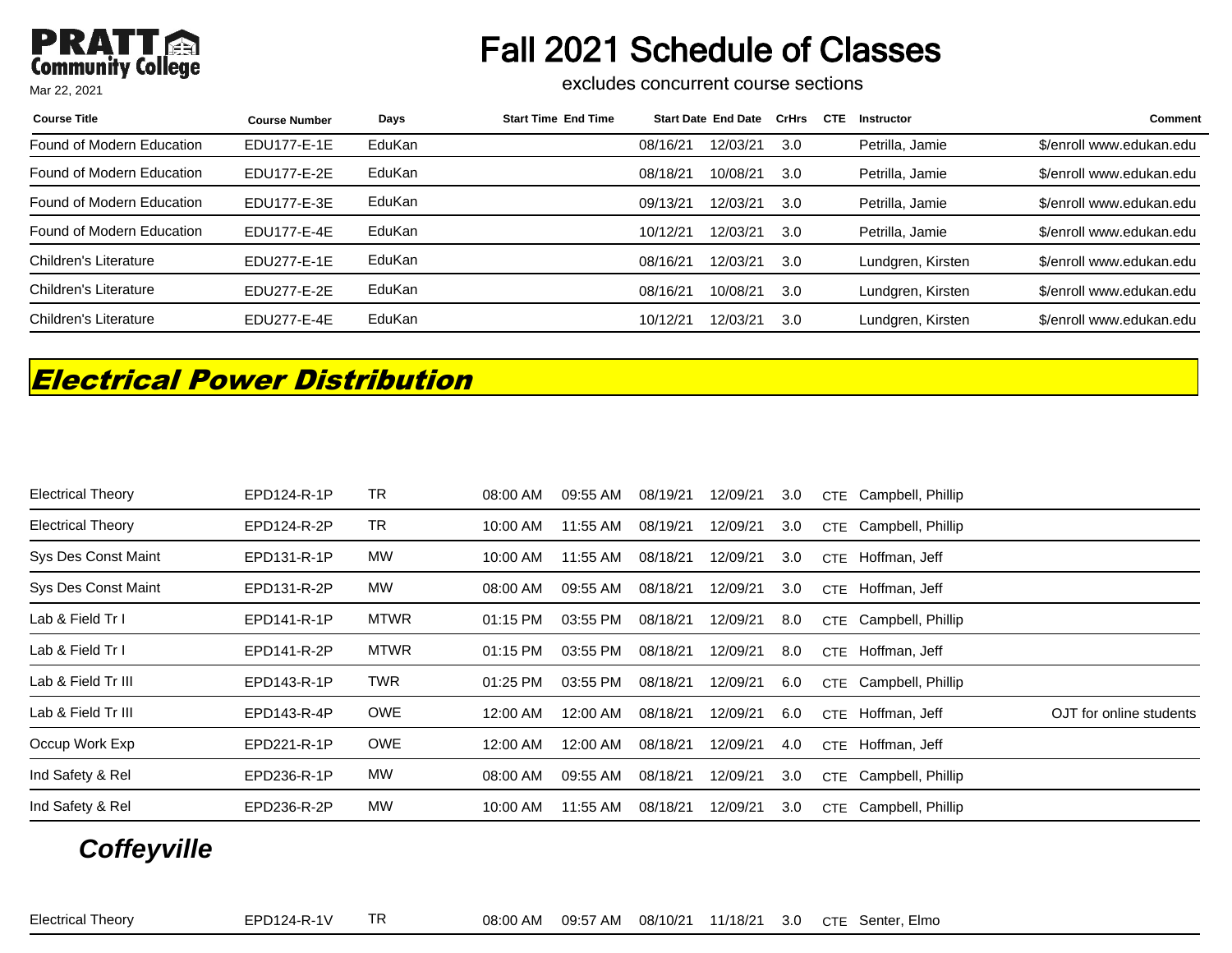# Fall 2021 Schedule of Classes

excludes concurrent course sections

| Course Title | Course Number | Days | Start Time | End Time | Start Date | End Date | CrHrs | CTE | Instructor | Comment |
|---|---|---|---|---|---|---|---|---|---|---|
| Found of Modern Education | EDU177-E-1E | EduKan | | | 08/16/21 | 12/03/21 | 3.0 | | Petrilla, Jamie | $/enroll www.edukan.edu |
| Found of Modern Education | EDU177-E-2E | EduKan | | | 08/18/21 | 10/08/21 | 3.0 | | Petrilla, Jamie | $/enroll www.edukan.edu |
| Found of Modern Education | EDU177-E-3E | EduKan | | | 09/13/21 | 12/03/21 | 3.0 | | Petrilla, Jamie | $/enroll www.edukan.edu |
| Found of Modern Education | EDU177-E-4E | EduKan | | | 10/12/21 | 12/03/21 | 3.0 | | Petrilla, Jamie | $/enroll www.edukan.edu |
| Children's Literature | EDU277-E-1E | EduKan | | | 08/16/21 | 12/03/21 | 3.0 | | Lundgren, Kirsten | $/enroll www.edukan.edu |
| Children's Literature | EDU277-E-2E | EduKan | | | 08/16/21 | 10/08/21 | 3.0 | | Lundgren, Kirsten | $/enroll www.edukan.edu |
| Children's Literature | EDU277-E-4E | EduKan | | | 10/12/21 | 12/03/21 | 3.0 | | Lundgren, Kirsten | $/enroll www.edukan.edu |

## *Electrical Power Distribution*

| Course Title | Course Number | Days | Start Time | End Time | Start Date | End Date | CrHrs | CTE | Instructor | Comment |
|---|---|---|---|---|---|---|---|---|---|---|
| Electrical Theory | EPD124-R-1P | TR | 08:00 AM | 09:55 AM | 08/19/21 | 12/09/21 | 3.0 | CTE | Campbell, Phillip | |
| Electrical Theory | EPD124-R-2P | TR | 10:00 AM | 11:55 AM | 08/19/21 | 12/09/21 | 3.0 | CTE | Campbell, Phillip | |
| Sys Des Const Maint | EPD131-R-1P | MW | 10:00 AM | 11:55 AM | 08/18/21 | 12/09/21 | 3.0 | CTE | Hoffman, Jeff | |
| Sys Des Const Maint | EPD131-R-2P | MW | 08:00 AM | 09:55 AM | 08/18/21 | 12/09/21 | 3.0 | CTE | Hoffman, Jeff | |
| Lab & Field Tr I | EPD141-R-1P | MTWR | 01:15 PM | 03:55 PM | 08/18/21 | 12/09/21 | 8.0 | CTE | Campbell, Phillip | |
| Lab & Field Tr I | EPD141-R-2P | MTWR | 01:15 PM | 03:55 PM | 08/18/21 | 12/09/21 | 8.0 | CTE | Hoffman, Jeff | |
| Lab & Field Tr III | EPD143-R-1P | TWR | 01:25 PM | 03:55 PM | 08/18/21 | 12/09/21 | 6.0 | CTE | Campbell, Phillip | |
| Lab & Field Tr III | EPD143-R-4P | OWE | 12:00 AM | 12:00 AM | 08/18/21 | 12/09/21 | 6.0 | CTE | Hoffman, Jeff | OJT for online students |
| Occup Work Exp | EPD221-R-1P | OWE | 12:00 AM | 12:00 AM | 08/18/21 | 12/09/21 | 4.0 | CTE | Hoffman, Jeff | |
| Ind Safety & Rel | EPD236-R-1P | MW | 08:00 AM | 09:55 AM | 08/18/21 | 12/09/21 | 3.0 | CTE | Campbell, Phillip | |
| Ind Safety & Rel | EPD236-R-2P | MW | 10:00 AM | 11:55 AM | 08/18/21 | 12/09/21 | 3.0 | CTE | Campbell, Phillip | |

### *Coffeyville*

| Course Title | Course Number | Days | Start Time | End Time | Start Date | End Date | CrHrs | CTE | Instructor | Comment |
|---|---|---|---|---|---|---|---|---|---|---|
| Electrical Theory | EPD124-R-1V | TR | 08:00 AM | 09:57 AM | 08/10/21 | 11/18/21 | 3.0 | CTE | Senter, Elmo | |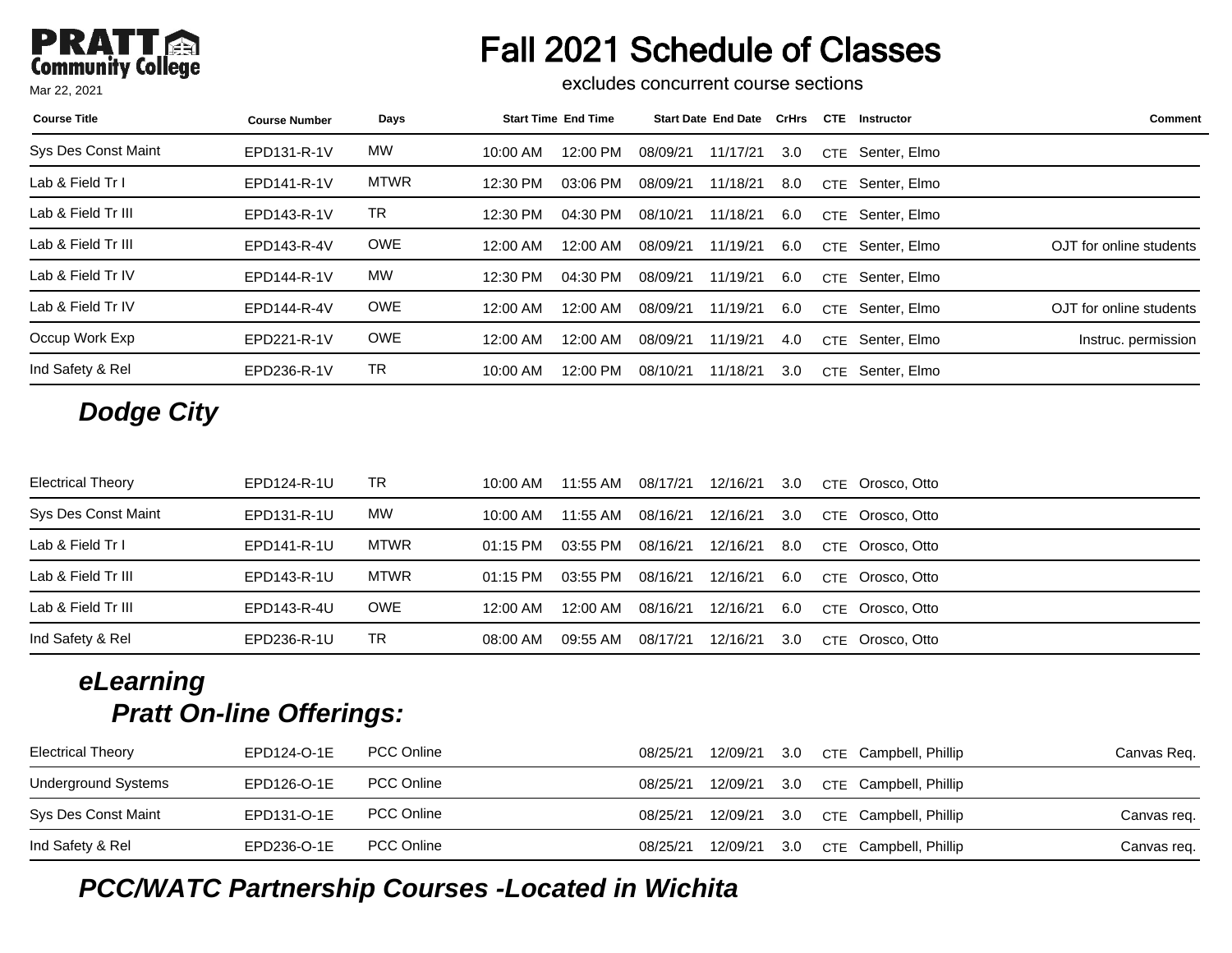# Fall 2021 Schedule of Classes

excludes concurrent course sections

Mar 22, 2021

| Course Title | Course Number | Days | Start Time | End Time | Start Date | End Date | CrHrs | CTE | Instructor | Comment |
|---|---|---|---|---|---|---|---|---|---|---|
| Sys Des Const Maint | EPD131-R-1V | MW | 10:00 AM | 12:00 PM | 08/09/21 | 11/17/21 | 3.0 | CTE | Senter, Elmo | |
| Lab & Field Tr I | EPD141-R-1V | MTWR | 12:30 PM | 03:06 PM | 08/09/21 | 11/18/21 | 8.0 | CTE | Senter, Elmo | |
| Lab & Field Tr III | EPD143-R-1V | TR | 12:30 PM | 04:30 PM | 08/10/21 | 11/18/21 | 6.0 | CTE | Senter, Elmo | |
| Lab & Field Tr III | EPD143-R-4V | OWE | 12:00 AM | 12:00 AM | 08/09/21 | 11/19/21 | 6.0 | CTE | Senter, Elmo | OJT for online students |
| Lab & Field Tr IV | EPD144-R-1V | MW | 12:30 PM | 04:30 PM | 08/09/21 | 11/19/21 | 6.0 | CTE | Senter, Elmo | |
| Lab & Field Tr IV | EPD144-R-4V | OWE | 12:00 AM | 12:00 AM | 08/09/21 | 11/19/21 | 6.0 | CTE | Senter, Elmo | OJT for online students |
| Occup Work Exp | EPD221-R-1V | OWE | 12:00 AM | 12:00 AM | 08/09/21 | 11/19/21 | 4.0 | CTE | Senter, Elmo | Instruc. permission |
| Ind Safety & Rel | EPD236-R-1V | TR | 10:00 AM | 12:00 PM | 08/10/21 | 11/18/21 | 3.0 | CTE | Senter, Elmo | |

## *Dodge City*

| Course Title | Course Number | Days | Start Time | End Time | Start Date | End Date | CrHrs | CTE | Instructor | Comment |
|---|---|---|---|---|---|---|---|---|---|---|
| Electrical Theory | EPD124-R-1U | TR | 10:00 AM | 11:55 AM | 08/17/21 | 12/16/21 | 3.0 | CTE | Orosco, Otto | |
| Sys Des Const Maint | EPD131-R-1U | MW | 10:00 AM | 11:55 AM | 08/16/21 | 12/16/21 | 3.0 | CTE | Orosco, Otto | |
| Lab & Field Tr I | EPD141-R-1U | MTWR | 01:15 PM | 03:55 PM | 08/16/21 | 12/16/21 | 8.0 | CTE | Orosco, Otto | |
| Lab & Field Tr III | EPD143-R-1U | MTWR | 01:15 PM | 03:55 PM | 08/16/21 | 12/16/21 | 6.0 | CTE | Orosco, Otto | |
| Lab & Field Tr III | EPD143-R-4U | OWE | 12:00 AM | 12:00 AM | 08/16/21 | 12/16/21 | 6.0 | CTE | Orosco, Otto | |
| Ind Safety & Rel | EPD236-R-1U | TR | 08:00 AM | 09:55 AM | 08/17/21 | 12/16/21 | 3.0 | CTE | Orosco, Otto | |

## *eLearning*

### *Pratt On-line Offerings:*

| Course Title | Course Number | Days | Start Time | End Time | Start Date | End Date | CrHrs | CTE | Instructor | Comment |
|---|---|---|---|---|---|---|---|---|---|---|
| Electrical Theory | EPD124-O-1E | PCC Online | | | 08/25/21 | 12/09/21 | 3.0 | CTE | Campbell, Phillip | Canvas Req. |
| Underground Systems | EPD126-O-1E | PCC Online | | | 08/25/21 | 12/09/21 | 3.0 | CTE | Campbell, Phillip | |
| Sys Des Const Maint | EPD131-O-1E | PCC Online | | | 08/25/21 | 12/09/21 | 3.0 | CTE | Campbell, Phillip | Canvas req. |
| Ind Safety & Rel | EPD236-O-1E | PCC Online | | | 08/25/21 | 12/09/21 | 3.0 | CTE | Campbell, Phillip | Canvas req. |

## *PCC/WATC Partnership Courses -Located in Wichita*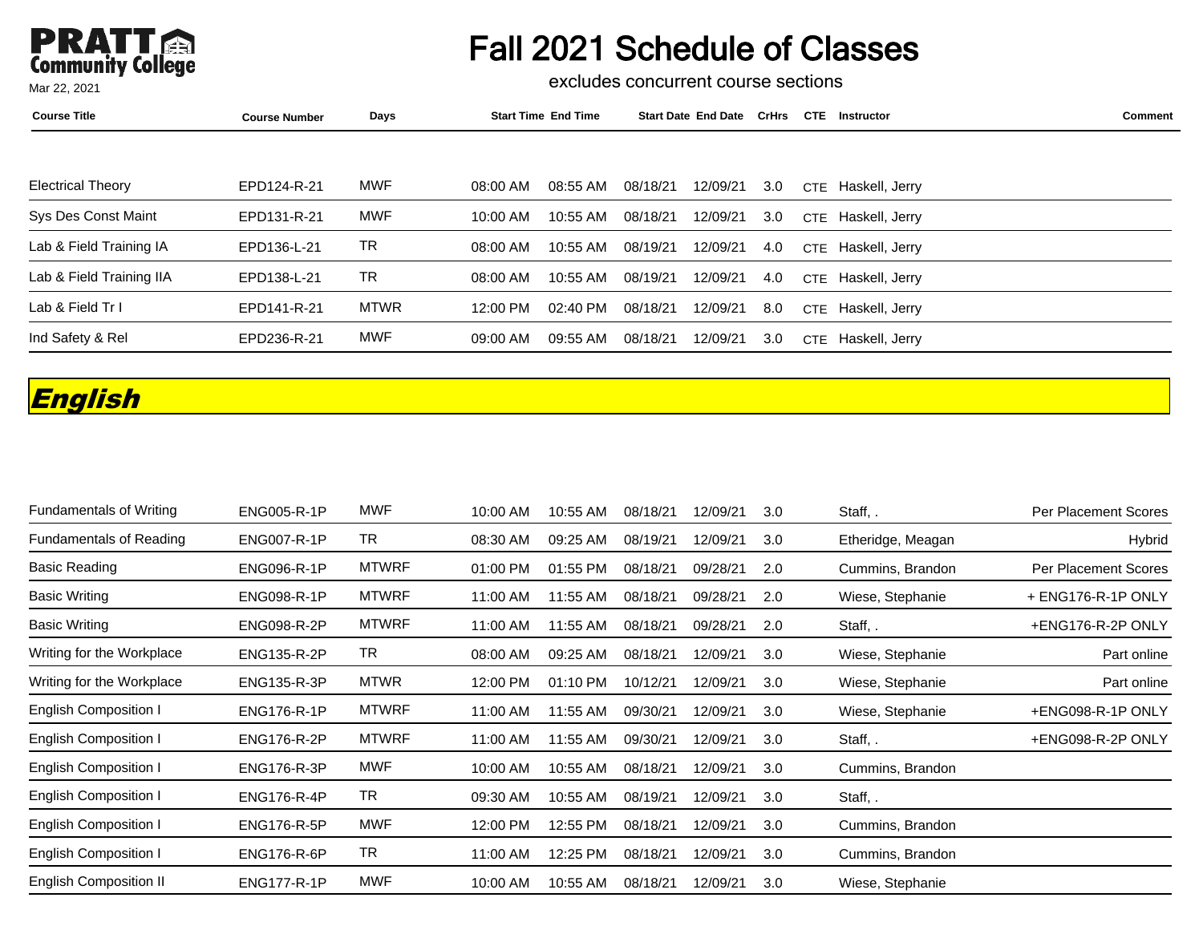# Fall 2021 Schedule of Classes

excludes concurrent course sections

| Course Title | Course Number | Days | Start Time | End Time | Start Date | End Date | CrHrs | CTE | Instructor | Comment |
|---|---|---|---|---|---|---|---|---|---|---|
| Electrical Theory | EPD124-R-21 | MWF | 08:00 AM | 08:55 AM | 08/18/21 | 12/09/21 | 3.0 | CTE | Haskell, Jerry | |
| Sys Des Const Maint | EPD131-R-21 | MWF | 10:00 AM | 10:55 AM | 08/18/21 | 12/09/21 | 3.0 | CTE | Haskell, Jerry | |
| Lab & Field Training IA | EPD136-L-21 | TR | 08:00 AM | 10:55 AM | 08/19/21 | 12/09/21 | 4.0 | CTE | Haskell, Jerry | |
| Lab & Field Training IIA | EPD138-L-21 | TR | 08:00 AM | 10:55 AM | 08/19/21 | 12/09/21 | 4.0 | CTE | Haskell, Jerry | |
| Lab & Field Tr I | EPD141-R-21 | MTWR | 12:00 PM | 02:40 PM | 08/18/21 | 12/09/21 | 8.0 | CTE | Haskell, Jerry | |
| Ind Safety & Rel | EPD236-R-21 | MWF | 09:00 AM | 09:55 AM | 08/18/21 | 12/09/21 | 3.0 | CTE | Haskell, Jerry | |

## *English*

| Course Title | Course Number | Days | Start Time | End Time | Start Date | End Date | CrHrs | CTE | Instructor | Comment |
|---|---|---|---|---|---|---|---|---|---|---|
| Fundamentals of Writing | ENG005-R-1P | MWF | 10:00 AM | 10:55 AM | 08/18/21 | 12/09/21 | 3.0 | | Staff, . | Per Placement Scores |
| Fundamentals of Reading | ENG007-R-1P | TR | 08:30 AM | 09:25 AM | 08/19/21 | 12/09/21 | 3.0 | | Etheridge, Meagan | Hybrid |
| Basic Reading | ENG096-R-1P | MTWRF | 01:00 PM | 01:55 PM | 08/18/21 | 09/28/21 | 2.0 | | Cummins, Brandon | Per Placement Scores |
| Basic Writing | ENG098-R-1P | MTWRF | 11:00 AM | 11:55 AM | 08/18/21 | 09/28/21 | 2.0 | | Wiese, Stephanie | + ENG176-R-1P ONLY |
| Basic Writing | ENG098-R-2P | MTWRF | 11:00 AM | 11:55 AM | 08/18/21 | 09/28/21 | 2.0 | | Staff, . | +ENG176-R-2P ONLY |
| Writing for the Workplace | ENG135-R-2P | TR | 08:00 AM | 09:25 AM | 08/18/21 | 12/09/21 | 3.0 | | Wiese, Stephanie | Part online |
| Writing for the Workplace | ENG135-R-3P | MTWR | 12:00 PM | 01:10 PM | 10/12/21 | 12/09/21 | 3.0 | | Wiese, Stephanie | Part online |
| English Composition I | ENG176-R-1P | MTWRF | 11:00 AM | 11:55 AM | 09/30/21 | 12/09/21 | 3.0 | | Wiese, Stephanie | +ENG098-R-1P ONLY |
| English Composition I | ENG176-R-2P | MTWRF | 11:00 AM | 11:55 AM | 09/30/21 | 12/09/21 | 3.0 | | Staff, . | +ENG098-R-2P ONLY |
| English Composition I | ENG176-R-3P | MWF | 10:00 AM | 10:55 AM | 08/18/21 | 12/09/21 | 3.0 | | Cummins, Brandon | |
| English Composition I | ENG176-R-4P | TR | 09:30 AM | 10:55 AM | 08/19/21 | 12/09/21 | 3.0 | | Staff, . | |
| English Composition I | ENG176-R-5P | MWF | 12:00 PM | 12:55 PM | 08/18/21 | 12/09/21 | 3.0 | | Cummins, Brandon | |
| English Composition I | ENG176-R-6P | TR | 11:00 AM | 12:25 PM | 08/18/21 | 12/09/21 | 3.0 | | Cummins, Brandon | |
| English Composition II | ENG177-R-1P | MWF | 10:00 AM | 10:55 AM | 08/18/21 | 12/09/21 | 3.0 | | Wiese, Stephanie | |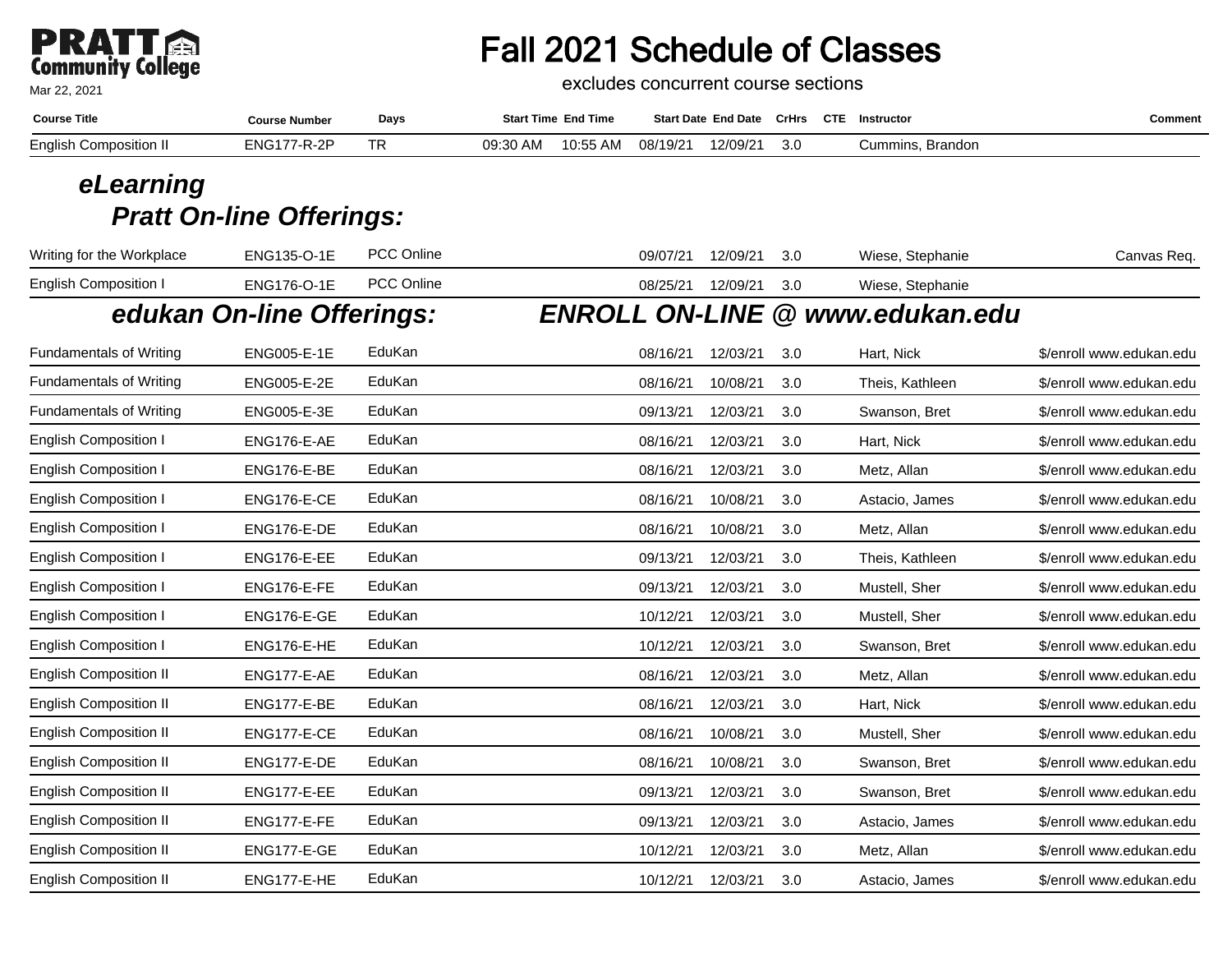# Fall 2021 Schedule of Classes

excludes concurrent course sections

Mar 22, 2021

| Course Title | Course Number | Days | Start Time | End Time | Start Date | End Date | CrHrs | CTE | Instructor | Comment |
|---|---|---|---|---|---|---|---|---|---|---|
| English Composition II | ENG177-R-2P | TR | 09:30 AM | 10:55 AM | 08/19/21 | 12/09/21 | 3.0 | | Cummins, Brandon | |

## *eLearning*

### *Pratt On-line Offerings:*

| Course Title | Course Number | Days | Start Time | End Time | Start Date | End Date | CrHrs | CTE | Instructor | Comment |
|---|---|---|---|---|---|---|---|---|---|---|
| Writing for the Workplace | ENG135-O-1E | PCC Online | | | 09/07/21 | 12/09/21 | 3.0 | | Wiese, Stephanie | Canvas Req. |
| English Composition I | ENG176-O-1E | PCC Online | | | 08/25/21 | 12/09/21 | 3.0 | | Wiese, Stephanie | |

### *edukan On-line Offerings:* *ENROLL ON-LINE @ www.edukan.edu*

| Course Title | Course Number | Days | Start Time | End Time | Start Date | End Date | CrHrs | CTE | Instructor | Comment |
|---|---|---|---|---|---|---|---|---|---|---|
| Fundamentals of Writing | ENG005-E-1E | EduKan | | | 08/16/21 | 12/03/21 | 3.0 | | Hart, Nick | $/enroll www.edukan.edu |
| Fundamentals of Writing | ENG005-E-2E | EduKan | | | 08/16/21 | 10/08/21 | 3.0 | | Theis, Kathleen | $/enroll www.edukan.edu |
| Fundamentals of Writing | ENG005-E-3E | EduKan | | | 09/13/21 | 12/03/21 | 3.0 | | Swanson, Bret | $/enroll www.edukan.edu |
| English Composition I | ENG176-E-AE | EduKan | | | 08/16/21 | 12/03/21 | 3.0 | | Hart, Nick | $/enroll www.edukan.edu |
| English Composition I | ENG176-E-BE | EduKan | | | 08/16/21 | 12/03/21 | 3.0 | | Metz, Allan | $/enroll www.edukan.edu |
| English Composition I | ENG176-E-CE | EduKan | | | 08/16/21 | 10/08/21 | 3.0 | | Astacio, James | $/enroll www.edukan.edu |
| English Composition I | ENG176-E-DE | EduKan | | | 08/16/21 | 10/08/21 | 3.0 | | Metz, Allan | $/enroll www.edukan.edu |
| English Composition I | ENG176-E-EE | EduKan | | | 09/13/21 | 12/03/21 | 3.0 | | Theis, Kathleen | $/enroll www.edukan.edu |
| English Composition I | ENG176-E-FE | EduKan | | | 09/13/21 | 12/03/21 | 3.0 | | Mustell, Sher | $/enroll www.edukan.edu |
| English Composition I | ENG176-E-GE | EduKan | | | 10/12/21 | 12/03/21 | 3.0 | | Mustell, Sher | $/enroll www.edukan.edu |
| English Composition I | ENG176-E-HE | EduKan | | | 10/12/21 | 12/03/21 | 3.0 | | Swanson, Bret | $/enroll www.edukan.edu |
| English Composition II | ENG177-E-AE | EduKan | | | 08/16/21 | 12/03/21 | 3.0 | | Metz, Allan | $/enroll www.edukan.edu |
| English Composition II | ENG177-E-BE | EduKan | | | 08/16/21 | 12/03/21 | 3.0 | | Hart, Nick | $/enroll www.edukan.edu |
| English Composition II | ENG177-E-CE | EduKan | | | 08/16/21 | 10/08/21 | 3.0 | | Mustell, Sher | $/enroll www.edukan.edu |
| English Composition II | ENG177-E-DE | EduKan | | | 08/16/21 | 10/08/21 | 3.0 | | Swanson, Bret | $/enroll www.edukan.edu |
| English Composition II | ENG177-E-EE | EduKan | | | 09/13/21 | 12/03/21 | 3.0 | | Swanson, Bret | $/enroll www.edukan.edu |
| English Composition II | ENG177-E-FE | EduKan | | | 09/13/21 | 12/03/21 | 3.0 | | Astacio, James | $/enroll www.edukan.edu |
| English Composition II | ENG177-E-GE | EduKan | | | 10/12/21 | 12/03/21 | 3.0 | | Metz, Allan | $/enroll www.edukan.edu |
| English Composition II | ENG177-E-HE | EduKan | | | 10/12/21 | 12/03/21 | 3.0 | | Astacio, James | $/enroll www.edukan.edu |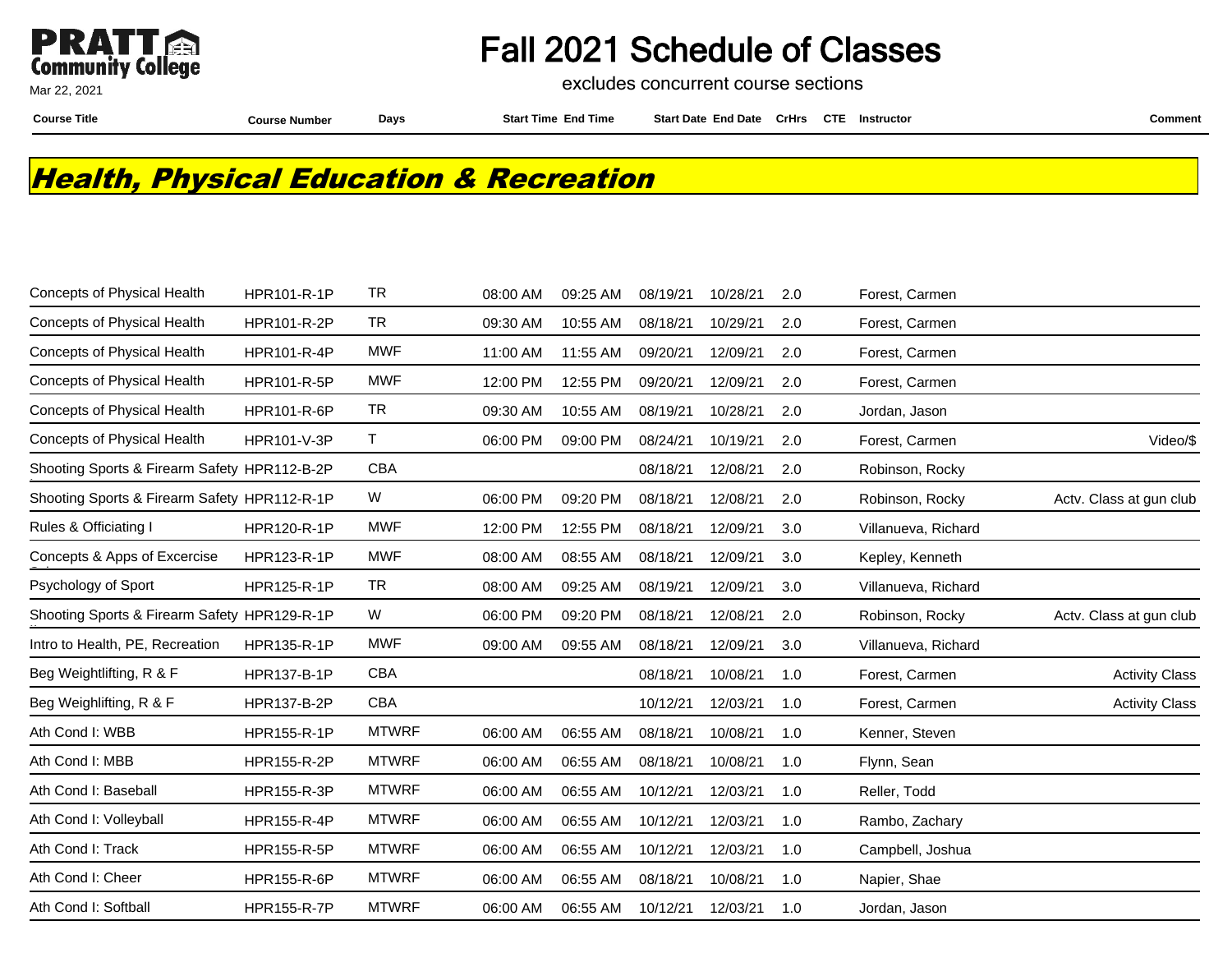# Fall 2021 Schedule of Classes

excludes concurrent course sections

Mar 22, 2021

## Health, Physical Education & Recreation

| Course Title | Course Number | Days | Start Time | End Time | Start Date | End Date | CrHrs | CTE | Instructor | Comment |
|---|---|---|---|---|---|---|---|---|---|---|
| Concepts of Physical Health | HPR101-R-1P | TR | 08:00 AM | 09:25 AM | 08/19/21 | 10/28/21 | 2.0 | | Forest, Carmen | |
| Concepts of Physical Health | HPR101-R-2P | TR | 09:30 AM | 10:55 AM | 08/18/21 | 10/29/21 | 2.0 | | Forest, Carmen | |
| Concepts of Physical Health | HPR101-R-4P | MWF | 11:00 AM | 11:55 AM | 09/20/21 | 12/09/21 | 2.0 | | Forest, Carmen | |
| Concepts of Physical Health | HPR101-R-5P | MWF | 12:00 PM | 12:55 PM | 09/20/21 | 12/09/21 | 2.0 | | Forest, Carmen | |
| Concepts of Physical Health | HPR101-R-6P | TR | 09:30 AM | 10:55 AM | 08/19/21 | 10/28/21 | 2.0 | | Jordan, Jason | |
| Concepts of Physical Health | HPR101-V-3P | T | 06:00 PM | 09:00 PM | 08/24/21 | 10/19/21 | 2.0 | | Forest, Carmen | Video/$ |
| Shooting Sports & Firearm Safety | HPR112-B-2P | CBA | | | 08/18/21 | 12/08/21 | 2.0 | | Robinson, Rocky | |
| Shooting Sports & Firearm Safety | HPR112-R-1P | W | 06:00 PM | 09:20 PM | 08/18/21 | 12/08/21 | 2.0 | | Robinson, Rocky | Actv. Class at gun club |
| Rules & Officiating I | HPR120-R-1P | MWF | 12:00 PM | 12:55 PM | 08/18/21 | 12/09/21 | 3.0 | | Villanueva, Richard | |
| Concepts & Apps of Excercise | HPR123-R-1P | MWF | 08:00 AM | 08:55 AM | 08/18/21 | 12/09/21 | 3.0 | | Kepley, Kenneth | |
| Psychology of Sport | HPR125-R-1P | TR | 08:00 AM | 09:25 AM | 08/19/21 | 12/09/21 | 3.0 | | Villanueva, Richard | |
| Shooting Sports & Firearm Safety | HPR129-R-1P | W | 06:00 PM | 09:20 PM | 08/18/21 | 12/08/21 | 2.0 | | Robinson, Rocky | Actv. Class at gun club |
| Intro to Health, PE, Recreation | HPR135-R-1P | MWF | 09:00 AM | 09:55 AM | 08/18/21 | 12/09/21 | 3.0 | | Villanueva, Richard | |
| Beg Weightlifting, R & F | HPR137-B-1P | CBA | | | 08/18/21 | 10/08/21 | 1.0 | | Forest, Carmen | Activity Class |
| Beg Weighlifting, R & F | HPR137-B-2P | CBA | | | 10/12/21 | 12/03/21 | 1.0 | | Forest, Carmen | Activity Class |
| Ath Cond I: WBB | HPR155-R-1P | MTWRF | 06:00 AM | 06:55 AM | 08/18/21 | 10/08/21 | 1.0 | | Kenner, Steven | |
| Ath Cond I: MBB | HPR155-R-2P | MTWRF | 06:00 AM | 06:55 AM | 08/18/21 | 10/08/21 | 1.0 | | Flynn, Sean | |
| Ath Cond I: Baseball | HPR155-R-3P | MTWRF | 06:00 AM | 06:55 AM | 10/12/21 | 12/03/21 | 1.0 | | Reller, Todd | |
| Ath Cond I: Volleyball | HPR155-R-4P | MTWRF | 06:00 AM | 06:55 AM | 10/12/21 | 12/03/21 | 1.0 | | Rambo, Zachary | |
| Ath Cond I: Track | HPR155-R-5P | MTWRF | 06:00 AM | 06:55 AM | 10/12/21 | 12/03/21 | 1.0 | | Campbell, Joshua | |
| Ath Cond I: Cheer | HPR155-R-6P | MTWRF | 06:00 AM | 06:55 AM | 08/18/21 | 10/08/21 | 1.0 | | Napier, Shae | |
| Ath Cond I: Softball | HPR155-R-7P | MTWRF | 06:00 AM | 06:55 AM | 10/12/21 | 12/03/21 | 1.0 | | Jordan, Jason | |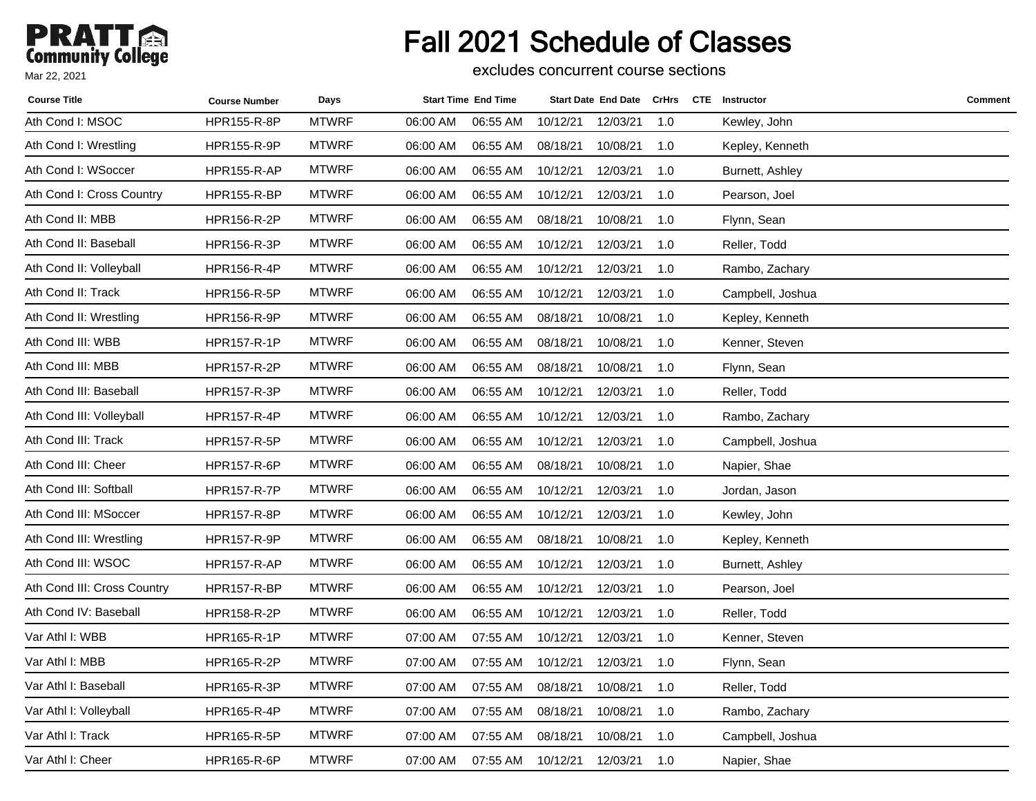# Fall 2021 Schedule of Classes

excludes concurrent course sections

Mar 22, 2021

| Course Title | Course Number | Days | Start Time | End Time | Start Date | End Date | CrHrs | CTE | Instructor | Comment |
|---|---|---|---|---|---|---|---|---|---|---|
| Ath Cond I: MSOC | HPR155-R-8P | MTWRF | 06:00 AM | 06:55 AM | 10/12/21 | 12/03/21 | 1.0 | | Kewley, John | |
| Ath Cond I: Wrestling | HPR155-R-9P | MTWRF | 06:00 AM | 06:55 AM | 08/18/21 | 10/08/21 | 1.0 | | Kepley, Kenneth | |
| Ath Cond I: WSoccer | HPR155-R-AP | MTWRF | 06:00 AM | 06:55 AM | 10/12/21 | 12/03/21 | 1.0 | | Burnett, Ashley | |
| Ath Cond I: Cross Country | HPR155-R-BP | MTWRF | 06:00 AM | 06:55 AM | 10/12/21 | 12/03/21 | 1.0 | | Pearson, Joel | |
| Ath Cond II: MBB | HPR156-R-2P | MTWRF | 06:00 AM | 06:55 AM | 08/18/21 | 10/08/21 | 1.0 | | Flynn, Sean | |
| Ath Cond II: Baseball | HPR156-R-3P | MTWRF | 06:00 AM | 06:55 AM | 10/12/21 | 12/03/21 | 1.0 | | Reller, Todd | |
| Ath Cond II: Volleyball | HPR156-R-4P | MTWRF | 06:00 AM | 06:55 AM | 10/12/21 | 12/03/21 | 1.0 | | Rambo, Zachary | |
| Ath Cond II: Track | HPR156-R-5P | MTWRF | 06:00 AM | 06:55 AM | 10/12/21 | 12/03/21 | 1.0 | | Campbell, Joshua | |
| Ath Cond II: Wrestling | HPR156-R-9P | MTWRF | 06:00 AM | 06:55 AM | 08/18/21 | 10/08/21 | 1.0 | | Kepley, Kenneth | |
| Ath Cond III: WBB | HPR157-R-1P | MTWRF | 06:00 AM | 06:55 AM | 08/18/21 | 10/08/21 | 1.0 | | Kenner, Steven | |
| Ath Cond III: MBB | HPR157-R-2P | MTWRF | 06:00 AM | 06:55 AM | 08/18/21 | 10/08/21 | 1.0 | | Flynn, Sean | |
| Ath Cond III: Baseball | HPR157-R-3P | MTWRF | 06:00 AM | 06:55 AM | 10/12/21 | 12/03/21 | 1.0 | | Reller, Todd | |
| Ath Cond III: Volleyball | HPR157-R-4P | MTWRF | 06:00 AM | 06:55 AM | 10/12/21 | 12/03/21 | 1.0 | | Rambo, Zachary | |
| Ath Cond III: Track | HPR157-R-5P | MTWRF | 06:00 AM | 06:55 AM | 10/12/21 | 12/03/21 | 1.0 | | Campbell, Joshua | |
| Ath Cond III: Cheer | HPR157-R-6P | MTWRF | 06:00 AM | 06:55 AM | 08/18/21 | 10/08/21 | 1.0 | | Napier, Shae | |
| Ath Cond III: Softball | HPR157-R-7P | MTWRF | 06:00 AM | 06:55 AM | 10/12/21 | 12/03/21 | 1.0 | | Jordan, Jason | |
| Ath Cond III: MSoccer | HPR157-R-8P | MTWRF | 06:00 AM | 06:55 AM | 10/12/21 | 12/03/21 | 1.0 | | Kewley, John | |
| Ath Cond III: Wrestling | HPR157-R-9P | MTWRF | 06:00 AM | 06:55 AM | 08/18/21 | 10/08/21 | 1.0 | | Kepley, Kenneth | |
| Ath Cond III: WSOC | HPR157-R-AP | MTWRF | 06:00 AM | 06:55 AM | 10/12/21 | 12/03/21 | 1.0 | | Burnett, Ashley | |
| Ath Cond III: Cross Country | HPR157-R-BP | MTWRF | 06:00 AM | 06:55 AM | 10/12/21 | 12/03/21 | 1.0 | | Pearson, Joel | |
| Ath Cond IV: Baseball | HPR158-R-2P | MTWRF | 06:00 AM | 06:55 AM | 10/12/21 | 12/03/21 | 1.0 | | Reller, Todd | |
| Var Athl I: WBB | HPR165-R-1P | MTWRF | 07:00 AM | 07:55 AM | 10/12/21 | 12/03/21 | 1.0 | | Kenner, Steven | |
| Var Athl I: MBB | HPR165-R-2P | MTWRF | 07:00 AM | 07:55 AM | 10/12/21 | 12/03/21 | 1.0 | | Flynn, Sean | |
| Var Athl I: Baseball | HPR165-R-3P | MTWRF | 07:00 AM | 07:55 AM | 08/18/21 | 10/08/21 | 1.0 | | Reller, Todd | |
| Var Athl I: Volleyball | HPR165-R-4P | MTWRF | 07:00 AM | 07:55 AM | 08/18/21 | 10/08/21 | 1.0 | | Rambo, Zachary | |
| Var Athl I: Track | HPR165-R-5P | MTWRF | 07:00 AM | 07:55 AM | 08/18/21 | 10/08/21 | 1.0 | | Campbell, Joshua | |
| Var Athl I: Cheer | HPR165-R-6P | MTWRF | 07:00 AM | 07:55 AM | 10/12/21 | 12/03/21 | 1.0 | | Napier, Shae | |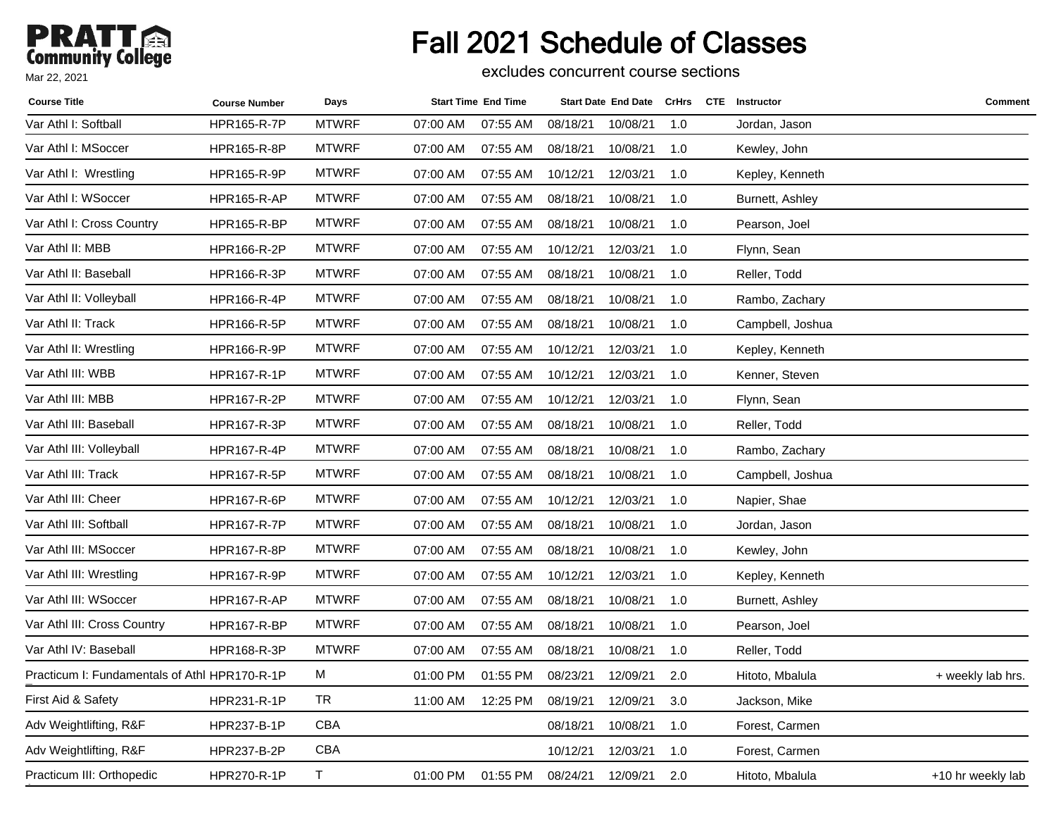# Fall 2021 Schedule of Classes

excludes concurrent course sections

Mar 22, 2021

| Course Title | Course Number | Days | Start Time | End Time | Start Date | End Date | CrHrs | CTE | Instructor | Comment |
|---|---|---|---|---|---|---|---|---|---|---|
| Var Athl I: Softball | HPR165-R-7P | MTWRF | 07:00 AM | 07:55 AM | 08/18/21 | 10/08/21 | 1.0 | | Jordan, Jason | |
| Var Athl I: MSoccer | HPR165-R-8P | MTWRF | 07:00 AM | 07:55 AM | 08/18/21 | 10/08/21 | 1.0 | | Kewley, John | |
| Var Athl I:  Wrestling | HPR165-R-9P | MTWRF | 07:00 AM | 07:55 AM | 10/12/21 | 12/03/21 | 1.0 | | Kepley, Kenneth | |
| Var Athl I: WSoccer | HPR165-R-AP | MTWRF | 07:00 AM | 07:55 AM | 08/18/21 | 10/08/21 | 1.0 | | Burnett, Ashley | |
| Var Athl I: Cross Country | HPR165-R-BP | MTWRF | 07:00 AM | 07:55 AM | 08/18/21 | 10/08/21 | 1.0 | | Pearson, Joel | |
| Var Athl II: MBB | HPR166-R-2P | MTWRF | 07:00 AM | 07:55 AM | 10/12/21 | 12/03/21 | 1.0 | | Flynn, Sean | |
| Var Athl II: Baseball | HPR166-R-3P | MTWRF | 07:00 AM | 07:55 AM | 08/18/21 | 10/08/21 | 1.0 | | Reller, Todd | |
| Var Athl II: Volleyball | HPR166-R-4P | MTWRF | 07:00 AM | 07:55 AM | 08/18/21 | 10/08/21 | 1.0 | | Rambo, Zachary | |
| Var Athl II: Track | HPR166-R-5P | MTWRF | 07:00 AM | 07:55 AM | 08/18/21 | 10/08/21 | 1.0 | | Campbell, Joshua | |
| Var Athl II: Wrestling | HPR166-R-9P | MTWRF | 07:00 AM | 07:55 AM | 10/12/21 | 12/03/21 | 1.0 | | Kepley, Kenneth | |
| Var Athl III: WBB | HPR167-R-1P | MTWRF | 07:00 AM | 07:55 AM | 10/12/21 | 12/03/21 | 1.0 | | Kenner, Steven | |
| Var Athl III: MBB | HPR167-R-2P | MTWRF | 07:00 AM | 07:55 AM | 10/12/21 | 12/03/21 | 1.0 | | Flynn, Sean | |
| Var Athl III: Baseball | HPR167-R-3P | MTWRF | 07:00 AM | 07:55 AM | 08/18/21 | 10/08/21 | 1.0 | | Reller, Todd | |
| Var Athl III: Volleyball | HPR167-R-4P | MTWRF | 07:00 AM | 07:55 AM | 08/18/21 | 10/08/21 | 1.0 | | Rambo, Zachary | |
| Var Athl III: Track | HPR167-R-5P | MTWRF | 07:00 AM | 07:55 AM | 08/18/21 | 10/08/21 | 1.0 | | Campbell, Joshua | |
| Var Athl III: Cheer | HPR167-R-6P | MTWRF | 07:00 AM | 07:55 AM | 10/12/21 | 12/03/21 | 1.0 | | Napier, Shae | |
| Var Athl III: Softball | HPR167-R-7P | MTWRF | 07:00 AM | 07:55 AM | 08/18/21 | 10/08/21 | 1.0 | | Jordan, Jason | |
| Var Athl III: MSoccer | HPR167-R-8P | MTWRF | 07:00 AM | 07:55 AM | 08/18/21 | 10/08/21 | 1.0 | | Kewley, John | |
| Var Athl III: Wrestling | HPR167-R-9P | MTWRF | 07:00 AM | 07:55 AM | 10/12/21 | 12/03/21 | 1.0 | | Kepley, Kenneth | |
| Var Athl III: WSoccer | HPR167-R-AP | MTWRF | 07:00 AM | 07:55 AM | 08/18/21 | 10/08/21 | 1.0 | | Burnett, Ashley | |
| Var Athl III: Cross Country | HPR167-R-BP | MTWRF | 07:00 AM | 07:55 AM | 08/18/21 | 10/08/21 | 1.0 | | Pearson, Joel | |
| Var Athl IV: Baseball | HPR168-R-3P | MTWRF | 07:00 AM | 07:55 AM | 08/18/21 | 10/08/21 | 1.0 | | Reller, Todd | |
| Practicum I: Fundamentals of Athl | HPR170-R-1P | M | 01:00 PM | 01:55 PM | 08/23/21 | 12/09/21 | 2.0 | | Hitoto, Mbalula | + weekly lab hrs. |
| First Aid & Safety | HPR231-R-1P | TR | 11:00 AM | 12:25 PM | 08/19/21 | 12/09/21 | 3.0 | | Jackson, Mike | |
| Adv Weightlifting, R&F | HPR237-B-1P | CBA | | | 08/18/21 | 10/08/21 | 1.0 | | Forest, Carmen | |
| Adv Weightlifting, R&F | HPR237-B-2P | CBA | | | 10/12/21 | 12/03/21 | 1.0 | | Forest, Carmen | |
| Practicum III: Orthopedic | HPR270-R-1P | T | 01:00 PM | 01:55 PM | 08/24/21 | 12/09/21 | 2.0 | | Hitoto, Mbalula | +10 hr weekly lab |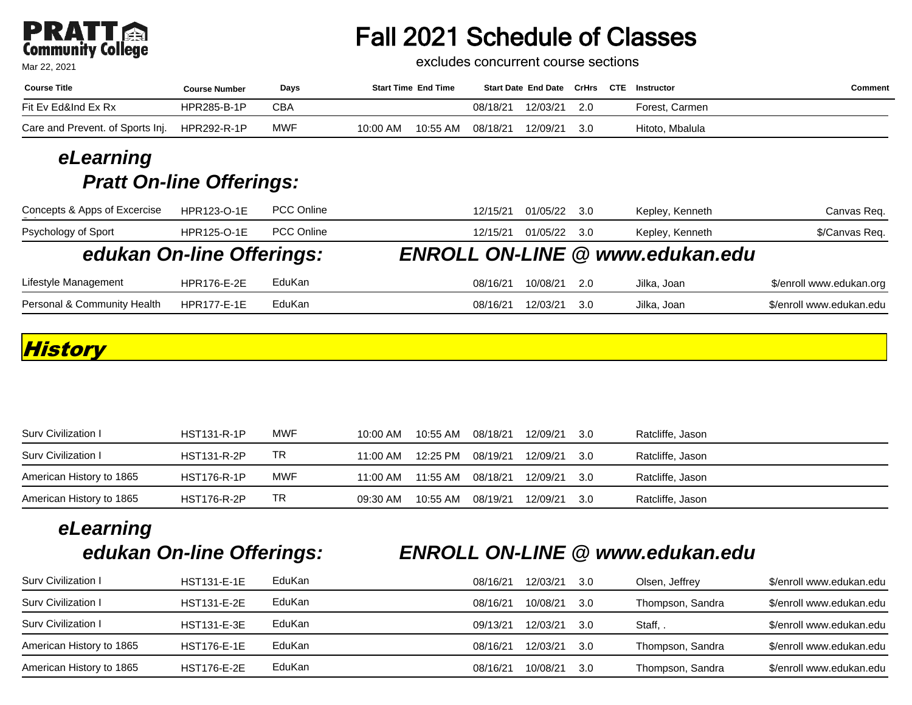# Fall 2021 Schedule of Classes

excludes concurrent course sections

Mar 22, 2021

| Course Title | Course Number | Days | Start Time | End Time | Start Date | End Date | CrHrs | CTE | Instructor | Comment |
|---|---|---|---|---|---|---|---|---|---|---|
| Fit Ev Ed&Ind Ex Rx | HPR285-B-1P | CBA | | | 08/18/21 | 12/03/21 | 2.0 | | Forest, Carmen | |
| Care and Prevent. of Sports Inj. | HPR292-R-1P | MWF | 10:00 AM | 10:55 AM | 08/18/21 | 12/09/21 | 3.0 | | Hitoto, Mbalula | |

## *eLearning*

### *Pratt On-line Offerings:*

| Course Title | Course Number | Days | Start Time | End Time | Start Date | End Date | CrHrs | CTE | Instructor | Comment |
|---|---|---|---|---|---|---|---|---|---|---|
| Concepts & Apps of Excercise Sci | HPR123-O-1E | PCC Online | | | 12/15/21 | 01/05/22 | 3.0 | | Kepley, Kenneth | Canvas Req. |
| Psychology of Sport | HPR125-O-1E | PCC Online | | | 12/15/21 | 01/05/22 | 3.0 | | Kepley, Kenneth | $/Canvas Req. |

### *edukan On-line Offerings:* *ENROLL ON-LINE @ www.edukan.edu*

| Course Title | Course Number | Days | Start Time | End Time | Start Date | End Date | CrHrs | CTE | Instructor | Comment |
|---|---|---|---|---|---|---|---|---|---|---|
| Lifestyle Management | HPR176-E-2E | EduKan | | | 08/16/21 | 10/08/21 | 2.0 | | Jilka, Joan | $/enroll www.edukan.org |
| Personal & Community Health | HPR177-E-1E | EduKan | | | 08/16/21 | 12/03/21 | 3.0 | | Jilka, Joan | $/enroll www.edukan.edu |

## *History*

| Course Title | Course Number | Days | Start Time | End Time | Start Date | End Date | CrHrs | CTE | Instructor | Comment |
|---|---|---|---|---|---|---|---|---|---|---|
| Surv Civilization I | HST131-R-1P | MWF | 10:00 AM | 10:55 AM | 08/18/21 | 12/09/21 | 3.0 | | Ratcliffe, Jason | |
| Surv Civilization I | HST131-R-2P | TR | 11:00 AM | 12:25 PM | 08/19/21 | 12/09/21 | 3.0 | | Ratcliffe, Jason | |
| American History to 1865 | HST176-R-1P | MWF | 11:00 AM | 11:55 AM | 08/18/21 | 12/09/21 | 3.0 | | Ratcliffe, Jason | |
| American History to 1865 | HST176-R-2P | TR | 09:30 AM | 10:55 AM | 08/19/21 | 12/09/21 | 3.0 | | Ratcliffe, Jason | |

## *eLearning*

### *edukan On-line Offerings:* *ENROLL ON-LINE @ www.edukan.edu*

| Course Title | Course Number | Days | Start Time | End Time | Start Date | End Date | CrHrs | CTE | Instructor | Comment |
|---|---|---|---|---|---|---|---|---|---|---|
| Surv Civilization I | HST131-E-1E | EduKan | | | 08/16/21 | 12/03/21 | 3.0 | | Olsen, Jeffrey | $/enroll www.edukan.edu |
| Surv Civilization I | HST131-E-2E | EduKan | | | 08/16/21 | 10/08/21 | 3.0 | | Thompson, Sandra | $/enroll www.edukan.edu |
| Surv Civilization I | HST131-E-3E | EduKan | | | 09/13/21 | 12/03/21 | 3.0 | | Staff, . | $/enroll www.edukan.edu |
| American History to 1865 | HST176-E-1E | EduKan | | | 08/16/21 | 12/03/21 | 3.0 | | Thompson, Sandra | $/enroll www.edukan.edu |
| American History to 1865 | HST176-E-2E | EduKan | | | 08/16/21 | 10/08/21 | 3.0 | | Thompson, Sandra | $/enroll www.edukan.edu |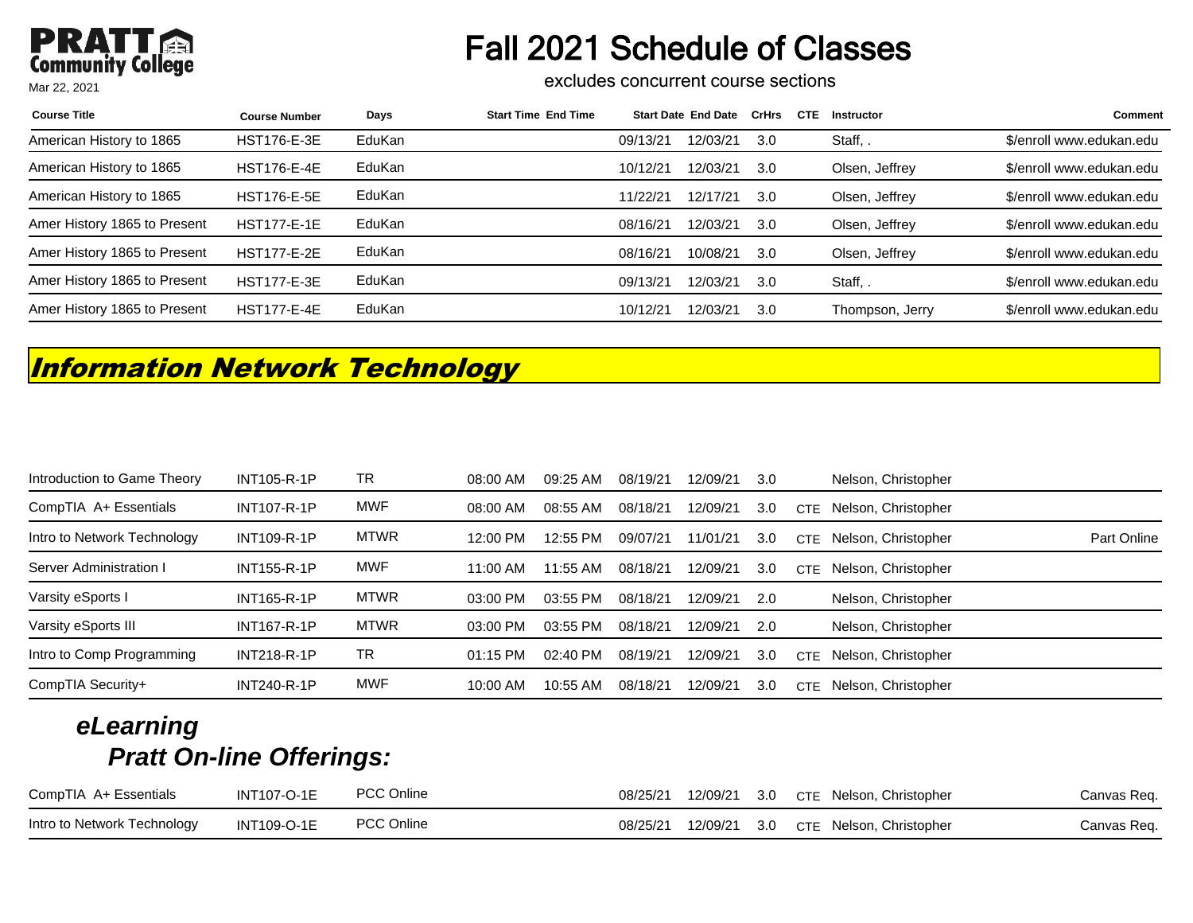# Fall 2021 Schedule of Classes

excludes concurrent course sections

Mar 22, 2021

| Course Title | Course Number | Days | Start Time | End Time | Start Date | End Date | CrHrs | CTE | Instructor | Comment |
|---|---|---|---|---|---|---|---|---|---|---|
| American History to 1865 | HST176-E-3E | EduKan | | | 09/13/21 | 12/03/21 | 3.0 | | Staff, . | $/enroll www.edukan.edu |
| American History to 1865 | HST176-E-4E | EduKan | | | 10/12/21 | 12/03/21 | 3.0 | | Olsen, Jeffrey | $/enroll www.edukan.edu |
| American History to 1865 | HST176-E-5E | EduKan | | | 11/22/21 | 12/17/21 | 3.0 | | Olsen, Jeffrey | $/enroll www.edukan.edu |
| Amer History 1865 to Present | HST177-E-1E | EduKan | | | 08/16/21 | 12/03/21 | 3.0 | | Olsen, Jeffrey | $/enroll www.edukan.edu |
| Amer History 1865 to Present | HST177-E-2E | EduKan | | | 08/16/21 | 10/08/21 | 3.0 | | Olsen, Jeffrey | $/enroll www.edukan.edu |
| Amer History 1865 to Present | HST177-E-3E | EduKan | | | 09/13/21 | 12/03/21 | 3.0 | | Staff, . | $/enroll www.edukan.edu |
| Amer History 1865 to Present | HST177-E-4E | EduKan | | | 10/12/21 | 12/03/21 | 3.0 | | Thompson, Jerry | $/enroll www.edukan.edu |

## Information Network Technology

| Course Title | Course Number | Days | Start Time | End Time | Start Date | End Date | CrHrs | CTE | Instructor | Comment |
|---|---|---|---|---|---|---|---|---|---|---|
| Introduction to Game Theory | INT105-R-1P | TR | 08:00 AM | 09:25 AM | 08/19/21 | 12/09/21 | 3.0 | | Nelson, Christopher | |
| CompTIA A+ Essentials | INT107-R-1P | MWF | 08:00 AM | 08:55 AM | 08/18/21 | 12/09/21 | 3.0 | CTE | Nelson, Christopher | |
| Intro to Network Technology | INT109-R-1P | MTWR | 12:00 PM | 12:55 PM | 09/07/21 | 11/01/21 | 3.0 | CTE | Nelson, Christopher | Part Online |
| Server Administration I | INT155-R-1P | MWF | 11:00 AM | 11:55 AM | 08/18/21 | 12/09/21 | 3.0 | CTE | Nelson, Christopher | |
| Varsity eSports I | INT165-R-1P | MTWR | 03:00 PM | 03:55 PM | 08/18/21 | 12/09/21 | 2.0 | | Nelson, Christopher | |
| Varsity eSports III | INT167-R-1P | MTWR | 03:00 PM | 03:55 PM | 08/18/21 | 12/09/21 | 2.0 | | Nelson, Christopher | |
| Intro to Comp Programming | INT218-R-1P | TR | 01:15 PM | 02:40 PM | 08/19/21 | 12/09/21 | 3.0 | CTE | Nelson, Christopher | |
| CompTIA Security+ | INT240-R-1P | MWF | 10:00 AM | 10:55 AM | 08/18/21 | 12/09/21 | 3.0 | CTE | Nelson, Christopher | |

### *eLearning*
### *Pratt On-line Offerings:*

| Course Title | Course Number | Days | Start Time | End Time | Start Date | End Date | CrHrs | CTE | Instructor | Comment |
|---|---|---|---|---|---|---|---|---|---|---|
| CompTIA A+ Essentials | INT107-O-1E | PCC Online | | | 08/25/21 | 12/09/21 | 3.0 | CTE | Nelson, Christopher | Canvas Req. |
| Intro to Network Technology | INT109-O-1E | PCC Online | | | 08/25/21 | 12/09/21 | 3.0 | CTE | Nelson, Christopher | Canvas Req. |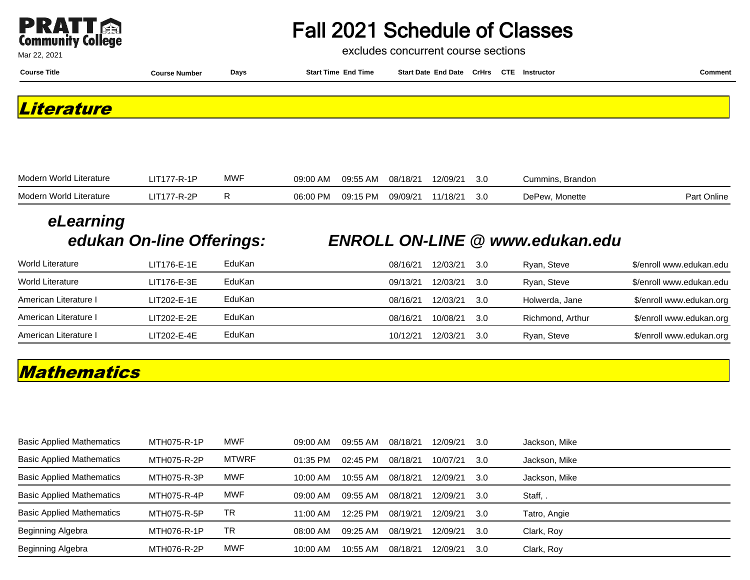# Fall 2021 Schedule of Classes

excludes concurrent course sections

Mar 22, 2021

## *Literature*

| Course Title | Course Number | Days | Start Time | End Time | Start Date | End Date | CrHrs | CTE | Instructor | Comment |
|---|---|---|---|---|---|---|---|---|---|---|
| Modern World Literature | LIT177-R-1P | MWF | 09:00 AM | 09:55 AM | 08/18/21 | 12/09/21 | 3.0 | | Cummins, Brandon | |
| Modern World Literature | LIT177-R-2P | R | 06:00 PM | 09:15 PM | 09/09/21 | 11/18/21 | 3.0 | | DePew, Monette | Part Online |

### *eLearning*

### *edukan On-line Offerings:* *ENROLL ON-LINE @ www.edukan.edu*

| Course Title | Course Number | Days | Start Time | End Time | Start Date | End Date | CrHrs | CTE | Instructor | Comment |
|---|---|---|---|---|---|---|---|---|---|---|
| World Literature | LIT176-E-1E | EduKan | | | 08/16/21 | 12/03/21 | 3.0 | | Ryan, Steve | $/enroll www.edukan.edu |
| World Literature | LIT176-E-3E | EduKan | | | 09/13/21 | 12/03/21 | 3.0 | | Ryan, Steve | $/enroll www.edukan.edu |
| American Literature I | LIT202-E-1E | EduKan | | | 08/16/21 | 12/03/21 | 3.0 | | Holwerda, Jane | $/enroll www.edukan.org |
| American Literature I | LIT202-E-2E | EduKan | | | 08/16/21 | 10/08/21 | 3.0 | | Richmond, Arthur | $/enroll www.edukan.org |
| American Literature I | LIT202-E-4E | EduKan | | | 10/12/21 | 12/03/21 | 3.0 | | Ryan, Steve | $/enroll www.edukan.org |

## *Mathematics*

| Course Title | Course Number | Days | Start Time | End Time | Start Date | End Date | CrHrs | CTE | Instructor | Comment |
|---|---|---|---|---|---|---|---|---|---|---|
| Basic Applied Mathematics | MTH075-R-1P | MWF | 09:00 AM | 09:55 AM | 08/18/21 | 12/09/21 | 3.0 | | Jackson, Mike | |
| Basic Applied Mathematics | MTH075-R-2P | MTWRF | 01:35 PM | 02:45 PM | 08/18/21 | 10/07/21 | 3.0 | | Jackson, Mike | |
| Basic Applied Mathematics | MTH075-R-3P | MWF | 10:00 AM | 10:55 AM | 08/18/21 | 12/09/21 | 3.0 | | Jackson, Mike | |
| Basic Applied Mathematics | MTH075-R-4P | MWF | 09:00 AM | 09:55 AM | 08/18/21 | 12/09/21 | 3.0 | | Staff, . | |
| Basic Applied Mathematics | MTH075-R-5P | TR | 11:00 AM | 12:25 PM | 08/19/21 | 12/09/21 | 3.0 | | Tatro, Angie | |
| Beginning Algebra | MTH076-R-1P | TR | 08:00 AM | 09:25 AM | 08/19/21 | 12/09/21 | 3.0 | | Clark, Roy | |
| Beginning Algebra | MTH076-R-2P | MWF | 10:00 AM | 10:55 AM | 08/18/21 | 12/09/21 | 3.0 | | Clark, Roy | |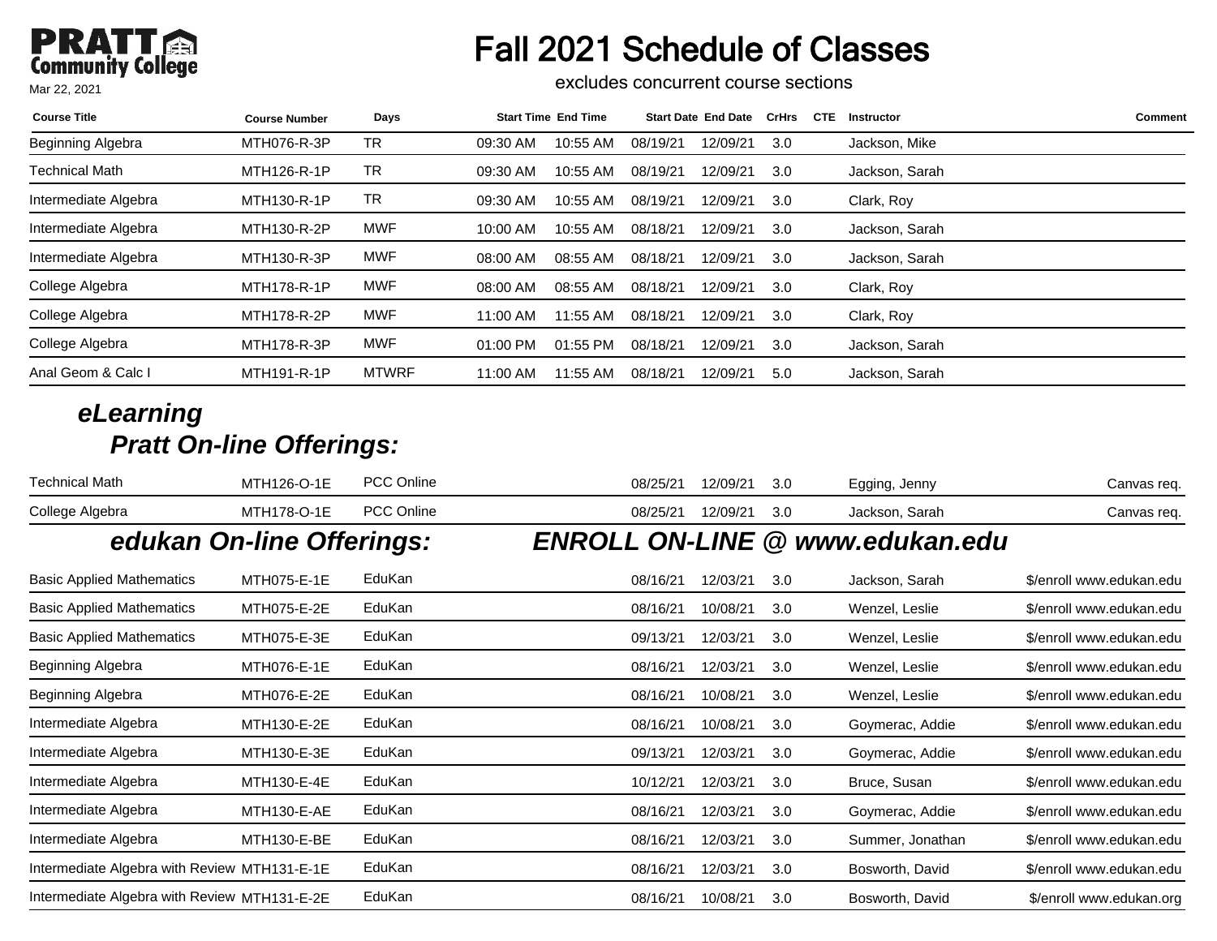**PRATT Community College**

Mar 22, 2021

# Fall 2021 Schedule of Classes

excludes concurrent course sections

| Course Title | Course Number | Days | Start Time | End Time | Start Date | End Date | CrHrs | CTE | Instructor | Comment |
|---|---|---|---|---|---|---|---|---|---|---|
| Beginning Algebra | MTH076-R-3P | TR | 09:30 AM | 10:55 AM | 08/19/21 | 12/09/21 | 3.0 | | Jackson, Mike | |
| Technical Math | MTH126-R-1P | TR | 09:30 AM | 10:55 AM | 08/19/21 | 12/09/21 | 3.0 | | Jackson, Sarah | |
| Intermediate Algebra | MTH130-R-1P | TR | 09:30 AM | 10:55 AM | 08/19/21 | 12/09/21 | 3.0 | | Clark, Roy | |
| Intermediate Algebra | MTH130-R-2P | MWF | 10:00 AM | 10:55 AM | 08/18/21 | 12/09/21 | 3.0 | | Jackson, Sarah | |
| Intermediate Algebra | MTH130-R-3P | MWF | 08:00 AM | 08:55 AM | 08/18/21 | 12/09/21 | 3.0 | | Jackson, Sarah | |
| College Algebra | MTH178-R-1P | MWF | 08:00 AM | 08:55 AM | 08/18/21 | 12/09/21 | 3.0 | | Clark, Roy | |
| College Algebra | MTH178-R-2P | MWF | 11:00 AM | 11:55 AM | 08/18/21 | 12/09/21 | 3.0 | | Clark, Roy | |
| College Algebra | MTH178-R-3P | MWF | 01:00 PM | 01:55 PM | 08/18/21 | 12/09/21 | 3.0 | | Jackson, Sarah | |
| Anal Geom & Calc I | MTH191-R-1P | MTWRF | 11:00 AM | 11:55 AM | 08/18/21 | 12/09/21 | 5.0 | | Jackson, Sarah | |

## *eLearning*

### *Pratt On-line Offerings:*

| Course Title | Course Number | Days | Start Time | End Time | Start Date | End Date | CrHrs | CTE | Instructor | Comment |
|---|---|---|---|---|---|---|---|---|---|---|
| Technical Math | MTH126-O-1E | PCC Online | | | 08/25/21 | 12/09/21 | 3.0 | | Egging, Jenny | Canvas req. |
| College Algebra | MTH178-O-1E | PCC Online | | | 08/25/21 | 12/09/21 | 3.0 | | Jackson, Sarah | Canvas req. |

### *edukan On-line Offerings:* *ENROLL ON-LINE @ www.edukan.edu*

| Course Title | Course Number | Days | Start Time | End Time | Start Date | End Date | CrHrs | CTE | Instructor | Comment |
|---|---|---|---|---|---|---|---|---|---|---|
| Basic Applied Mathematics | MTH075-E-1E | EduKan | | | 08/16/21 | 12/03/21 | 3.0 | | Jackson, Sarah | $/enroll www.edukan.edu |
| Basic Applied Mathematics | MTH075-E-2E | EduKan | | | 08/16/21 | 10/08/21 | 3.0 | | Wenzel, Leslie | $/enroll www.edukan.edu |
| Basic Applied Mathematics | MTH075-E-3E | EduKan | | | 09/13/21 | 12/03/21 | 3.0 | | Wenzel, Leslie | $/enroll www.edukan.edu |
| Beginning Algebra | MTH076-E-1E | EduKan | | | 08/16/21 | 12/03/21 | 3.0 | | Wenzel, Leslie | $/enroll www.edukan.edu |
| Beginning Algebra | MTH076-E-2E | EduKan | | | 08/16/21 | 10/08/21 | 3.0 | | Wenzel, Leslie | $/enroll www.edukan.edu |
| Intermediate Algebra | MTH130-E-2E | EduKan | | | 08/16/21 | 10/08/21 | 3.0 | | Goymerac, Addie | $/enroll www.edukan.edu |
| Intermediate Algebra | MTH130-E-3E | EduKan | | | 09/13/21 | 12/03/21 | 3.0 | | Goymerac, Addie | $/enroll www.edukan.edu |
| Intermediate Algebra | MTH130-E-4E | EduKan | | | 10/12/21 | 12/03/21 | 3.0 | | Bruce, Susan | $/enroll www.edukan.edu |
| Intermediate Algebra | MTH130-E-AE | EduKan | | | 08/16/21 | 12/03/21 | 3.0 | | Goymerac, Addie | $/enroll www.edukan.edu |
| Intermediate Algebra | MTH130-E-BE | EduKan | | | 08/16/21 | 12/03/21 | 3.0 | | Summer, Jonathan | $/enroll www.edukan.edu |
| Intermediate Algebra with Review | MTH131-E-1E | EduKan | | | 08/16/21 | 12/03/21 | 3.0 | | Bosworth, David | $/enroll www.edukan.edu |
| Intermediate Algebra with Review | MTH131-E-2E | EduKan | | | 08/16/21 | 10/08/21 | 3.0 | | Bosworth, David | $/enroll www.edukan.org |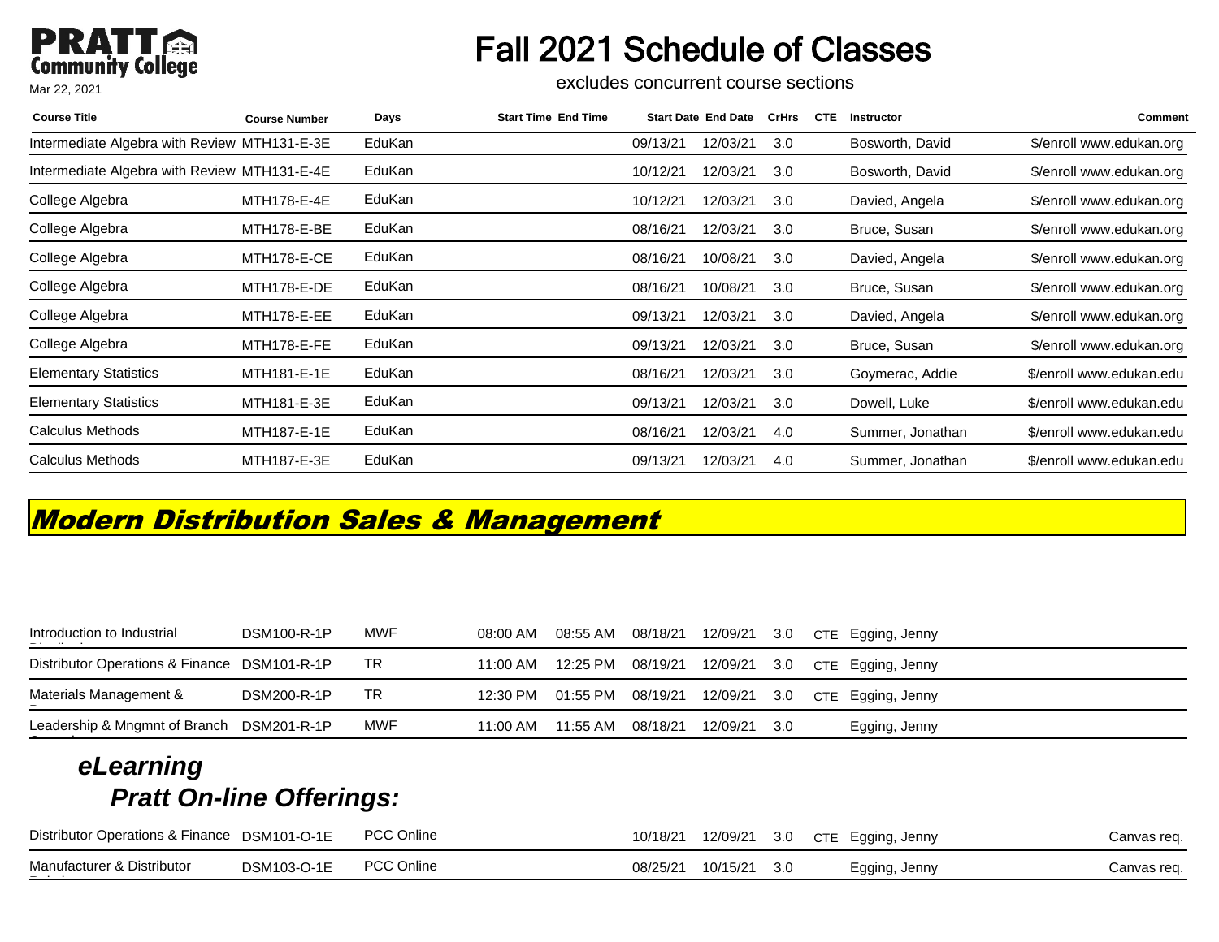# Fall 2021 Schedule of Classes

excludes concurrent course sections

Mar 22, 2021

| Course Title | Course Number | Days | Start Time | End Time | Start Date | End Date | CrHrs | CTE | Instructor | Comment |
|---|---|---|---|---|---|---|---|---|---|---|
| Intermediate Algebra with Review | MTH131-E-3E | EduKan | | | 09/13/21 | 12/03/21 | 3.0 | | Bosworth, David | $/enroll www.edukan.org |
| Intermediate Algebra with Review | MTH131-E-4E | EduKan | | | 10/12/21 | 12/03/21 | 3.0 | | Bosworth, David | $/enroll www.edukan.org |
| College Algebra | MTH178-E-4E | EduKan | | | 10/12/21 | 12/03/21 | 3.0 | | Davied, Angela | $/enroll www.edukan.org |
| College Algebra | MTH178-E-BE | EduKan | | | 08/16/21 | 12/03/21 | 3.0 | | Bruce, Susan | $/enroll www.edukan.org |
| College Algebra | MTH178-E-CE | EduKan | | | 08/16/21 | 10/08/21 | 3.0 | | Davied, Angela | $/enroll www.edukan.org |
| College Algebra | MTH178-E-DE | EduKan | | | 08/16/21 | 10/08/21 | 3.0 | | Bruce, Susan | $/enroll www.edukan.org |
| College Algebra | MTH178-E-EE | EduKan | | | 09/13/21 | 12/03/21 | 3.0 | | Davied, Angela | $/enroll www.edukan.org |
| College Algebra | MTH178-E-FE | EduKan | | | 09/13/21 | 12/03/21 | 3.0 | | Bruce, Susan | $/enroll www.edukan.org |
| Elementary Statistics | MTH181-E-1E | EduKan | | | 08/16/21 | 12/03/21 | 3.0 | | Goymerac, Addie | $/enroll www.edukan.edu |
| Elementary Statistics | MTH181-E-3E | EduKan | | | 09/13/21 | 12/03/21 | 3.0 | | Dowell, Luke | $/enroll www.edukan.edu |
| Calculus Methods | MTH187-E-1E | EduKan | | | 08/16/21 | 12/03/21 | 4.0 | | Summer, Jonathan | $/enroll www.edukan.edu |
| Calculus Methods | MTH187-E-3E | EduKan | | | 09/13/21 | 12/03/21 | 4.0 | | Summer, Jonathan | $/enroll www.edukan.edu |

## *Modern Distribution Sales & Management*

| Course Title | Course Number | Days | Start Time | End Time | Start Date | End Date | CrHrs | CTE | Instructor | Comment |
|---|---|---|---|---|---|---|---|---|---|---|
| Introduction to Industrial Distribution | DSM100-R-1P | MWF | 08:00 AM | 08:55 AM | 08/18/21 | 12/09/21 | 3.0 | CTE | Egging, Jenny | |
| Distributor Operations & Finance | DSM101-R-1P | TR | 11:00 AM | 12:25 PM | 08/19/21 | 12/09/21 | 3.0 | CTE | Egging, Jenny | |
| Materials Management & | DSM200-R-1P | TR | 12:30 PM | 01:55 PM | 08/19/21 | 12/09/21 | 3.0 | CTE | Egging, Jenny | |
| Leadership & Mngmnt of Branch | DSM201-R-1P | MWF | 11:00 AM | 11:55 AM | 08/18/21 | 12/09/21 | 3.0 | | Egging, Jenny | |

### *eLearning*
### *Pratt On-line Offerings:*

| Course Title | Course Number | Days | Start Time | End Time | Start Date | End Date | CrHrs | CTE | Instructor | Comment |
|---|---|---|---|---|---|---|---|---|---|---|
| Distributor Operations & Finance | DSM101-O-1E | PCC Online | | | 10/18/21 | 12/09/21 | 3.0 | CTE | Egging, Jenny | Canvas req. |
| Manufacturer & Distributor | DSM103-O-1E | PCC Online | | | 08/25/21 | 10/15/21 | 3.0 | | Egging, Jenny | Canvas req. |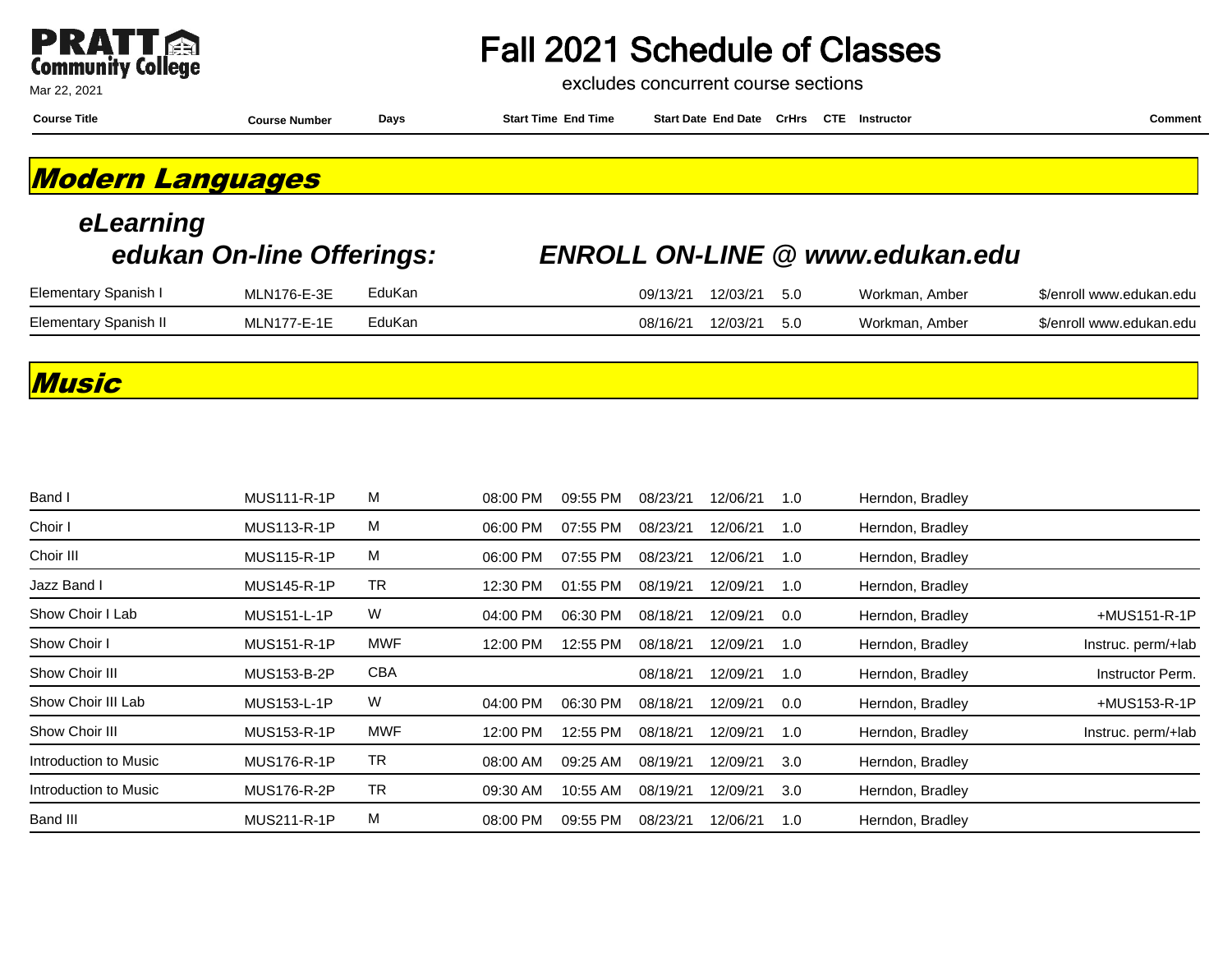PRATT Community College

Mar 22, 2021

# Fall 2021 Schedule of Classes

excludes concurrent course sections

| Course Title | Course Number | Days | Start Time | End Time | Start Date | End Date | CrHrs | CTE | Instructor | Comment |
|---|---|---|---|---|---|---|---|---|---|---|

## *Modern Languages*

### *eLearning*

### *edukan On-line Offerings:* *ENROLL ON-LINE @ www.edukan.edu*

| Course Title | Course Number | Days | Start Time | End Time | Start Date | End Date | CrHrs | CTE | Instructor | Comment |
|---|---|---|---|---|---|---|---|---|---|---|
| Elementary Spanish I | MLN176-E-3E | EduKan | | | 09/13/21 | 12/03/21 | 5.0 | | Workman, Amber | $/enroll www.edukan.edu |
| Elementary Spanish II | MLN177-E-1E | EduKan | | | 08/16/21 | 12/03/21 | 5.0 | | Workman, Amber | $/enroll www.edukan.edu |

## *Music*

| Course Title | Course Number | Days | Start Time | End Time | Start Date | End Date | CrHrs | CTE | Instructor | Comment |
|---|---|---|---|---|---|---|---|---|---|---|
| Band I | MUS111-R-1P | M | 08:00 PM | 09:55 PM | 08/23/21 | 12/06/21 | 1.0 | | Herndon, Bradley | |
| Choir I | MUS113-R-1P | M | 06:00 PM | 07:55 PM | 08/23/21 | 12/06/21 | 1.0 | | Herndon, Bradley | |
| Choir III | MUS115-R-1P | M | 06:00 PM | 07:55 PM | 08/23/21 | 12/06/21 | 1.0 | | Herndon, Bradley | |
| Jazz Band I | MUS145-R-1P | TR | 12:30 PM | 01:55 PM | 08/19/21 | 12/09/21 | 1.0 | | Herndon, Bradley | |
| Show Choir I Lab | MUS151-L-1P | W | 04:00 PM | 06:30 PM | 08/18/21 | 12/09/21 | 0.0 | | Herndon, Bradley | +MUS151-R-1P |
| Show Choir I | MUS151-R-1P | MWF | 12:00 PM | 12:55 PM | 08/18/21 | 12/09/21 | 1.0 | | Herndon, Bradley | Instruc. perm/+lab |
| Show Choir III | MUS153-B-2P | CBA | | | 08/18/21 | 12/09/21 | 1.0 | | Herndon, Bradley | Instructor Perm. |
| Show Choir III Lab | MUS153-L-1P | W | 04:00 PM | 06:30 PM | 08/18/21 | 12/09/21 | 0.0 | | Herndon, Bradley | +MUS153-R-1P |
| Show Choir III | MUS153-R-1P | MWF | 12:00 PM | 12:55 PM | 08/18/21 | 12/09/21 | 1.0 | | Herndon, Bradley | Instruc. perm/+lab |
| Introduction to Music | MUS176-R-1P | TR | 08:00 AM | 09:25 AM | 08/19/21 | 12/09/21 | 3.0 | | Herndon, Bradley | |
| Introduction to Music | MUS176-R-2P | TR | 09:30 AM | 10:55 AM | 08/19/21 | 12/09/21 | 3.0 | | Herndon, Bradley | |
| Band III | MUS211-R-1P | M | 08:00 PM | 09:55 PM | 08/23/21 | 12/06/21 | 1.0 | | Herndon, Bradley | |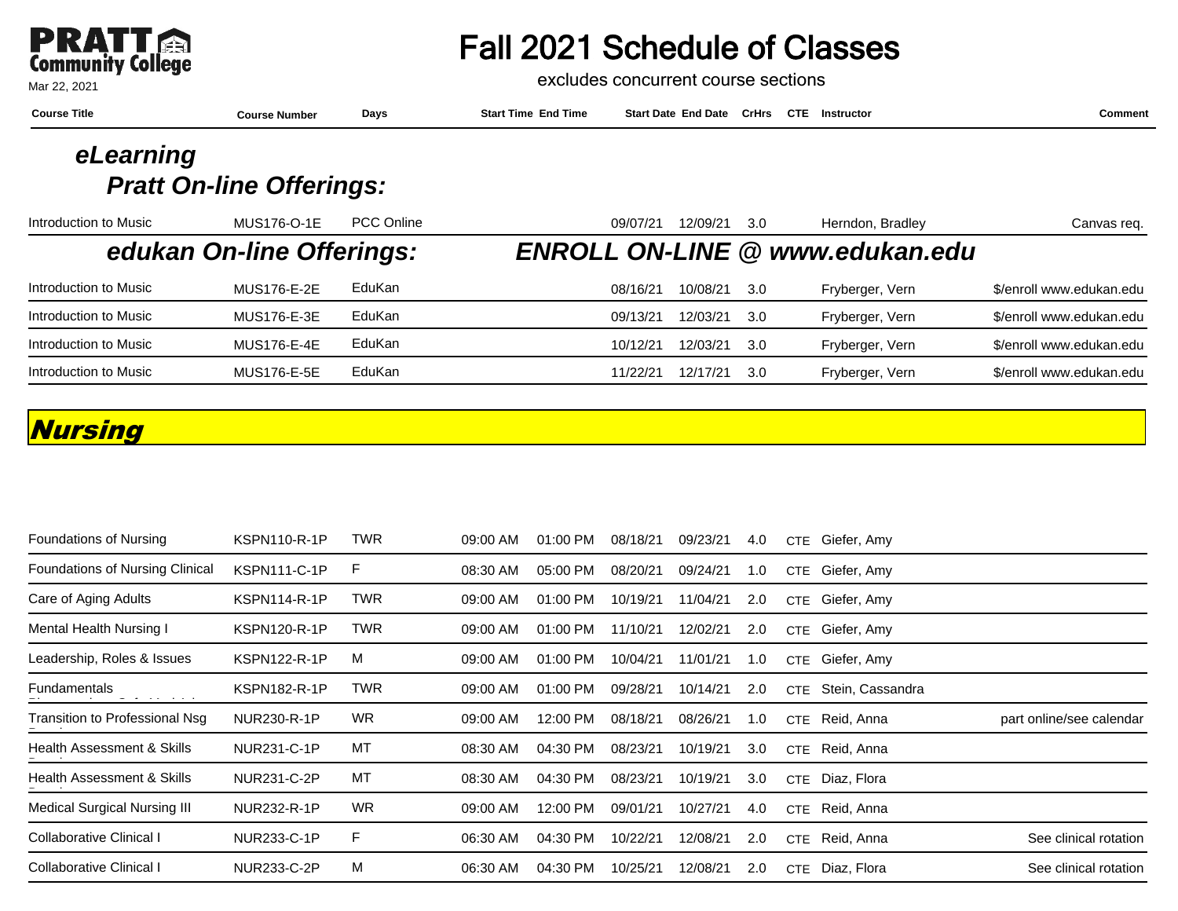# Fall 2021 Schedule of Classes

excludes concurrent course sections

## eLearning

### Pratt On-line Offerings:

| Course Title | Course Number | Days | Start Time | End Time | Start Date | End Date | CrHrs | CTE | Instructor | Comment |
|---|---|---|---|---|---|---|---|---|---|---|
| Introduction to Music | MUS176-O-1E | PCC Online | | | 09/07/21 | 12/09/21 | 3.0 | | Herndon, Bradley | Canvas req. |

### edukan On-line Offerings: ENROLL ON-LINE @ www.edukan.edu

| Course Title | Course Number | Days | Start Time | End Time | Start Date | End Date | CrHrs | CTE | Instructor | Comment |
|---|---|---|---|---|---|---|---|---|---|---|
| Introduction to Music | MUS176-E-2E | EduKan | | | 08/16/21 | 10/08/21 | 3.0 | | Fryberger, Vern | $/enroll www.edukan.edu |
| Introduction to Music | MUS176-E-3E | EduKan | | | 09/13/21 | 12/03/21 | 3.0 | | Fryberger, Vern | $/enroll www.edukan.edu |
| Introduction to Music | MUS176-E-4E | EduKan | | | 10/12/21 | 12/03/21 | 3.0 | | Fryberger, Vern | $/enroll www.edukan.edu |
| Introduction to Music | MUS176-E-5E | EduKan | | | 11/22/21 | 12/17/21 | 3.0 | | Fryberger, Vern | $/enroll www.edukan.edu |

## Nursing

| Course Title | Course Number | Days | Start Time | End Time | Start Date | End Date | CrHrs | CTE | Instructor | Comment |
|---|---|---|---|---|---|---|---|---|---|---|
| Foundations of Nursing | KSPN110-R-1P | TWR | 09:00 AM | 01:00 PM | 08/18/21 | 09/23/21 | 4.0 | CTE | Giefer, Amy | |
| Foundations of Nursing Clinical | KSPN111-C-1P | F | 08:30 AM | 05:00 PM | 08/20/21 | 09/24/21 | 1.0 | CTE | Giefer, Amy | |
| Care of Aging Adults | KSPN114-R-1P | TWR | 09:00 AM | 01:00 PM | 10/19/21 | 11/04/21 | 2.0 | CTE | Giefer, Amy | |
| Mental Health Nursing I | KSPN120-R-1P | TWR | 09:00 AM | 01:00 PM | 11/10/21 | 12/02/21 | 2.0 | CTE | Giefer, Amy | |
| Leadership, Roles & Issues | KSPN122-R-1P | M | 09:00 AM | 01:00 PM | 10/04/21 | 11/01/21 | 1.0 | CTE | Giefer, Amy | |
| Fundamentals | KSPN182-R-1P | TWR | 09:00 AM | 01:00 PM | 09/28/21 | 10/14/21 | 2.0 | CTE | Stein, Cassandra | |
| Transition to Professional Nsg | NUR230-R-1P | WR | 09:00 AM | 12:00 PM | 08/18/21 | 08/26/21 | 1.0 | CTE | Reid, Anna | part online/see calendar |
| Health Assessment & Skills | NUR231-C-1P | MT | 08:30 AM | 04:30 PM | 08/23/21 | 10/19/21 | 3.0 | CTE | Reid, Anna | |
| Health Assessment & Skills | NUR231-C-2P | MT | 08:30 AM | 04:30 PM | 08/23/21 | 10/19/21 | 3.0 | CTE | Diaz, Flora | |
| Medical Surgical Nursing III | NUR232-R-1P | WR | 09:00 AM | 12:00 PM | 09/01/21 | 10/27/21 | 4.0 | CTE | Reid, Anna | |
| Collaborative Clinical I | NUR233-C-1P | F | 06:30 AM | 04:30 PM | 10/22/21 | 12/08/21 | 2.0 | CTE | Reid, Anna | See clinical rotation |
| Collaborative Clinical I | NUR233-C-2P | M | 06:30 AM | 04:30 PM | 10/25/21 | 12/08/21 | 2.0 | CTE | Diaz, Flora | See clinical rotation |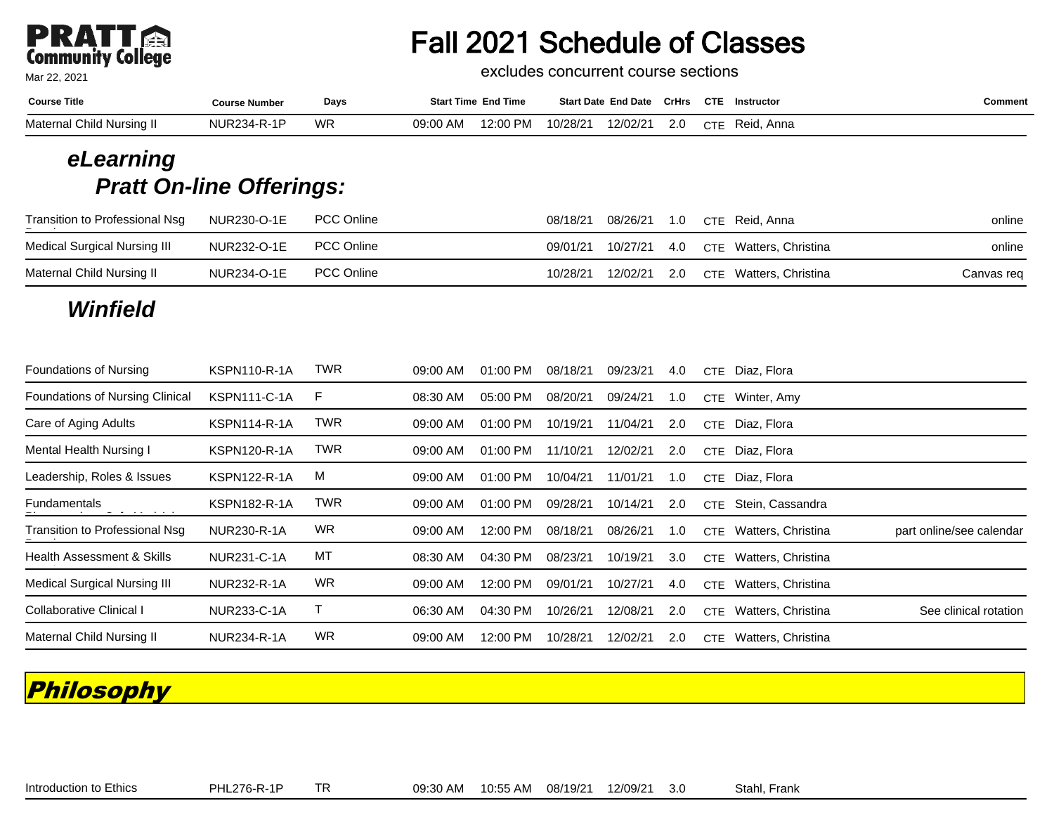PRATT Community College

Mar 22, 2021

# Fall 2021 Schedule of Classes

excludes concurrent course sections

| Course Title | Course Number | Days | Start Time | End Time | Start Date | End Date | CrHrs | CTE | Instructor | Comment |
|---|---|---|---|---|---|---|---|---|---|---|
| Maternal Child Nursing II | NUR234-R-1P | WR | 09:00 AM | 12:00 PM | 10/28/21 | 12/02/21 | 2.0 | CTE | Reid, Anna | |

## *eLearning*

### *Pratt On-line Offerings:*

| Course Title | Course Number | Days | Start Time | End Time | Start Date | End Date | CrHrs | CTE | Instructor | Comment |
|---|---|---|---|---|---|---|---|---|---|---|
| Transition to Professional Nsg | NUR230-O-1E | PCC Online | | | 08/18/21 | 08/26/21 | 1.0 | CTE | Reid, Anna | online |
| Medical Surgical Nursing III | NUR232-O-1E | PCC Online | | | 09/01/21 | 10/27/21 | 4.0 | CTE | Watters, Christina | online |
| Maternal Child Nursing II | NUR234-O-1E | PCC Online | | | 10/28/21 | 12/02/21 | 2.0 | CTE | Watters, Christina | Canvas req |

## *Winfield*

| Course Title | Course Number | Days | Start Time | End Time | Start Date | End Date | CrHrs | CTE | Instructor | Comment |
|---|---|---|---|---|---|---|---|---|---|---|
| Foundations of Nursing | KSPN110-R-1A | TWR | 09:00 AM | 01:00 PM | 08/18/21 | 09/23/21 | 4.0 | CTE | Diaz, Flora | |
| Foundations of Nursing Clinical | KSPN111-C-1A | F | 08:30 AM | 05:00 PM | 08/20/21 | 09/24/21 | 1.0 | CTE | Winter, Amy | |
| Care of Aging Adults | KSPN114-R-1A | TWR | 09:00 AM | 01:00 PM | 10/19/21 | 11/04/21 | 2.0 | CTE | Diaz, Flora | |
| Mental Health Nursing I | KSPN120-R-1A | TWR | 09:00 AM | 01:00 PM | 11/10/21 | 12/02/21 | 2.0 | CTE | Diaz, Flora | |
| Leadership, Roles & Issues | KSPN122-R-1A | M | 09:00 AM | 01:00 PM | 10/04/21 | 11/01/21 | 1.0 | CTE | Diaz, Flora | |
| Fundamentals | KSPN182-R-1A | TWR | 09:00 AM | 01:00 PM | 09/28/21 | 10/14/21 | 2.0 | CTE | Stein, Cassandra | |
| Transition to Professional Nsg | NUR230-R-1A | WR | 09:00 AM | 12:00 PM | 08/18/21 | 08/26/21 | 1.0 | CTE | Watters, Christina | part online/see calendar |
| Health Assessment & Skills | NUR231-C-1A | MT | 08:30 AM | 04:30 PM | 08/23/21 | 10/19/21 | 3.0 | CTE | Watters, Christina | |
| Medical Surgical Nursing III | NUR232-R-1A | WR | 09:00 AM | 12:00 PM | 09/01/21 | 10/27/21 | 4.0 | CTE | Watters, Christina | |
| Collaborative Clinical I | NUR233-C-1A | T | 06:30 AM | 04:30 PM | 10/26/21 | 12/08/21 | 2.0 | CTE | Watters, Christina | See clinical rotation |
| Maternal Child Nursing II | NUR234-R-1A | WR | 09:00 AM | 12:00 PM | 10/28/21 | 12/02/21 | 2.0 | CTE | Watters, Christina | |

## *Philosophy*

| Course Title | Course Number | Days | Start Time | End Time | Start Date | End Date | CrHrs | CTE | Instructor | Comment |
|---|---|---|---|---|---|---|---|---|---|---|
| Introduction to Ethics | PHL276-R-1P | TR | 09:30 AM | 10:55 AM | 08/19/21 | 12/09/21 | 3.0 | | Stahl, Frank | |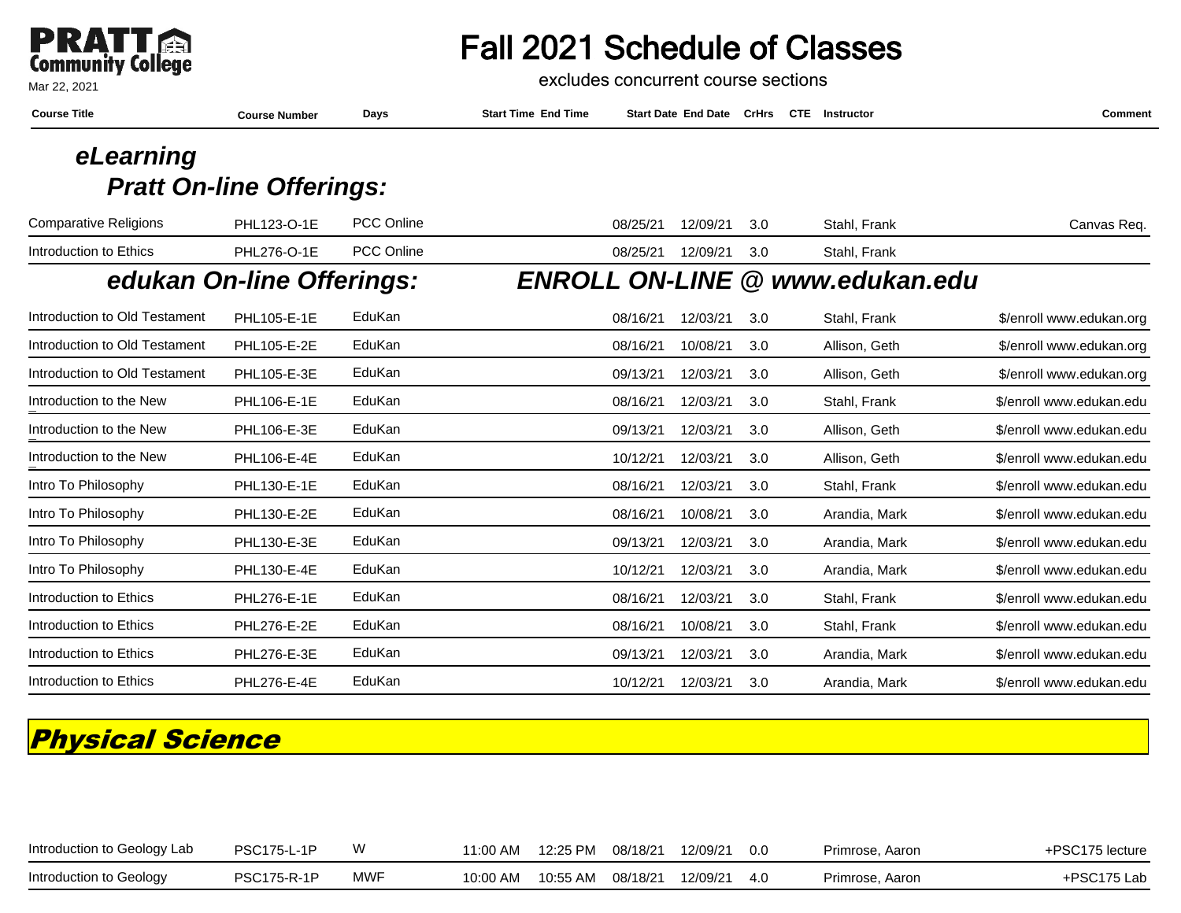# Fall 2021 Schedule of Classes

excludes concurrent course sections

Mar 22, 2021

## eLearning

### Pratt On-line Offerings:

| Course Title | Course Number | Days | Start Time | End Time | Start Date | End Date | CrHrs | CTE | Instructor | Comment |
|---|---|---|---|---|---|---|---|---|---|---|
| Comparative Religions | PHL123-O-1E | PCC Online | | | 08/25/21 | 12/09/21 | 3.0 | | Stahl, Frank | Canvas Req. |
| Introduction to Ethics | PHL276-O-1E | PCC Online | | | 08/25/21 | 12/09/21 | 3.0 | | Stahl, Frank | |

### edukan On-line Offerings: ENROLL ON-LINE @ www.edukan.edu

| Course Title | Course Number | Days | Start Time | End Time | Start Date | End Date | CrHrs | CTE | Instructor | Comment |
|---|---|---|---|---|---|---|---|---|---|---|
| Introduction to Old Testament | PHL105-E-1E | EduKan | | | 08/16/21 | 12/03/21 | 3.0 | | Stahl, Frank | $/enroll www.edukan.org |
| Introduction to Old Testament | PHL105-E-2E | EduKan | | | 08/16/21 | 10/08/21 | 3.0 | | Allison, Geth | $/enroll www.edukan.org |
| Introduction to Old Testament | PHL105-E-3E | EduKan | | | 09/13/21 | 12/03/21 | 3.0 | | Allison, Geth | $/enroll www.edukan.org |
| Introduction to the New | PHL106-E-1E | EduKan | | | 08/16/21 | 12/03/21 | 3.0 | | Stahl, Frank | $/enroll www.edukan.edu |
| Introduction to the New | PHL106-E-3E | EduKan | | | 09/13/21 | 12/03/21 | 3.0 | | Allison, Geth | $/enroll www.edukan.edu |
| Introduction to the New | PHL106-E-4E | EduKan | | | 10/12/21 | 12/03/21 | 3.0 | | Allison, Geth | $/enroll www.edukan.edu |
| Intro To Philosophy | PHL130-E-1E | EduKan | | | 08/16/21 | 12/03/21 | 3.0 | | Stahl, Frank | $/enroll www.edukan.edu |
| Intro To Philosophy | PHL130-E-2E | EduKan | | | 08/16/21 | 10/08/21 | 3.0 | | Arandia, Mark | $/enroll www.edukan.edu |
| Intro To Philosophy | PHL130-E-3E | EduKan | | | 09/13/21 | 12/03/21 | 3.0 | | Arandia, Mark | $/enroll www.edukan.edu |
| Intro To Philosophy | PHL130-E-4E | EduKan | | | 10/12/21 | 12/03/21 | 3.0 | | Arandia, Mark | $/enroll www.edukan.edu |
| Introduction to Ethics | PHL276-E-1E | EduKan | | | 08/16/21 | 12/03/21 | 3.0 | | Stahl, Frank | $/enroll www.edukan.edu |
| Introduction to Ethics | PHL276-E-2E | EduKan | | | 08/16/21 | 10/08/21 | 3.0 | | Stahl, Frank | $/enroll www.edukan.edu |
| Introduction to Ethics | PHL276-E-3E | EduKan | | | 09/13/21 | 12/03/21 | 3.0 | | Arandia, Mark | $/enroll www.edukan.edu |
| Introduction to Ethics | PHL276-E-4E | EduKan | | | 10/12/21 | 12/03/21 | 3.0 | | Arandia, Mark | $/enroll www.edukan.edu |

## Physical Science

| Course Title | Course Number | Days | Start Time | End Time | Start Date | End Date | CrHrs | CTE | Instructor | Comment |
|---|---|---|---|---|---|---|---|---|---|---|
| Introduction to Geology Lab | PSC175-L-1P | W | 11:00 AM | 12:25 PM | 08/18/21 | 12/09/21 | 0.0 | | Primrose, Aaron | +PSC175 lecture |
| Introduction to Geology | PSC175-R-1P | MWF | 10:00 AM | 10:55 AM | 08/18/21 | 12/09/21 | 4.0 | | Primrose, Aaron | +PSC175 Lab |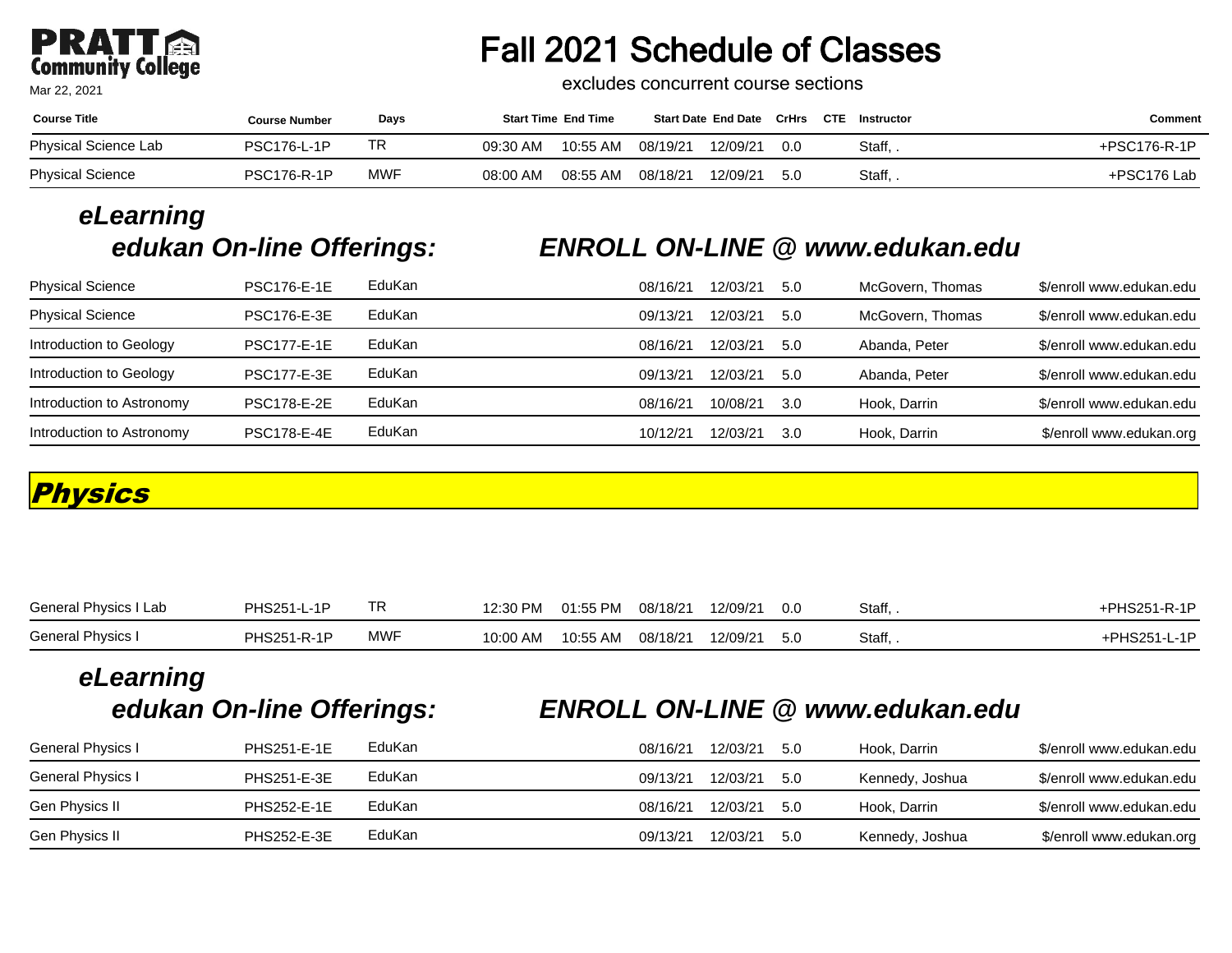# Fall 2021 Schedule of Classes

Pratt Community College

Mar 22, 2021

excludes concurrent course sections

| Course Title | Course Number | Days | Start Time | End Time | Start Date | End Date | CrHrs | CTE | Instructor | Comment |
|---|---|---|---|---|---|---|---|---|---|---|
| Physical Science Lab | PSC176-L-1P | TR | 09:30 AM | 10:55 AM | 08/19/21 | 12/09/21 | 0.0 | | Staff, . | +PSC176-R-1P |
| Physical Science | PSC176-R-1P | MWF | 08:00 AM | 08:55 AM | 08/18/21 | 12/09/21 | 5.0 | | Staff, . | +PSC176 Lab |

## *eLearning*

### *edukan On-line Offerings:* *ENROLL ON-LINE @ www.edukan.edu*

| Course Title | Course Number | Days | Start Time | End Time | Start Date | End Date | CrHrs | CTE | Instructor | Comment |
|---|---|---|---|---|---|---|---|---|---|---|
| Physical Science | PSC176-E-1E | EduKan | | | 08/16/21 | 12/03/21 | 5.0 | | McGovern, Thomas | $/enroll www.edukan.edu |
| Physical Science | PSC176-E-3E | EduKan | | | 09/13/21 | 12/03/21 | 5.0 | | McGovern, Thomas | $/enroll www.edukan.edu |
| Introduction to Geology | PSC177-E-1E | EduKan | | | 08/16/21 | 12/03/21 | 5.0 | | Abanda, Peter | $/enroll www.edukan.edu |
| Introduction to Geology | PSC177-E-3E | EduKan | | | 09/13/21 | 12/03/21 | 5.0 | | Abanda, Peter | $/enroll www.edukan.edu |
| Introduction to Astronomy | PSC178-E-2E | EduKan | | | 08/16/21 | 10/08/21 | 3.0 | | Hook, Darrin | $/enroll www.edukan.edu |
| Introduction to Astronomy | PSC178-E-4E | EduKan | | | 10/12/21 | 12/03/21 | 3.0 | | Hook, Darrin | $/enroll www.edukan.org |

## *Physics*

| Course Title | Course Number | Days | Start Time | End Time | Start Date | End Date | CrHrs | CTE | Instructor | Comment |
|---|---|---|---|---|---|---|---|---|---|---|
| General Physics I Lab | PHS251-L-1P | TR | 12:30 PM | 01:55 PM | 08/18/21 | 12/09/21 | 0.0 | | Staff, . | +PHS251-R-1P |
| General Physics I | PHS251-R-1P | MWF | 10:00 AM | 10:55 AM | 08/18/21 | 12/09/21 | 5.0 | | Staff, . | +PHS251-L-1P |

## *eLearning*

### *edukan On-line Offerings:* *ENROLL ON-LINE @ www.edukan.edu*

| Course Title | Course Number | Days | Start Time | End Time | Start Date | End Date | CrHrs | CTE | Instructor | Comment |
|---|---|---|---|---|---|---|---|---|---|---|
| General Physics I | PHS251-E-1E | EduKan | | | 08/16/21 | 12/03/21 | 5.0 | | Hook, Darrin | $/enroll www.edukan.edu |
| General Physics I | PHS251-E-3E | EduKan | | | 09/13/21 | 12/03/21 | 5.0 | | Kennedy, Joshua | $/enroll www.edukan.edu |
| Gen Physics II | PHS252-E-1E | EduKan | | | 08/16/21 | 12/03/21 | 5.0 | | Hook, Darrin | $/enroll www.edukan.edu |
| Gen Physics II | PHS252-E-3E | EduKan | | | 09/13/21 | 12/03/21 | 5.0 | | Kennedy, Joshua | $/enroll www.edukan.org |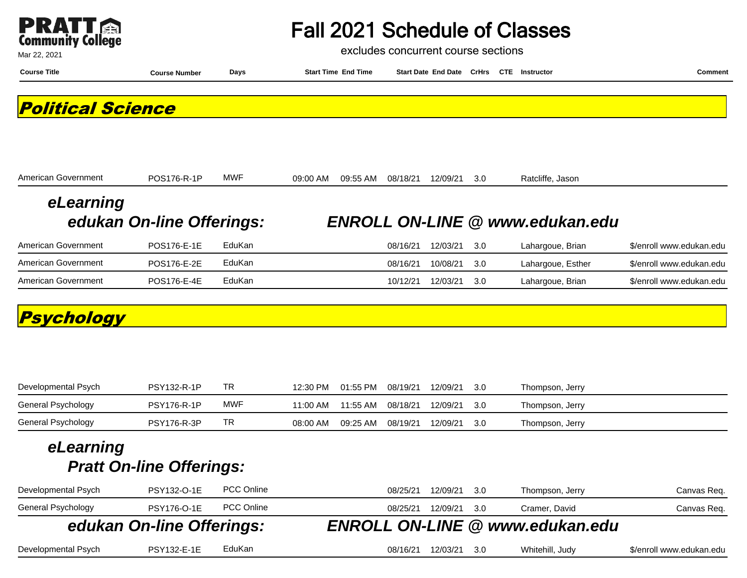# Fall 2021 Schedule of Classes

excludes concurrent course sections

Mar 22, 2021

## Political Science

| Course Title | Course Number | Days | Start Time | End Time | Start Date | End Date | CrHrs | CTE | Instructor | Comment |
|---|---|---|---|---|---|---|---|---|---|---|
| American Government | POS176-R-1P | MWF | 09:00 AM | 09:55 AM | 08/18/21 | 12/09/21 | 3.0 | | Ratcliffe, Jason | |

### *eLearning*

#### *edukan On-line Offerings:* *ENROLL ON-LINE @ www.edukan.edu*

| Course Title | Course Number | Days | Start Time | End Time | Start Date | End Date | CrHrs | CTE | Instructor | Comment |
|---|---|---|---|---|---|---|---|---|---|---|
| American Government | POS176-E-1E | EduKan | | | 08/16/21 | 12/03/21 | 3.0 | | Lahargoue, Brian | $/enroll www.edukan.edu |
| American Government | POS176-E-2E | EduKan | | | 08/16/21 | 10/08/21 | 3.0 | | Lahargoue, Esther | $/enroll www.edukan.edu |
| American Government | POS176-E-4E | EduKan | | | 10/12/21 | 12/03/21 | 3.0 | | Lahargoue, Brian | $/enroll www.edukan.edu |

## Psychology

| Course Title | Course Number | Days | Start Time | End Time | Start Date | End Date | CrHrs | CTE | Instructor | Comment |
|---|---|---|---|---|---|---|---|---|---|---|
| Developmental Psych | PSY132-R-1P | TR | 12:30 PM | 01:55 PM | 08/19/21 | 12/09/21 | 3.0 | | Thompson, Jerry | |
| General Psychology | PSY176-R-1P | MWF | 11:00 AM | 11:55 AM | 08/18/21 | 12/09/21 | 3.0 | | Thompson, Jerry | |
| General Psychology | PSY176-R-3P | TR | 08:00 AM | 09:25 AM | 08/19/21 | 12/09/21 | 3.0 | | Thompson, Jerry | |

### *eLearning*

#### *Pratt On-line Offerings:*

| Course Title | Course Number | Days | Start Time | End Time | Start Date | End Date | CrHrs | CTE | Instructor | Comment |
|---|---|---|---|---|---|---|---|---|---|---|
| Developmental Psych | PSY132-O-1E | PCC Online | | | 08/25/21 | 12/09/21 | 3.0 | | Thompson, Jerry | Canvas Req. |
| General Psychology | PSY176-O-1E | PCC Online | | | 08/25/21 | 12/09/21 | 3.0 | | Cramer, David | Canvas Req. |

#### *edukan On-line Offerings:* *ENROLL ON-LINE @ www.edukan.edu*

| Course Title | Course Number | Days | Start Time | End Time | Start Date | End Date | CrHrs | CTE | Instructor | Comment |
|---|---|---|---|---|---|---|---|---|---|---|
| Developmental Psych | PSY132-E-1E | EduKan | | | 08/16/21 | 12/03/21 | 3.0 | | Whitehill, Judy | $/enroll www.edukan.edu |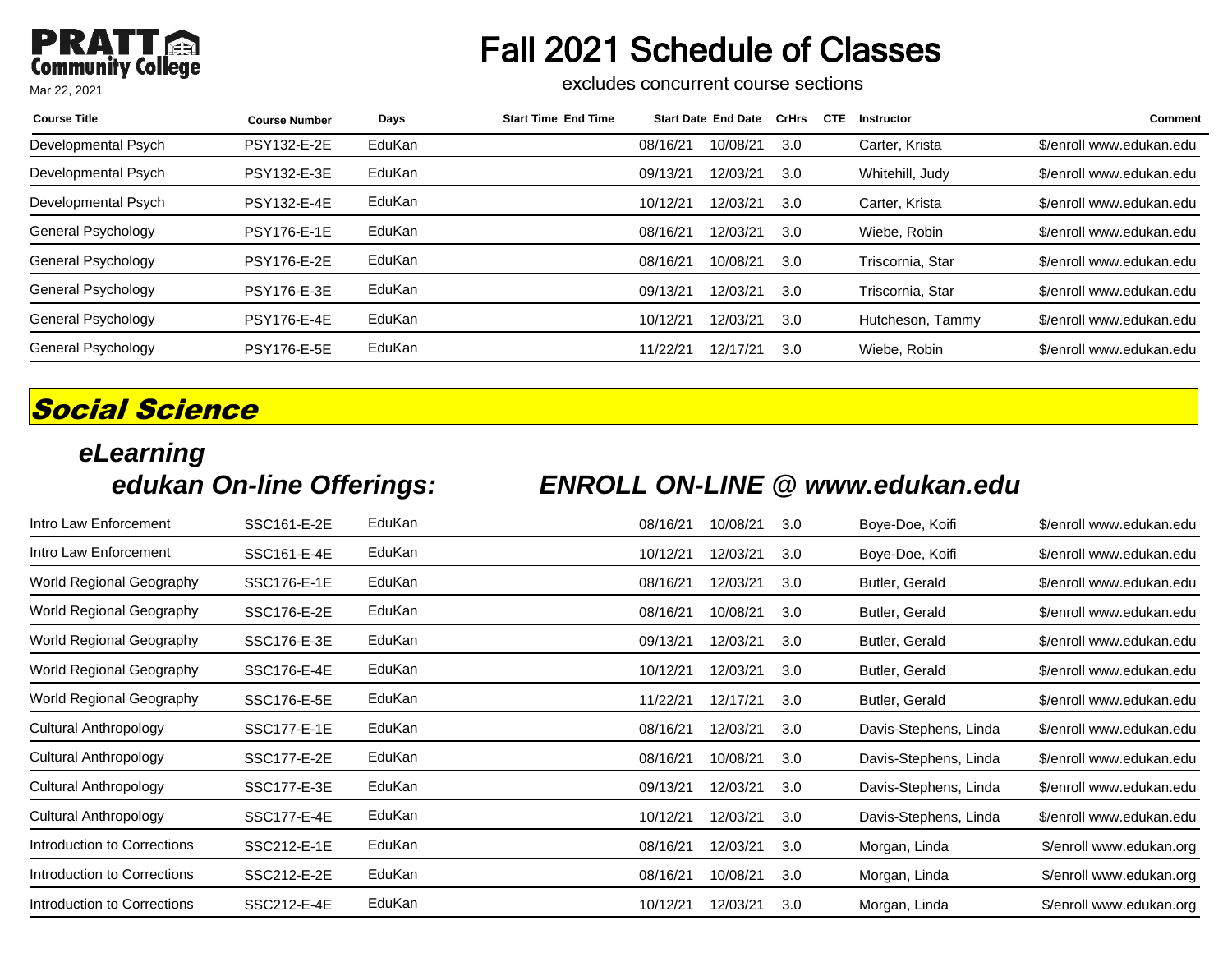# Fall 2021 Schedule of Classes

excludes concurrent course sections

Mar 22, 2021

| Course Title | Course Number | Days | Start Time | End Time | Start Date | End Date | CrHrs | CTE | Instructor | Comment |
|---|---|---|---|---|---|---|---|---|---|---|
| Developmental Psych | PSY132-E-2E | EduKan | | | 08/16/21 | 10/08/21 | 3.0 | | Carter, Krista | $/enroll www.edukan.edu |
| Developmental Psych | PSY132-E-3E | EduKan | | | 09/13/21 | 12/03/21 | 3.0 | | Whitehill, Judy | $/enroll www.edukan.edu |
| Developmental Psych | PSY132-E-4E | EduKan | | | 10/12/21 | 12/03/21 | 3.0 | | Carter, Krista | $/enroll www.edukan.edu |
| General Psychology | PSY176-E-1E | EduKan | | | 08/16/21 | 12/03/21 | 3.0 | | Wiebe, Robin | $/enroll www.edukan.edu |
| General Psychology | PSY176-E-2E | EduKan | | | 08/16/21 | 10/08/21 | 3.0 | | Triscornia, Star | $/enroll www.edukan.edu |
| General Psychology | PSY176-E-3E | EduKan | | | 09/13/21 | 12/03/21 | 3.0 | | Triscornia, Star | $/enroll www.edukan.edu |
| General Psychology | PSY176-E-4E | EduKan | | | 10/12/21 | 12/03/21 | 3.0 | | Hutcheson, Tammy | $/enroll www.edukan.edu |
| General Psychology | PSY176-E-5E | EduKan | | | 11/22/21 | 12/17/21 | 3.0 | | Wiebe, Robin | $/enroll www.edukan.edu |

## Social Science

### *eLearning*

### *edukan On-line Offerings: ENROLL ON-LINE @ www.edukan.edu*

| Course Title | Course Number | Days | Start Time | End Time | Start Date | End Date | CrHrs | CTE | Instructor | Comment |
|---|---|---|---|---|---|---|---|---|---|---|
| Intro Law Enforcement | SSC161-E-2E | EduKan | | | 08/16/21 | 10/08/21 | 3.0 | | Boye-Doe, Koifi | $/enroll www.edukan.edu |
| Intro Law Enforcement | SSC161-E-4E | EduKan | | | 10/12/21 | 12/03/21 | 3.0 | | Boye-Doe, Koifi | $/enroll www.edukan.edu |
| World Regional Geography | SSC176-E-1E | EduKan | | | 08/16/21 | 12/03/21 | 3.0 | | Butler, Gerald | $/enroll www.edukan.edu |
| World Regional Geography | SSC176-E-2E | EduKan | | | 08/16/21 | 10/08/21 | 3.0 | | Butler, Gerald | $/enroll www.edukan.edu |
| World Regional Geography | SSC176-E-3E | EduKan | | | 09/13/21 | 12/03/21 | 3.0 | | Butler, Gerald | $/enroll www.edukan.edu |
| World Regional Geography | SSC176-E-4E | EduKan | | | 10/12/21 | 12/03/21 | 3.0 | | Butler, Gerald | $/enroll www.edukan.edu |
| World Regional Geography | SSC176-E-5E | EduKan | | | 11/22/21 | 12/17/21 | 3.0 | | Butler, Gerald | $/enroll www.edukan.edu |
| Cultural Anthropology | SSC177-E-1E | EduKan | | | 08/16/21 | 12/03/21 | 3.0 | | Davis-Stephens, Linda | $/enroll www.edukan.edu |
| Cultural Anthropology | SSC177-E-2E | EduKan | | | 08/16/21 | 10/08/21 | 3.0 | | Davis-Stephens, Linda | $/enroll www.edukan.edu |
| Cultural Anthropology | SSC177-E-3E | EduKan | | | 09/13/21 | 12/03/21 | 3.0 | | Davis-Stephens, Linda | $/enroll www.edukan.edu |
| Cultural Anthropology | SSC177-E-4E | EduKan | | | 10/12/21 | 12/03/21 | 3.0 | | Davis-Stephens, Linda | $/enroll www.edukan.edu |
| Introduction to Corrections | SSC212-E-1E | EduKan | | | 08/16/21 | 12/03/21 | 3.0 | | Morgan, Linda | $/enroll www.edukan.org |
| Introduction to Corrections | SSC212-E-2E | EduKan | | | 08/16/21 | 10/08/21 | 3.0 | | Morgan, Linda | $/enroll www.edukan.org |
| Introduction to Corrections | SSC212-E-4E | EduKan | | | 10/12/21 | 12/03/21 | 3.0 | | Morgan, Linda | $/enroll www.edukan.org |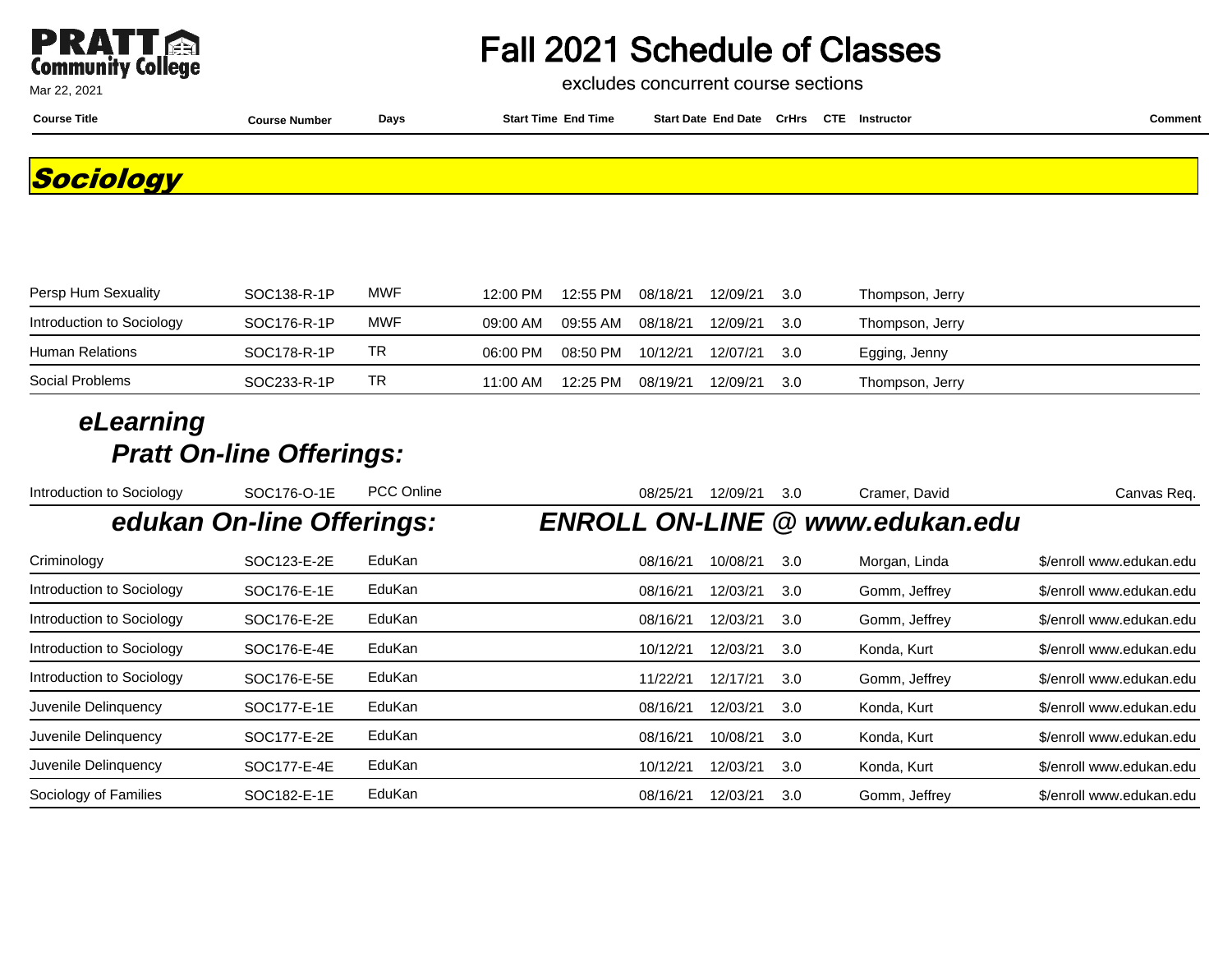# Fall 2021 Schedule of Classes

excludes concurrent course sections

## Sociology

| Course Title | Course Number | Days | Start Time | End Time | Start Date | End Date | CrHrs | CTE | Instructor | Comment |
|---|---|---|---|---|---|---|---|---|---|---|
| Persp Hum Sexuality | SOC138-R-1P | MWF | 12:00 PM | 12:55 PM | 08/18/21 | 12/09/21 | 3.0 | | Thompson, Jerry | |
| Introduction to Sociology | SOC176-R-1P | MWF | 09:00 AM | 09:55 AM | 08/18/21 | 12/09/21 | 3.0 | | Thompson, Jerry | |
| Human Relations | SOC178-R-1P | TR | 06:00 PM | 08:50 PM | 10/12/21 | 12/07/21 | 3.0 | | Egging, Jenny | |
| Social Problems | SOC233-R-1P | TR | 11:00 AM | 12:25 PM | 08/19/21 | 12/09/21 | 3.0 | | Thompson, Jerry | |

### *eLearning*

### *Pratt On-line Offerings:*

| Course Title | Course Number | Days | Start Time | End Time | Start Date | End Date | CrHrs | CTE | Instructor | Comment |
|---|---|---|---|---|---|---|---|---|---|---|
| Introduction to Sociology | SOC176-O-1E | PCC Online | | | 08/25/21 | 12/09/21 | 3.0 | | Cramer, David | Canvas Req. |

### *edukan On-line Offerings: ENROLL ON-LINE @ www.edukan.edu*

| Course Title | Course Number | Days | Start Time | End Time | Start Date | End Date | CrHrs | CTE | Instructor | Comment |
|---|---|---|---|---|---|---|---|---|---|---|
| Criminology | SOC123-E-2E | EduKan | | | 08/16/21 | 10/08/21 | 3.0 | | Morgan, Linda | $/enroll www.edukan.edu |
| Introduction to Sociology | SOC176-E-1E | EduKan | | | 08/16/21 | 12/03/21 | 3.0 | | Gomm, Jeffrey | $/enroll www.edukan.edu |
| Introduction to Sociology | SOC176-E-2E | EduKan | | | 08/16/21 | 12/03/21 | 3.0 | | Gomm, Jeffrey | $/enroll www.edukan.edu |
| Introduction to Sociology | SOC176-E-4E | EduKan | | | 10/12/21 | 12/03/21 | 3.0 | | Konda, Kurt | $/enroll www.edukan.edu |
| Introduction to Sociology | SOC176-E-5E | EduKan | | | 11/22/21 | 12/17/21 | 3.0 | | Gomm, Jeffrey | $/enroll www.edukan.edu |
| Juvenile Delinquency | SOC177-E-1E | EduKan | | | 08/16/21 | 12/03/21 | 3.0 | | Konda, Kurt | $/enroll www.edukan.edu |
| Juvenile Delinquency | SOC177-E-2E | EduKan | | | 08/16/21 | 10/08/21 | 3.0 | | Konda, Kurt | $/enroll www.edukan.edu |
| Juvenile Delinquency | SOC177-E-4E | EduKan | | | 10/12/21 | 12/03/21 | 3.0 | | Konda, Kurt | $/enroll www.edukan.edu |
| Sociology of Families | SOC182-E-1E | EduKan | | | 08/16/21 | 12/03/21 | 3.0 | | Gomm, Jeffrey | $/enroll www.edukan.edu |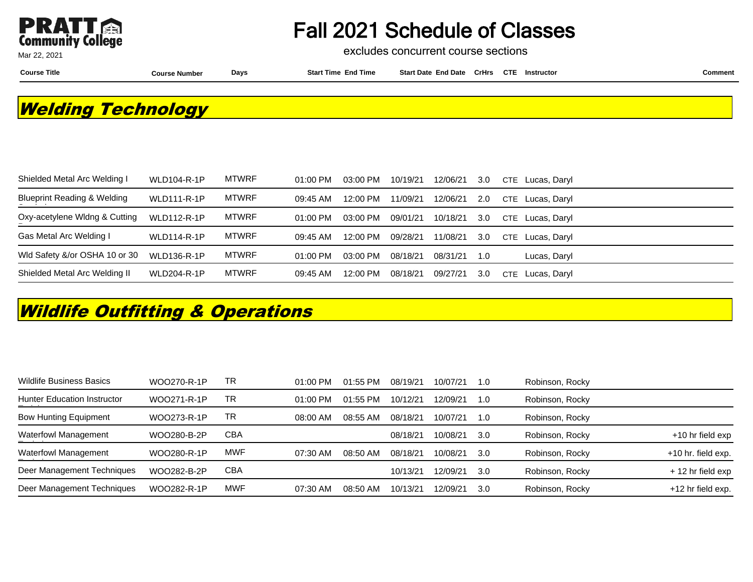# Fall 2021 Schedule of Classes

excludes concurrent course sections

Mar 22, 2021

## Welding Technology

| Course Title | Course Number | Days | Start Time | End Time | Start Date | End Date | CrHrs | CTE | Instructor | Comment |
|---|---|---|---|---|---|---|---|---|---|---|
| Shielded Metal Arc Welding I | WLD104-R-1P | MTWRF | 01:00 PM | 03:00 PM | 10/19/21 | 12/06/21 | 3.0 | CTE | Lucas, Daryl | |
| Blueprint Reading & Welding | WLD111-R-1P | MTWRF | 09:45 AM | 12:00 PM | 11/09/21 | 12/06/21 | 2.0 | CTE | Lucas, Daryl | |
| Oxy-acetylene Wldng & Cutting | WLD112-R-1P | MTWRF | 01:00 PM | 03:00 PM | 09/01/21 | 10/18/21 | 3.0 | CTE | Lucas, Daryl | |
| Gas Metal Arc Welding I | WLD114-R-1P | MTWRF | 09:45 AM | 12:00 PM | 09/28/21 | 11/08/21 | 3.0 | CTE | Lucas, Daryl | |
| Wld Safety &/or OSHA 10 or 30 | WLD136-R-1P | MTWRF | 01:00 PM | 03:00 PM | 08/18/21 | 08/31/21 | 1.0 | | Lucas, Daryl | |
| Shielded Metal Arc Welding II | WLD204-R-1P | MTWRF | 09:45 AM | 12:00 PM | 08/18/21 | 09/27/21 | 3.0 | CTE | Lucas, Daryl | |

## Wildlife Outfitting & Operations

| Course Title | Course Number | Days | Start Time | End Time | Start Date | End Date | CrHrs | CTE | Instructor | Comment |
|---|---|---|---|---|---|---|---|---|---|---|
| Wildlife Business Basics | WOO270-R-1P | TR | 01:00 PM | 01:55 PM | 08/19/21 | 10/07/21 | 1.0 | | Robinson, Rocky | |
| Hunter Education Instructor | WOO271-R-1P | TR | 01:00 PM | 01:55 PM | 10/12/21 | 12/09/21 | 1.0 | | Robinson, Rocky | |
| Bow Hunting Equipment | WOO273-R-1P | TR | 08:00 AM | 08:55 AM | 08/18/21 | 10/07/21 | 1.0 | | Robinson, Rocky | |
| Waterfowl Management | WOO280-B-2P | CBA | | | 08/18/21 | 10/08/21 | 3.0 | | Robinson, Rocky | +10 hr field exp |
| Waterfowl Management | WOO280-R-1P | MWF | 07:30 AM | 08:50 AM | 08/18/21 | 10/08/21 | 3.0 | | Robinson, Rocky | +10 hr. field exp. |
| Deer Management Techniques | WOO282-B-2P | CBA | | | 10/13/21 | 12/09/21 | 3.0 | | Robinson, Rocky | + 12 hr field exp |
| Deer Management Techniques | WOO282-R-1P | MWF | 07:30 AM | 08:50 AM | 10/13/21 | 12/09/21 | 3.0 | | Robinson, Rocky | +12 hr field exp. |